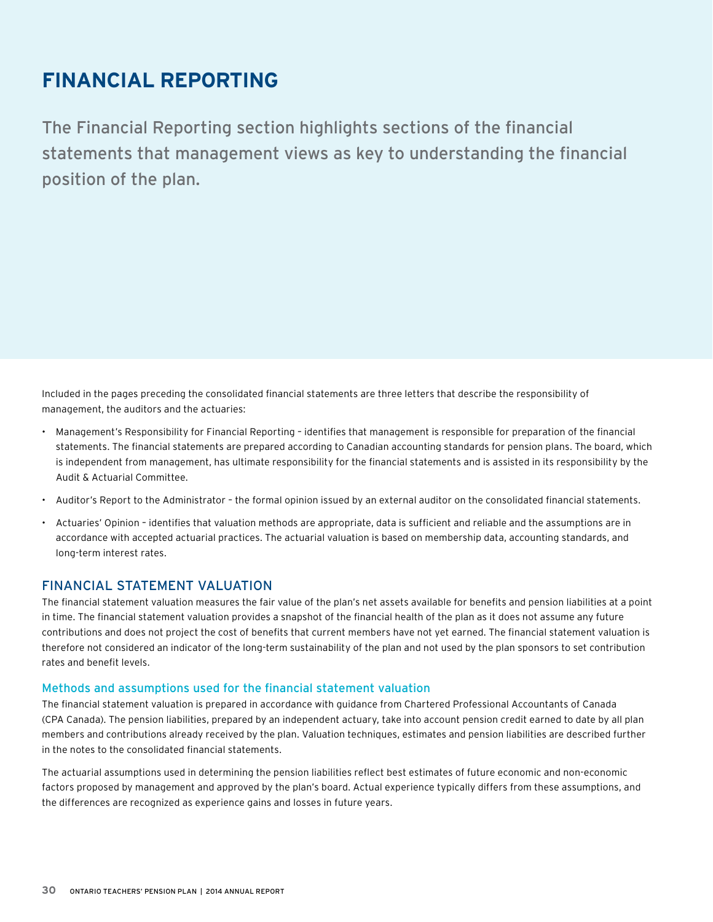# FINANCIAL REPORTING

The Financial Reporting section highlights sections of the financial statements that management views as key to understanding the financial position of the plan.

Included in the pages preceding the consolidated financial statements are three letters that describe the responsibility of management, the auditors and the actuaries:

- Management's Responsibility for Financial Reporting – identifies that management is responsible for preparation of the financial statements. The financial statements are prepared according to Canadian accounting standards for pension plans. The board, which is independent from management, has ultimate responsibility for the financial statements and is assisted in its responsibility by the Audit & Actuarial Committee.
- Auditor's Report to the Administrator – the formal opinion issued by an external auditor on the consolidated financial statements.
- Actuaries' Opinion – identifies that valuation methods are appropriate, data is sufficient and reliable and the assumptions are in accordance with accepted actuarial practices. The actuarial valuation is based on membership data, accounting standards, and long-term interest rates.

## FINANCIAL STATEMENT VALUATION

The financial statement valuation measures the fair value of the plan's net assets available for benefits and pension liabilities at a point in time. The financial statement valuation provides a snapshot of the financial health of the plan as it does not assume any future contributions and does not project the cost of benefits that current members have not yet earned. The financial statement valuation is therefore not considered an indicator of the long-term sustainability of the plan and not used by the plan sponsors to set contribution rates and benefit levels.

### Methods and assumptions used for the financial statement valuation

The financial statement valuation is prepared in accordance with guidance from Chartered Professional Accountants of Canada (CPA Canada). The pension liabilities, prepared by an independent actuary, take into account pension credit earned to date by all plan members and contributions already received by the plan. Valuation techniques, estimates and pension liabilities are described further in the notes to the consolidated financial statements.

The actuarial assumptions used in determining the pension liabilities reflect best estimates of future economic and non-economic factors proposed by management and approved by the plan's board. Actual experience typically differs from these assumptions, and the differences are recognized as experience gains and losses in future years.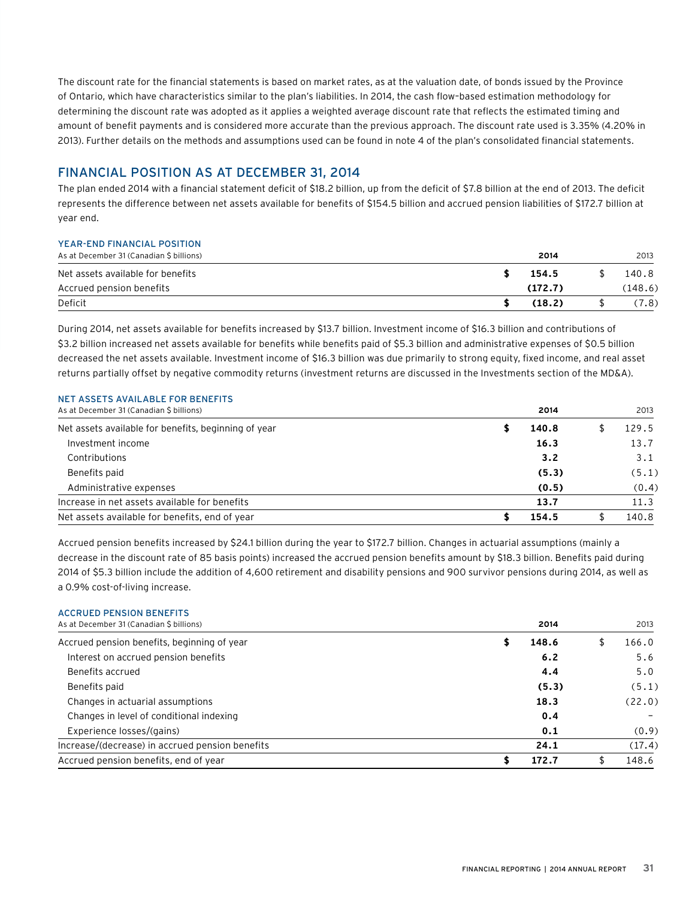The discount rate for the financial statements is based on market rates, as at the valuation date, of bonds issued by the Province of Ontario, which have characteristics similar to the plan's liabilities. In 2014, the cash flow-based estimation methodology for determining the discount rate was adopted as it applies a weighted average discount rate that reflects the estimated timing and amount of benefit payments and is considered more accurate than the previous approach. The discount rate used is 3.35% (4.20% in 2013). Further details on the methods and assumptions used can be found in note 4 of the plan's consolidated financial statements.

## FINANCIAL POSITION AS AT DECEMBER 31, 2014

The plan ended 2014 with a financial statement deficit of $18.2 billion, up from the deficit of $7.8 billion at the end of 2013. The deficit represents the difference between net assets available for benefits of $154.5 billion and accrued pension liabilities of $172.7 billion at year end.

### YEAR-END FINANCIAL POSITION

| As at December 31 (Canadian $ billions) | **2014** | 2013 |
|---|---|---|
| Net assets available for benefits | **$ 154.5** | $ 140.8 |
| Accrued pension benefits | **(172.7)** | (148.6) |
| Deficit | **$ (18.2)** | $ (7.8) |

During 2014, net assets available for benefits increased by $13.7 billion. Investment income of $16.3 billion and contributions of $3.2 billion increased net assets available for benefits while benefits paid of $5.3 billion and administrative expenses of $0.5 billion decreased the net assets available. Investment income of $16.3 billion was due primarily to strong equity, fixed income, and real asset returns partially offset by negative commodity returns (investment returns are discussed in the Investments section of the MD&A).

### NET ASSETS AVAILABLE FOR BENEFITS

| As at December 31 (Canadian $ billions) | **2014** | 2013 |
|---|---|---|
| Net assets available for benefits, beginning of year | **$ 140.8** | $ 129.5 |
| Investment income | **16.3** | 13.7 |
| Contributions | **3.2** | 3.1 |
| Benefits paid | **(5.3)** | (5.1) |
| Administrative expenses | **(0.5)** | (0.4) |
| Increase in net assets available for benefits | **13.7** | 11.3 |
| Net assets available for benefits, end of year | **$ 154.5** | $ 140.8 |

Accrued pension benefits increased by $24.1 billion during the year to $172.7 billion. Changes in actuarial assumptions (mainly a decrease in the discount rate of 85 basis points) increased the accrued pension benefits amount by $18.3 billion. Benefits paid during 2014 of $5.3 billion include the addition of 4,600 retirement and disability pensions and 900 survivor pensions during 2014, as well as a 0.9% cost-of-living increase.

### ACCRUED PENSION BENEFITS

| As at December 31 (Canadian $ billions) | **2014** | 2013 |
|---|---|---|
| Accrued pension benefits, beginning of year | **$ 148.6** | $ 166.0 |
| Interest on accrued pension benefits | **6.2** | 5.6 |
| Benefits accrued | **4.4** | 5.0 |
| Benefits paid | **(5.3)** | (5.1) |
| Changes in actuarial assumptions | **18.3** | (22.0) |
| Changes in level of conditional indexing | **0.4** | – |
| Experience losses/(gains) | **0.1** | (0.9) |
| Increase/(decrease) in accrued pension benefits | **24.1** | (17.4) |
| Accrued pension benefits, end of year | **$ 172.7** | $ 148.6 |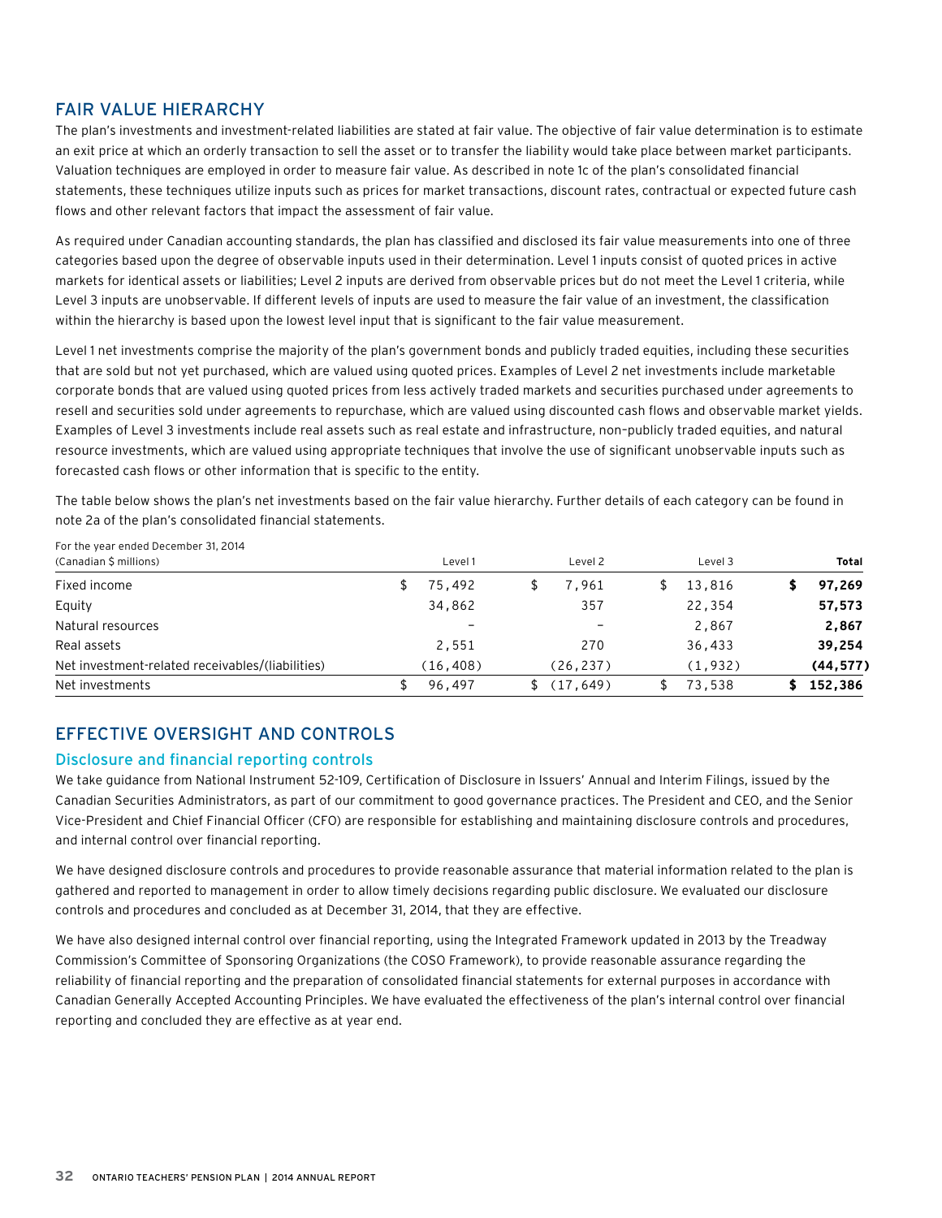## FAIR VALUE HIERARCHY

The plan's investments and investment-related liabilities are stated at fair value. The objective of fair value determination is to estimate an exit price at which an orderly transaction to sell the asset or to transfer the liability would take place between market participants. Valuation techniques are employed in order to measure fair value. As described in note 1c of the plan's consolidated financial statements, these techniques utilize inputs such as prices for market transactions, discount rates, contractual or expected future cash flows and other relevant factors that impact the assessment of fair value.

As required under Canadian accounting standards, the plan has classified and disclosed its fair value measurements into one of three categories based upon the degree of observable inputs used in their determination. Level 1 inputs consist of quoted prices in active markets for identical assets or liabilities; Level 2 inputs are derived from observable prices but do not meet the Level 1 criteria, while Level 3 inputs are unobservable. If different levels of inputs are used to measure the fair value of an investment, the classification within the hierarchy is based upon the lowest level input that is significant to the fair value measurement.

Level 1 net investments comprise the majority of the plan's government bonds and publicly traded equities, including these securities that are sold but not yet purchased, which are valued using quoted prices. Examples of Level 2 net investments include marketable corporate bonds that are valued using quoted prices from less actively traded markets and securities purchased under agreements to resell and securities sold under agreements to repurchase, which are valued using discounted cash flows and observable market yields. Examples of Level 3 investments include real assets such as real estate and infrastructure, non-publicly traded equities, and natural resource investments, which are valued using appropriate techniques that involve the use of significant unobservable inputs such as forecasted cash flows or other information that is specific to the entity.

The table below shows the plan's net investments based on the fair value hierarchy. Further details of each category can be found in note 2a of the plan's consolidated financial statements.

| For the year ended December 31, 2014 (Canadian $ millions) | Level 1 | Level 2 | Level 3 | **Total** |
|---|---|---|---|---|
| Fixed income | $ 75,492 | $ 7,961 | $ 13,816 | **$ 97,269** |
| Equity | 34,862 | 357 | 22,354 | **57,573** |
| Natural resources | – | – | 2,867 | **2,867** |
| Real assets | 2,551 | 270 | 36,433 | **39,254** |
| Net investment-related receivables/(liabilities) | (16,408) | (26,237) | (1,932) | **(44,577)** |
| Net investments | $ 96,497 | $ (17,649) | $ 73,538 | **$ 152,386** |

## EFFECTIVE OVERSIGHT AND CONTROLS

### Disclosure and financial reporting controls

We take guidance from National Instrument 52-109, Certification of Disclosure in Issuers' Annual and Interim Filings, issued by the Canadian Securities Administrators, as part of our commitment to good governance practices. The President and CEO, and the Senior Vice-President and Chief Financial Officer (CFO) are responsible for establishing and maintaining disclosure controls and procedures, and internal control over financial reporting.

We have designed disclosure controls and procedures to provide reasonable assurance that material information related to the plan is gathered and reported to management in order to allow timely decisions regarding public disclosure. We evaluated our disclosure controls and procedures and concluded as at December 31, 2014, that they are effective.

We have also designed internal control over financial reporting, using the Integrated Framework updated in 2013 by the Treadway Commission's Committee of Sponsoring Organizations (the COSO Framework), to provide reasonable assurance regarding the reliability of financial reporting and the preparation of consolidated financial statements for external purposes in accordance with Canadian Generally Accepted Accounting Principles. We have evaluated the effectiveness of the plan's internal control over financial reporting and concluded they are effective as at year end.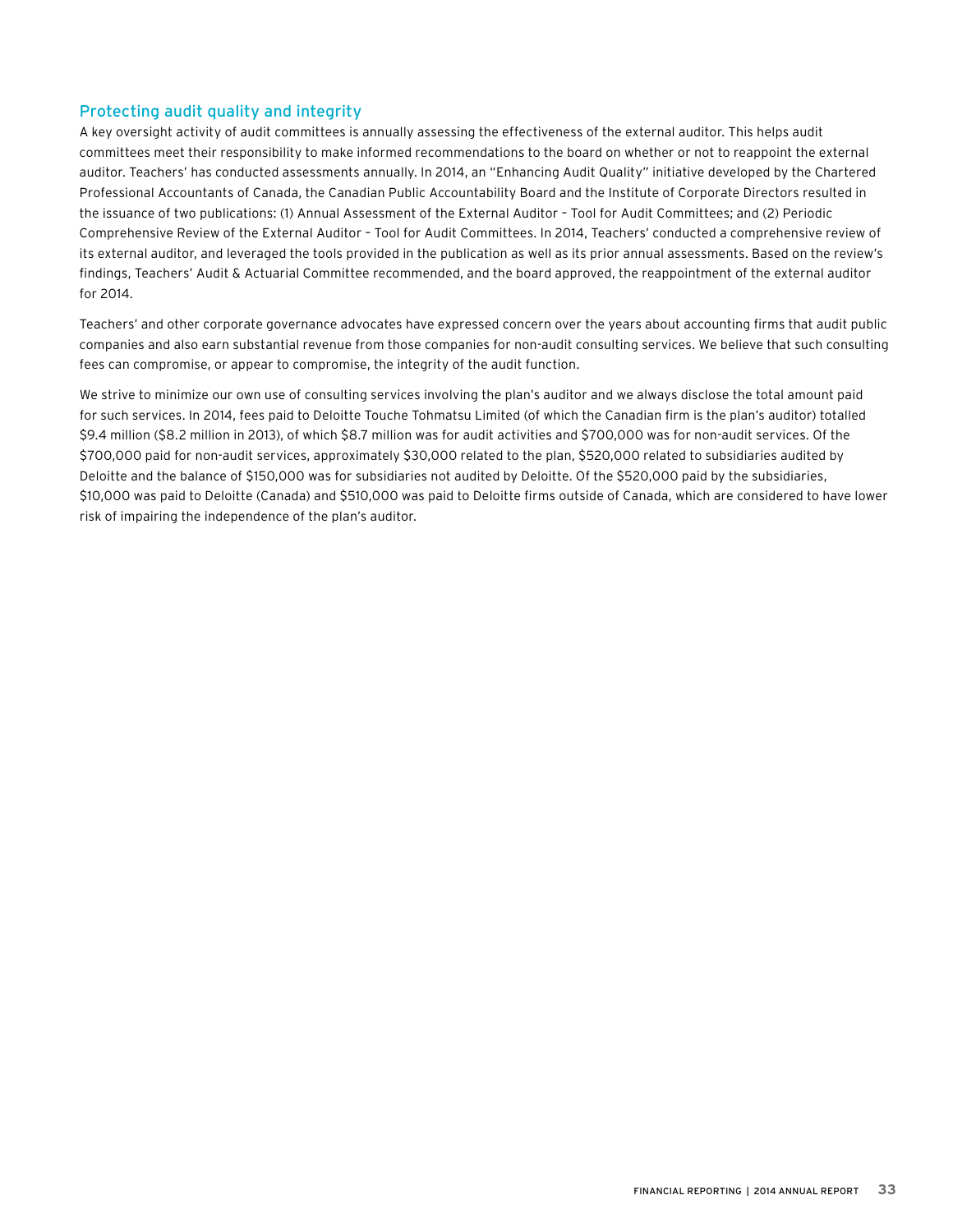## Protecting audit quality and integrity

A key oversight activity of audit committees is annually assessing the effectiveness of the external auditor. This helps audit committees meet their responsibility to make informed recommendations to the board on whether or not to reappoint the external auditor. Teachers' has conducted assessments annually. In 2014, an "Enhancing Audit Quality" initiative developed by the Chartered Professional Accountants of Canada, the Canadian Public Accountability Board and the Institute of Corporate Directors resulted in the issuance of two publications: (1) Annual Assessment of the External Auditor – Tool for Audit Committees; and (2) Periodic Comprehensive Review of the External Auditor – Tool for Audit Committees. In 2014, Teachers' conducted a comprehensive review of its external auditor, and leveraged the tools provided in the publication as well as its prior annual assessments. Based on the review's findings, Teachers' Audit & Actuarial Committee recommended, and the board approved, the reappointment of the external auditor for 2014.

Teachers' and other corporate governance advocates have expressed concern over the years about accounting firms that audit public companies and also earn substantial revenue from those companies for non-audit consulting services. We believe that such consulting fees can compromise, or appear to compromise, the integrity of the audit function.

We strive to minimize our own use of consulting services involving the plan's auditor and we always disclose the total amount paid for such services. In 2014, fees paid to Deloitte Touche Tohmatsu Limited (of which the Canadian firm is the plan's auditor) totalled $9.4 million ($8.2 million in 2013), of which $8.7 million was for audit activities and $700,000 was for non-audit services. Of the $700,000 paid for non-audit services, approximately $30,000 related to the plan, $520,000 related to subsidiaries audited by Deloitte and the balance of $150,000 was for subsidiaries not audited by Deloitte. Of the $520,000 paid by the subsidiaries, $10,000 was paid to Deloitte (Canada) and $510,000 was paid to Deloitte firms outside of Canada, which are considered to have lower risk of impairing the independence of the plan's auditor.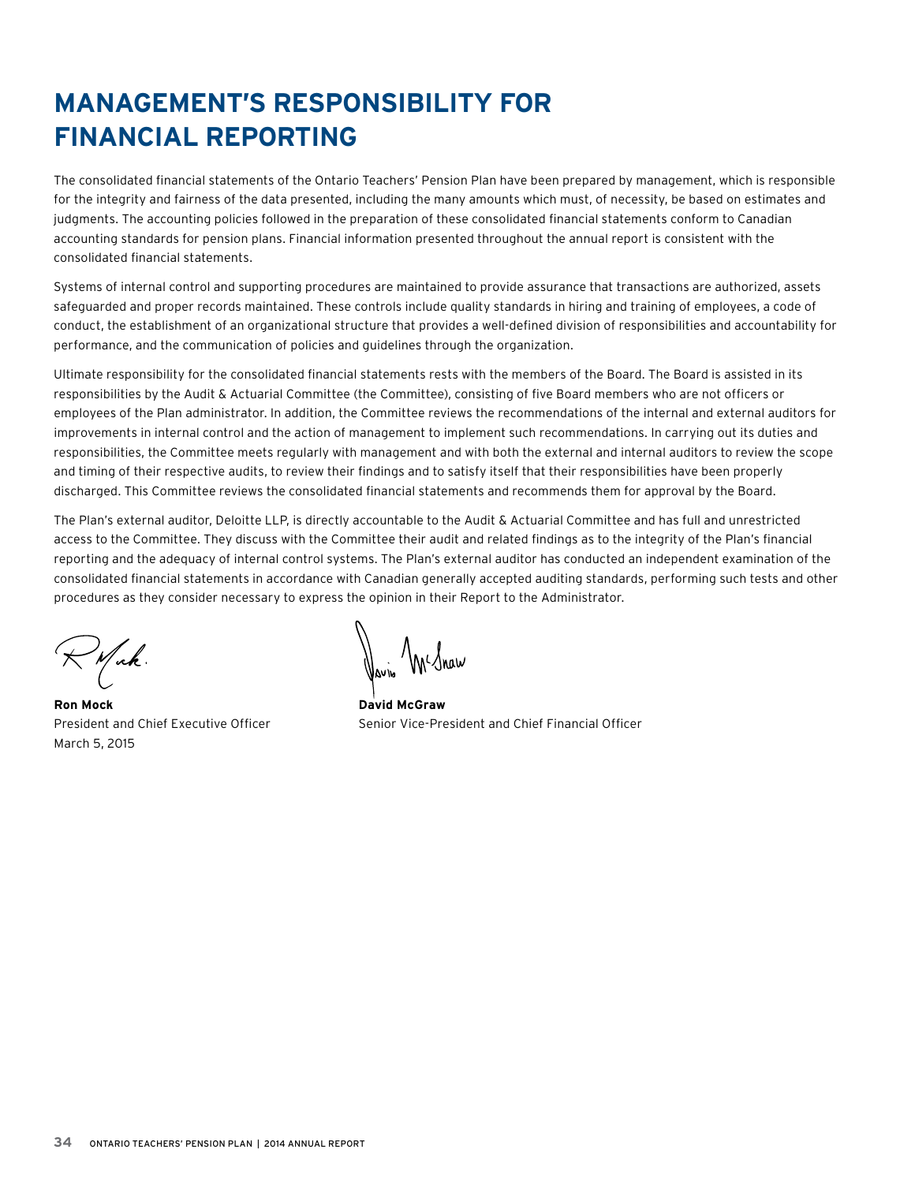# MANAGEMENT'S RESPONSIBILITY FOR FINANCIAL REPORTING

The consolidated financial statements of the Ontario Teachers' Pension Plan have been prepared by management, which is responsible for the integrity and fairness of the data presented, including the many amounts which must, of necessity, be based on estimates and judgments. The accounting policies followed in the preparation of these consolidated financial statements conform to Canadian accounting standards for pension plans. Financial information presented throughout the annual report is consistent with the consolidated financial statements.

Systems of internal control and supporting procedures are maintained to provide assurance that transactions are authorized, assets safeguarded and proper records maintained. These controls include quality standards in hiring and training of employees, a code of conduct, the establishment of an organizational structure that provides a well-defined division of responsibilities and accountability for performance, and the communication of policies and guidelines through the organization.

Ultimate responsibility for the consolidated financial statements rests with the members of the Board. The Board is assisted in its responsibilities by the Audit & Actuarial Committee (the Committee), consisting of five Board members who are not officers or employees of the Plan administrator. In addition, the Committee reviews the recommendations of the internal and external auditors for improvements in internal control and the action of management to implement such recommendations. In carrying out its duties and responsibilities, the Committee meets regularly with management and with both the external and internal auditors to review the scope and timing of their respective audits, to review their findings and to satisfy itself that their responsibilities have been properly discharged. This Committee reviews the consolidated financial statements and recommends them for approval by the Board.

The Plan's external auditor, Deloitte LLP, is directly accountable to the Audit & Actuarial Committee and has full and unrestricted access to the Committee. They discuss with the Committee their audit and related findings as to the integrity of the Plan's financial reporting and the adequacy of internal control systems. The Plan's external auditor has conducted an independent examination of the consolidated financial statements in accordance with Canadian generally accepted auditing standards, performing such tests and other procedures as they consider necessary to express the opinion in their Report to the Administrator.

**Ron Mock**
President and Chief Executive Officer
March 5, 2015

**David McGraw**
Senior Vice-President and Chief Financial Officer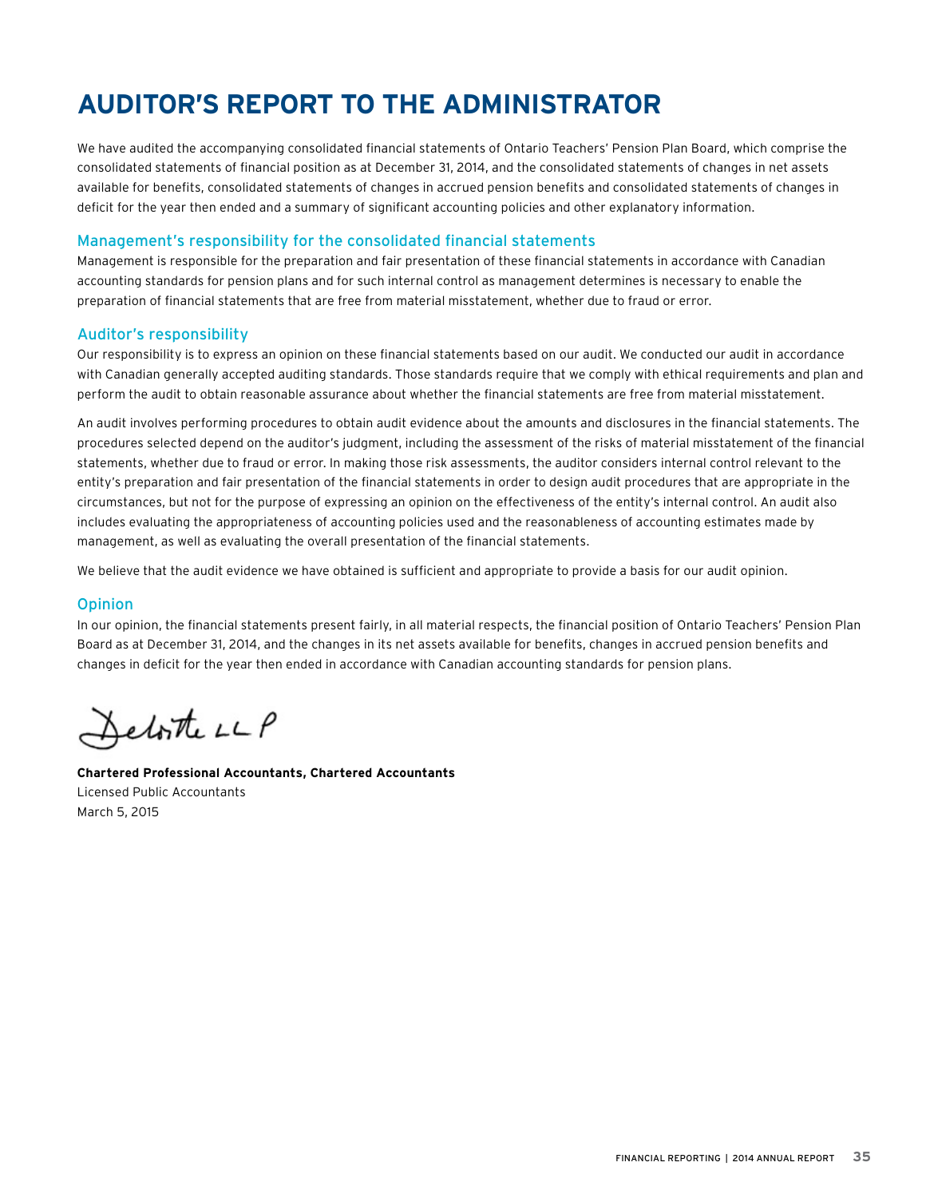# AUDITOR'S REPORT TO THE ADMINISTRATOR

We have audited the accompanying consolidated financial statements of Ontario Teachers' Pension Plan Board, which comprise the consolidated statements of financial position as at December 31, 2014, and the consolidated statements of changes in net assets available for benefits, consolidated statements of changes in accrued pension benefits and consolidated statements of changes in deficit for the year then ended and a summary of significant accounting policies and other explanatory information.

## Management's responsibility for the consolidated financial statements

Management is responsible for the preparation and fair presentation of these financial statements in accordance with Canadian accounting standards for pension plans and for such internal control as management determines is necessary to enable the preparation of financial statements that are free from material misstatement, whether due to fraud or error.

## Auditor's responsibility

Our responsibility is to express an opinion on these financial statements based on our audit. We conducted our audit in accordance with Canadian generally accepted auditing standards. Those standards require that we comply with ethical requirements and plan and perform the audit to obtain reasonable assurance about whether the financial statements are free from material misstatement.

An audit involves performing procedures to obtain audit evidence about the amounts and disclosures in the financial statements. The procedures selected depend on the auditor's judgment, including the assessment of the risks of material misstatement of the financial statements, whether due to fraud or error. In making those risk assessments, the auditor considers internal control relevant to the entity's preparation and fair presentation of the financial statements in order to design audit procedures that are appropriate in the circumstances, but not for the purpose of expressing an opinion on the effectiveness of the entity's internal control. An audit also includes evaluating the appropriateness of accounting policies used and the reasonableness of accounting estimates made by management, as well as evaluating the overall presentation of the financial statements.

We believe that the audit evidence we have obtained is sufficient and appropriate to provide a basis for our audit opinion.

## Opinion

In our opinion, the financial statements present fairly, in all material respects, the financial position of Ontario Teachers' Pension Plan Board as at December 31, 2014, and the changes in its net assets available for benefits, changes in accrued pension benefits and changes in deficit for the year then ended in accordance with Canadian accounting standards for pension plans.

Deloitte LLP

**Chartered Professional Accountants, Chartered Accountants**
Licensed Public Accountants
March 5, 2015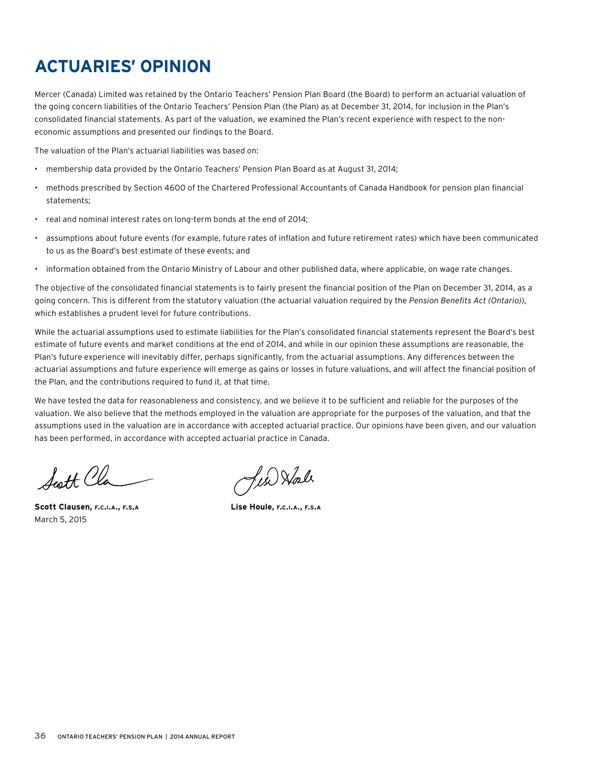# ACTUARIES' OPINION

Mercer (Canada) Limited was retained by the Ontario Teachers' Pension Plan Board (the Board) to perform an actuarial valuation of the going concern liabilities of the Ontario Teachers' Pension Plan (the Plan) as at December 31, 2014, for inclusion in the Plan's consolidated financial statements. As part of the valuation, we examined the Plan's recent experience with respect to the non-economic assumptions and presented our findings to the Board.

The valuation of the Plan's actuarial liabilities was based on:

- membership data provided by the Ontario Teachers' Pension Plan Board as at August 31, 2014;
- methods prescribed by Section 4600 of the Chartered Professional Accountants of Canada Handbook for pension plan financial statements;
- real and nominal interest rates on long-term bonds at the end of 2014;
- assumptions about future events (for example, future rates of inflation and future retirement rates) which have been communicated to us as the Board's best estimate of these events; and
- information obtained from the Ontario Ministry of Labour and other published data, where applicable, on wage rate changes.

The objective of the consolidated financial statements is to fairly present the financial position of the Plan on December 31, 2014, as a going concern. This is different from the statutory valuation (the actuarial valuation required by the *Pension Benefits Act (Ontario)*), which establishes a prudent level for future contributions.

While the actuarial assumptions used to estimate liabilities for the Plan's consolidated financial statements represent the Board's best estimate of future events and market conditions at the end of 2014, and while in our opinion these assumptions are reasonable, the Plan's future experience will inevitably differ, perhaps significantly, from the actuarial assumptions. Any differences between the actuarial assumptions and future experience will emerge as gains or losses in future valuations, and will affect the financial position of the Plan, and the contributions required to fund it, at that time.

We have tested the data for reasonableness and consistency, and we believe it to be sufficient and reliable for the purposes of the valuation. We also believe that the methods employed in the valuation are appropriate for the purposes of the valuation, and that the assumptions used in the valuation are in accordance with accepted actuarial practice. Our opinions have been given, and our valuation has been performed, in accordance with accepted actuarial practice in Canada.

**Scott Clausen, F.C.I.A., F.S.A**
March 5, 2015

**Lise Houle, F.C.I.A., F.S.A**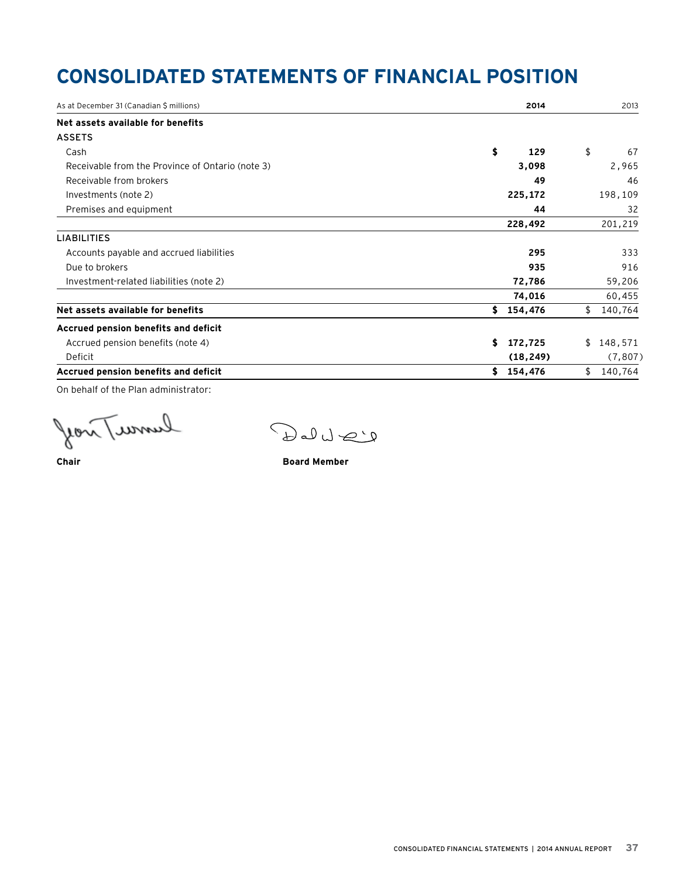# CONSOLIDATED STATEMENTS OF FINANCIAL POSITION

| As at December 31 (Canadian $ millions) | **2014** | 2013 |
|---|---|---|
| **Net assets available for benefits** | | |
| ASSETS | | |
| Cash | **$ 129** | $ 67 |
| Receivable from the Province of Ontario (note 3) | **3,098** | 2,965 |
| Receivable from brokers | **49** | 46 |
| Investments (note 2) | **225,172** | 198,109 |
| Premises and equipment | **44** | 32 |
| | **228,492** | 201,219 |
| LIABILITIES | | |
| Accounts payable and accrued liabilities | **295** | 333 |
| Due to brokers | **935** | 916 |
| Investment-related liabilities (note 2) | **72,786** | 59,206 |
| | **74,016** | 60,455 |
| **Net assets available for benefits** | **$ 154,476** | $ 140,764 |
| **Accrued pension benefits and deficit** | | |
| Accrued pension benefits (note 4) | **$ 172,725** | $ 148,571 |
| Deficit | **(18,249)** | (7,807) |
| **Accrued pension benefits and deficit** | **$ 154,476** | $ 140,764 |

On behalf of the Plan administrator:

**Chair**

**Board Member**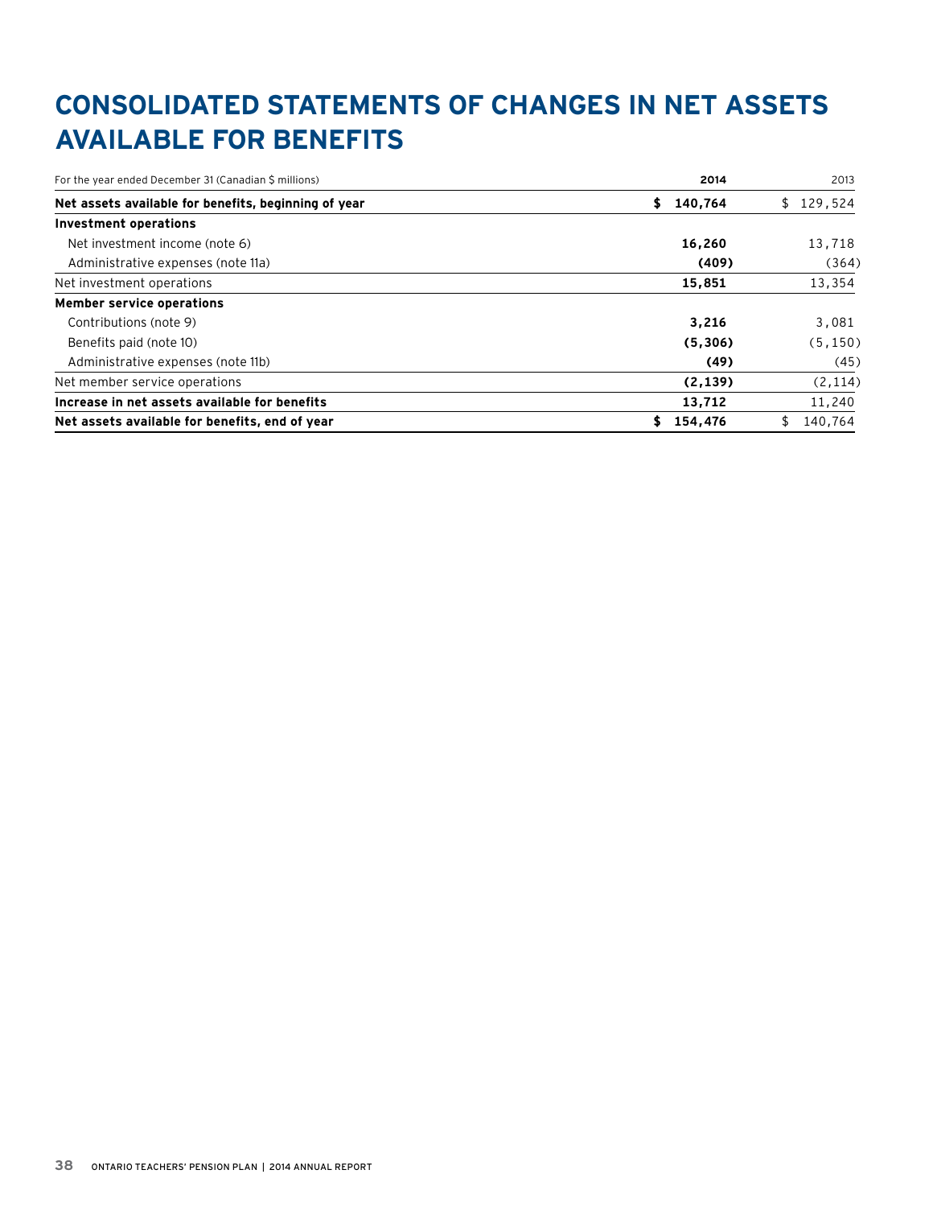# CONSOLIDATED STATEMENTS OF CHANGES IN NET ASSETS AVAILABLE FOR BENEFITS

| For the year ended December 31 (Canadian $ millions) | **2014** | 2013 |
|---|---|---|
| **Net assets available for benefits, beginning of year** | **$ 140,764** | $ 129,524 |
| **Investment operations** | | |
| Net investment income (note 6) | **16,260** | 13,718 |
| Administrative expenses (note 11a) | **(409)** | (364) |
| Net investment operations | **15,851** | 13,354 |
| **Member service operations** | | |
| Contributions (note 9) | **3,216** | 3,081 |
| Benefits paid (note 10) | **(5,306)** | (5,150) |
| Administrative expenses (note 11b) | **(49)** | (45) |
| Net member service operations | **(2,139)** | (2,114) |
| **Increase in net assets available for benefits** | **13,712** | 11,240 |
| **Net assets available for benefits, end of year** | **$ 154,476** | $ 140,764 |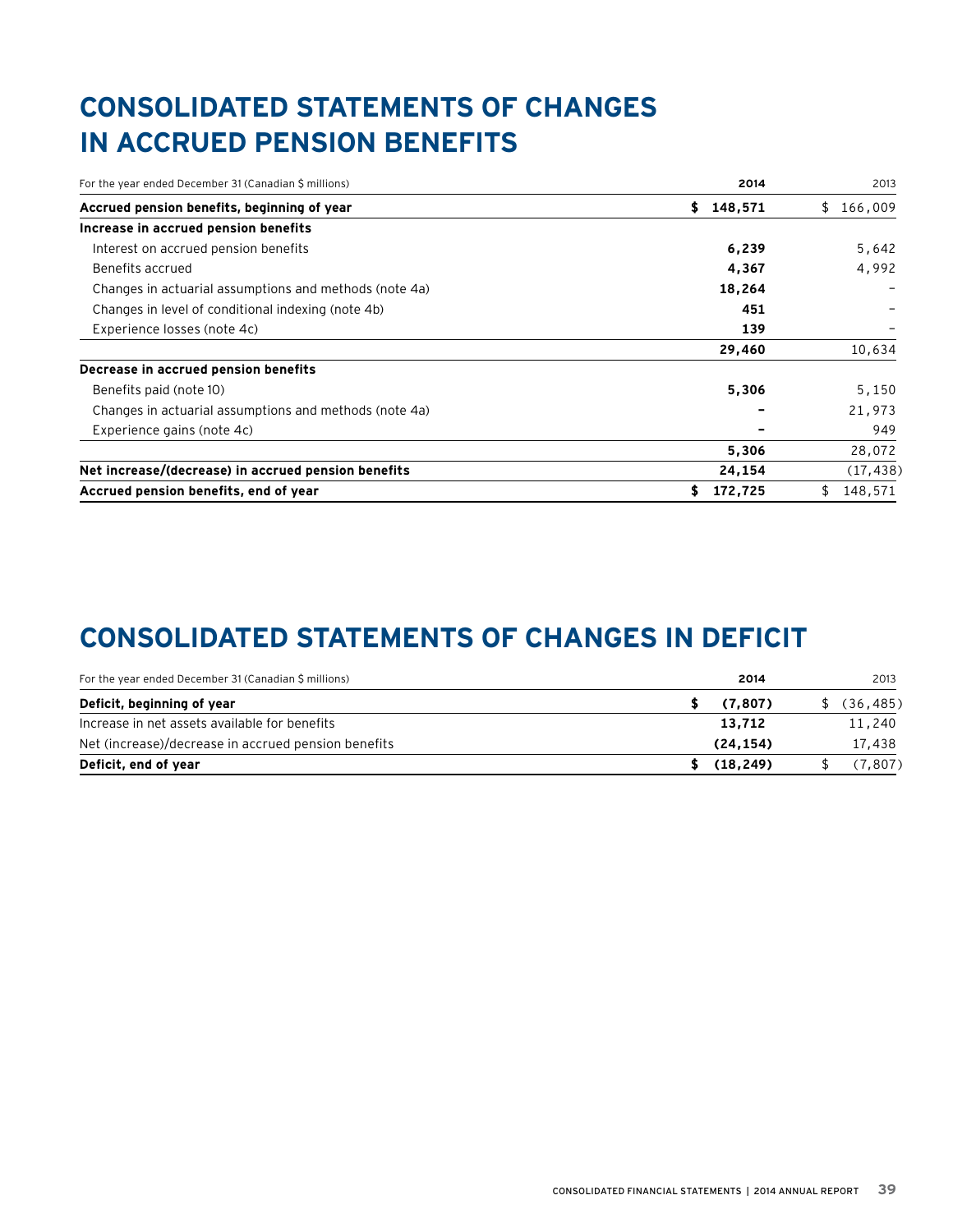# CONSOLIDATED STATEMENTS OF CHANGES IN ACCRUED PENSION BENEFITS

| For the year ended December 31 (Canadian $ millions) | 2014 | 2013 |
|---|---|---|
| **Accrued pension benefits, beginning of year** | **$ 148,571** | $ 166,009 |
| **Increase in accrued pension benefits** | | |
| Interest on accrued pension benefits | **6,239** | 5,642 |
| Benefits accrued | **4,367** | 4,992 |
| Changes in actuarial assumptions and methods (note 4a) | **18,264** | – |
| Changes in level of conditional indexing (note 4b) | **451** | – |
| Experience losses (note 4c) | **139** | – |
| | **29,460** | 10,634 |
| **Decrease in accrued pension benefits** | | |
| Benefits paid (note 10) | **5,306** | 5,150 |
| Changes in actuarial assumptions and methods (note 4a) | **–** | 21,973 |
| Experience gains (note 4c) | **–** | 949 |
| | **5,306** | 28,072 |
| **Net increase/(decrease) in accrued pension benefits** | **24,154** | (17,438) |
| **Accrued pension benefits, end of year** | **$ 172,725** | $ 148,571 |

# CONSOLIDATED STATEMENTS OF CHANGES IN DEFICIT

| For the year ended December 31 (Canadian $ millions) | 2014 | 2013 |
|---|---|---|
| **Deficit, beginning of year** | **$ (7,807)** | $ (36,485) |
| Increase in net assets available for benefits | **13,712** | 11,240 |
| Net (increase)/decrease in accrued pension benefits | **(24,154)** | 17,438 |
| **Deficit, end of year** | **$ (18,249)** | $ (7,807) |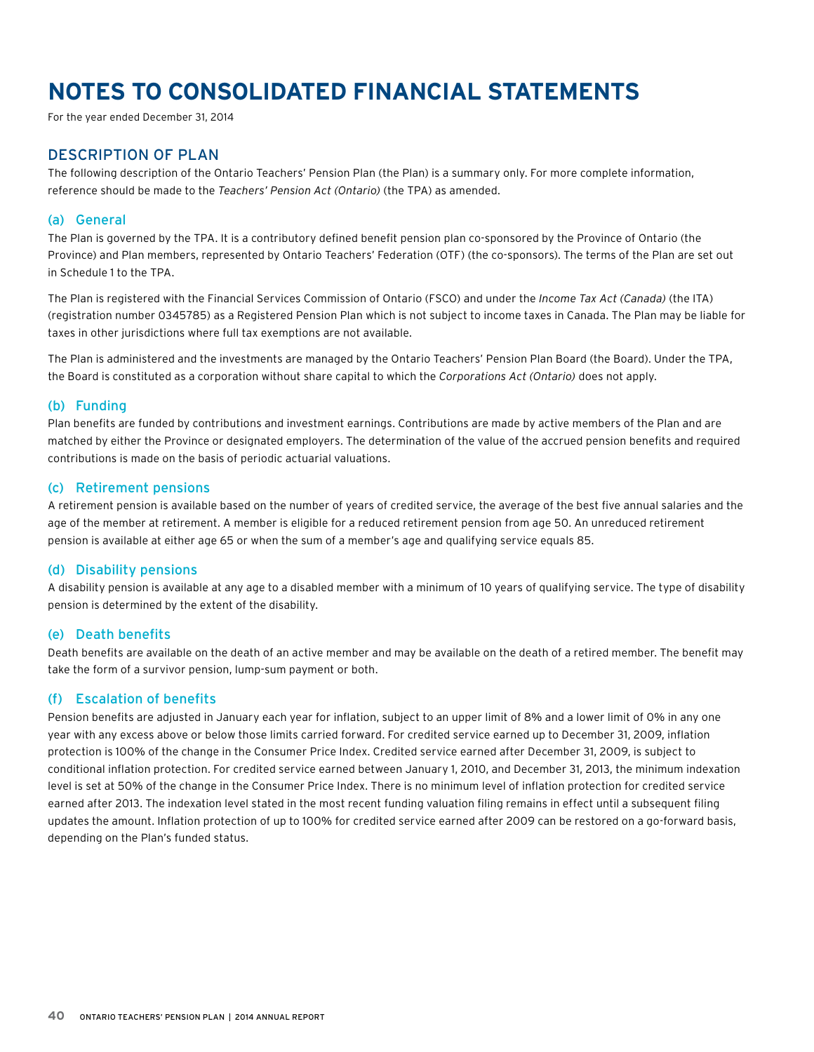# NOTES TO CONSOLIDATED FINANCIAL STATEMENTS

For the year ended December 31, 2014

## DESCRIPTION OF PLAN

The following description of the Ontario Teachers' Pension Plan (the Plan) is a summary only. For more complete information, reference should be made to the *Teachers' Pension Act (Ontario)* (the TPA) as amended.

### (a) General

The Plan is governed by the TPA. It is a contributory defined benefit pension plan co-sponsored by the Province of Ontario (the Province) and Plan members, represented by Ontario Teachers' Federation (OTF) (the co-sponsors). The terms of the Plan are set out in Schedule 1 to the TPA.

The Plan is registered with the Financial Services Commission of Ontario (FSCO) and under the *Income Tax Act (Canada)* (the ITA) (registration number 0345785) as a Registered Pension Plan which is not subject to income taxes in Canada. The Plan may be liable for taxes in other jurisdictions where full tax exemptions are not available.

The Plan is administered and the investments are managed by the Ontario Teachers' Pension Plan Board (the Board). Under the TPA, the Board is constituted as a corporation without share capital to which the *Corporations Act (Ontario)* does not apply.

### (b) Funding

Plan benefits are funded by contributions and investment earnings. Contributions are made by active members of the Plan and are matched by either the Province or designated employers. The determination of the value of the accrued pension benefits and required contributions is made on the basis of periodic actuarial valuations.

### (c) Retirement pensions

A retirement pension is available based on the number of years of credited service, the average of the best five annual salaries and the age of the member at retirement. A member is eligible for a reduced retirement pension from age 50. An unreduced retirement pension is available at either age 65 or when the sum of a member's age and qualifying service equals 85.

### (d) Disability pensions

A disability pension is available at any age to a disabled member with a minimum of 10 years of qualifying service. The type of disability pension is determined by the extent of the disability.

### (e) Death benefits

Death benefits are available on the death of an active member and may be available on the death of a retired member. The benefit may take the form of a survivor pension, lump-sum payment or both.

### (f) Escalation of benefits

Pension benefits are adjusted in January each year for inflation, subject to an upper limit of 8% and a lower limit of 0% in any one year with any excess above or below those limits carried forward. For credited service earned up to December 31, 2009, inflation protection is 100% of the change in the Consumer Price Index. Credited service earned after December 31, 2009, is subject to conditional inflation protection. For credited service earned between January 1, 2010, and December 31, 2013, the minimum indexation level is set at 50% of the change in the Consumer Price Index. There is no minimum level of inflation protection for credited service earned after 2013. The indexation level stated in the most recent funding valuation filing remains in effect until a subsequent filing updates the amount. Inflation protection of up to 100% for credited service earned after 2009 can be restored on a go-forward basis, depending on the Plan's funded status.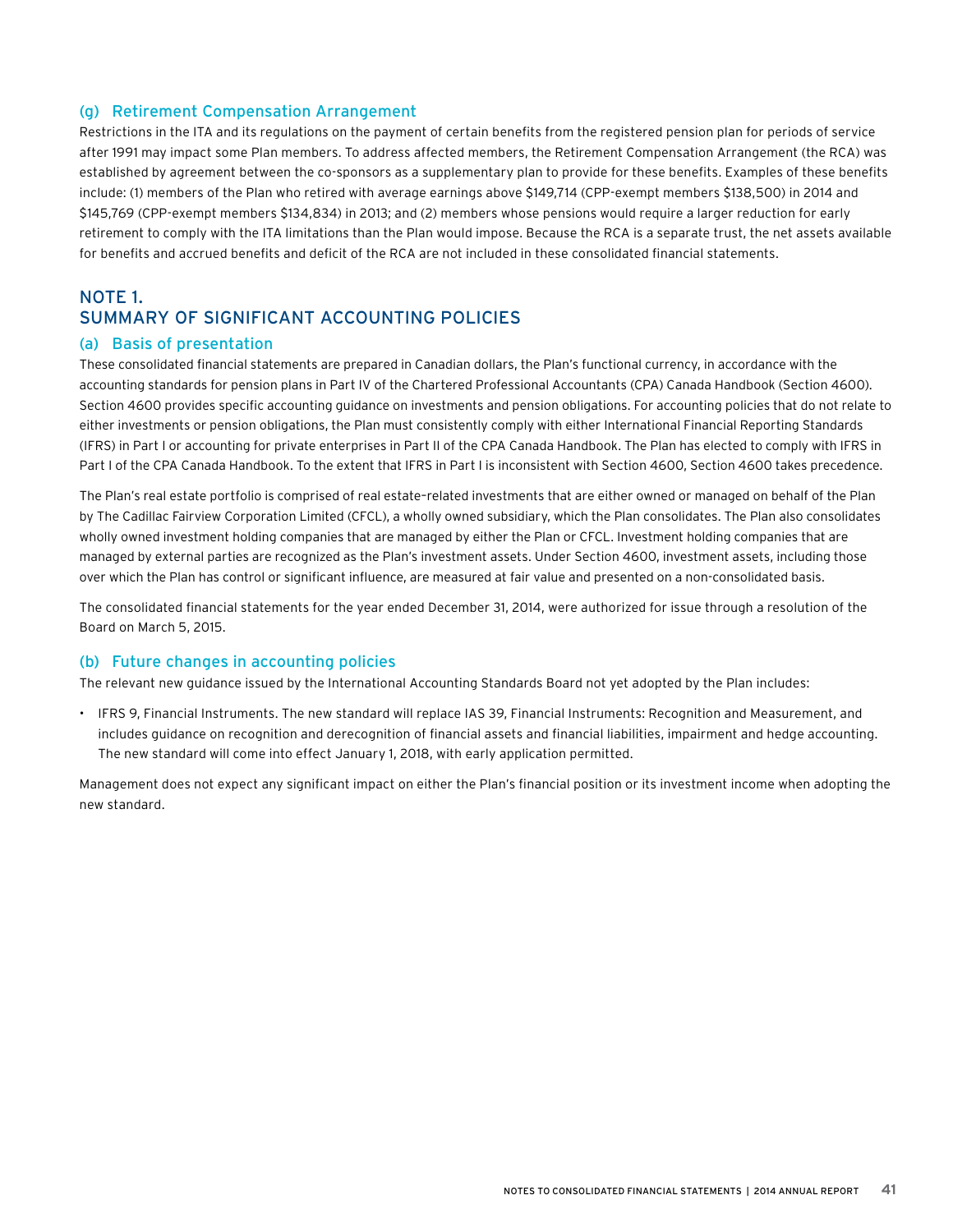### (g) Retirement Compensation Arrangement

Restrictions in the ITA and its regulations on the payment of certain benefits from the registered pension plan for periods of service after 1991 may impact some Plan members. To address affected members, the Retirement Compensation Arrangement (the RCA) was established by agreement between the co-sponsors as a supplementary plan to provide for these benefits. Examples of these benefits include: (1) members of the Plan who retired with average earnings above $149,714 (CPP-exempt members $138,500) in 2014 and $145,769 (CPP-exempt members $134,834) in 2013; and (2) members whose pensions would require a larger reduction for early retirement to comply with the ITA limitations than the Plan would impose. Because the RCA is a separate trust, the net assets available for benefits and accrued benefits and deficit of the RCA are not included in these consolidated financial statements.

## NOTE 1.
## SUMMARY OF SIGNIFICANT ACCOUNTING POLICIES

### (a) Basis of presentation

These consolidated financial statements are prepared in Canadian dollars, the Plan's functional currency, in accordance with the accounting standards for pension plans in Part IV of the Chartered Professional Accountants (CPA) Canada Handbook (Section 4600). Section 4600 provides specific accounting guidance on investments and pension obligations. For accounting policies that do not relate to either investments or pension obligations, the Plan must consistently comply with either International Financial Reporting Standards (IFRS) in Part I or accounting for private enterprises in Part II of the CPA Canada Handbook. The Plan has elected to comply with IFRS in Part I of the CPA Canada Handbook. To the extent that IFRS in Part I is inconsistent with Section 4600, Section 4600 takes precedence.

The Plan's real estate portfolio is comprised of real estate–related investments that are either owned or managed on behalf of the Plan by The Cadillac Fairview Corporation Limited (CFCL), a wholly owned subsidiary, which the Plan consolidates. The Plan also consolidates wholly owned investment holding companies that are managed by either the Plan or CFCL. Investment holding companies that are managed by external parties are recognized as the Plan's investment assets. Under Section 4600, investment assets, including those over which the Plan has control or significant influence, are measured at fair value and presented on a non-consolidated basis.

The consolidated financial statements for the year ended December 31, 2014, were authorized for issue through a resolution of the Board on March 5, 2015.

### (b) Future changes in accounting policies

The relevant new guidance issued by the International Accounting Standards Board not yet adopted by the Plan includes:

- IFRS 9, Financial Instruments. The new standard will replace IAS 39, Financial Instruments: Recognition and Measurement, and includes guidance on recognition and derecognition of financial assets and financial liabilities, impairment and hedge accounting. The new standard will come into effect January 1, 2018, with early application permitted.

Management does not expect any significant impact on either the Plan's financial position or its investment income when adopting the new standard.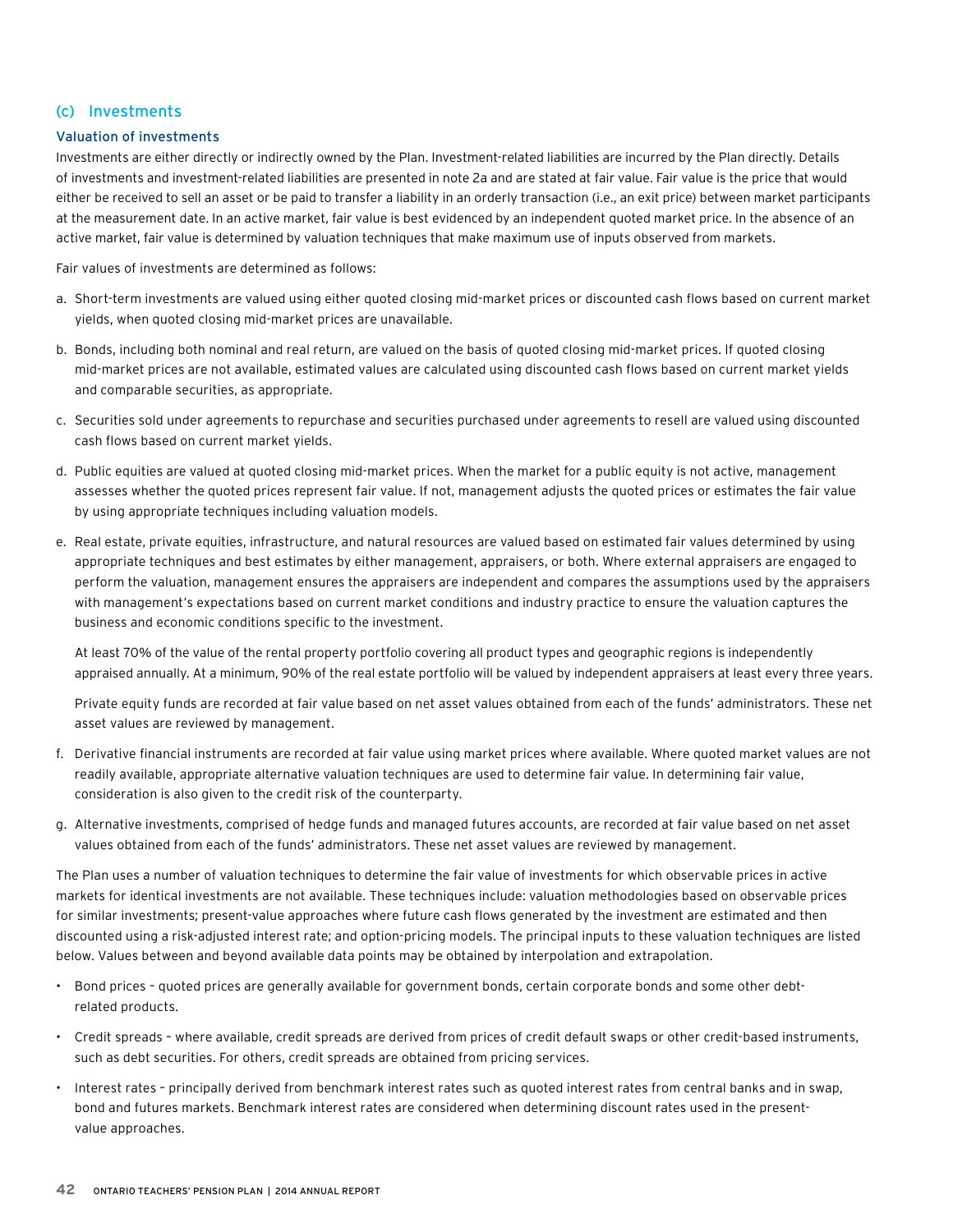### (c) Investments

#### Valuation of investments

Investments are either directly or indirectly owned by the Plan. Investment-related liabilities are incurred by the Plan directly. Details of investments and investment-related liabilities are presented in note 2a and are stated at fair value. Fair value is the price that would either be received to sell an asset or be paid to transfer a liability in an orderly transaction (i.e., an exit price) between market participants at the measurement date. In an active market, fair value is best evidenced by an independent quoted market price. In the absence of an active market, fair value is determined by valuation techniques that make maximum use of inputs observed from markets.

Fair values of investments are determined as follows:

a. Short-term investments are valued using either quoted closing mid-market prices or discounted cash flows based on current market yields, when quoted closing mid-market prices are unavailable.

b. Bonds, including both nominal and real return, are valued on the basis of quoted closing mid-market prices. If quoted closing mid-market prices are not available, estimated values are calculated using discounted cash flows based on current market yields and comparable securities, as appropriate.

c. Securities sold under agreements to repurchase and securities purchased under agreements to resell are valued using discounted cash flows based on current market yields.

d. Public equities are valued at quoted closing mid-market prices. When the market for a public equity is not active, management assesses whether the quoted prices represent fair value. If not, management adjusts the quoted prices or estimates the fair value by using appropriate techniques including valuation models.

e. Real estate, private equities, infrastructure, and natural resources are valued based on estimated fair values determined by using appropriate techniques and best estimates by either management, appraisers, or both. Where external appraisers are engaged to perform the valuation, management ensures the appraisers are independent and compares the assumptions used by the appraisers with management's expectations based on current market conditions and industry practice to ensure the valuation captures the business and economic conditions specific to the investment.

   At least 70% of the value of the rental property portfolio covering all product types and geographic regions is independently appraised annually. At a minimum, 90% of the real estate portfolio will be valued by independent appraisers at least every three years.

   Private equity funds are recorded at fair value based on net asset values obtained from each of the funds' administrators. These net asset values are reviewed by management.

f. Derivative financial instruments are recorded at fair value using market prices where available. Where quoted market values are not readily available, appropriate alternative valuation techniques are used to determine fair value. In determining fair value, consideration is also given to the credit risk of the counterparty.

g. Alternative investments, comprised of hedge funds and managed futures accounts, are recorded at fair value based on net asset values obtained from each of the funds' administrators. These net asset values are reviewed by management.

The Plan uses a number of valuation techniques to determine the fair value of investments for which observable prices in active markets for identical investments are not available. These techniques include: valuation methodologies based on observable prices for similar investments; present-value approaches where future cash flows generated by the investment are estimated and then discounted using a risk-adjusted interest rate; and option-pricing models. The principal inputs to these valuation techniques are listed below. Values between and beyond available data points may be obtained by interpolation and extrapolation.

- Bond prices – quoted prices are generally available for government bonds, certain corporate bonds and some other debt-related products.
- Credit spreads – where available, credit spreads are derived from prices of credit default swaps or other credit-based instruments, such as debt securities. For others, credit spreads are obtained from pricing services.
- Interest rates – principally derived from benchmark interest rates such as quoted interest rates from central banks and in swap, bond and futures markets. Benchmark interest rates are considered when determining discount rates used in the present-value approaches.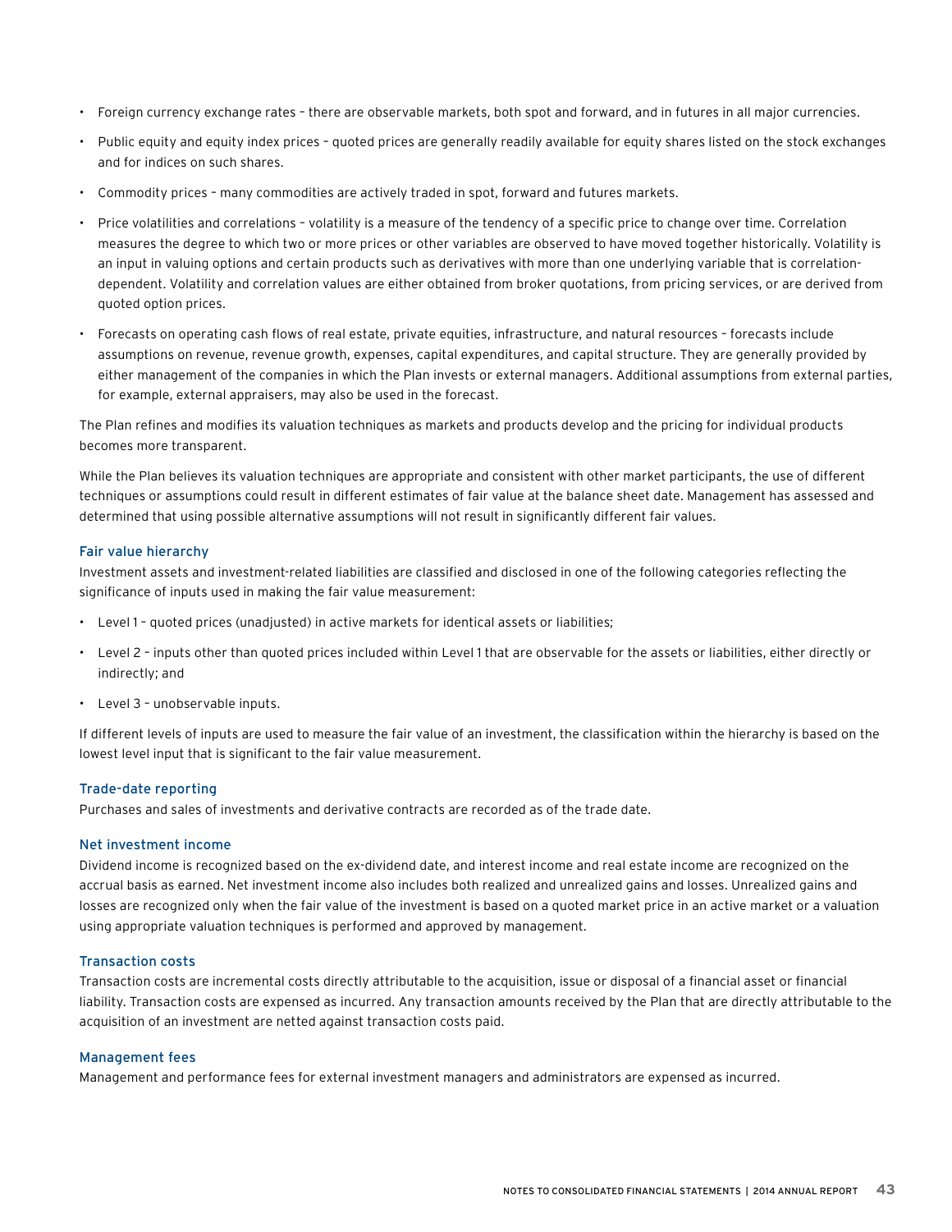- Foreign currency exchange rates – there are observable markets, both spot and forward, and in futures in all major currencies.
- Public equity and equity index prices – quoted prices are generally readily available for equity shares listed on the stock exchanges and for indices on such shares.
- Commodity prices – many commodities are actively traded in spot, forward and futures markets.
- Price volatilities and correlations – volatility is a measure of the tendency of a specific price to change over time. Correlation measures the degree to which two or more prices or other variables are observed to have moved together historically. Volatility is an input in valuing options and certain products such as derivatives with more than one underlying variable that is correlation-dependent. Volatility and correlation values are either obtained from broker quotations, from pricing services, or are derived from quoted option prices.
- Forecasts on operating cash flows of real estate, private equities, infrastructure, and natural resources – forecasts include assumptions on revenue, revenue growth, expenses, capital expenditures, and capital structure. They are generally provided by either management of the companies in which the Plan invests or external managers. Additional assumptions from external parties, for example, external appraisers, may also be used in the forecast.

The Plan refines and modifies its valuation techniques as markets and products develop and the pricing for individual products becomes more transparent.

While the Plan believes its valuation techniques are appropriate and consistent with other market participants, the use of different techniques or assumptions could result in different estimates of fair value at the balance sheet date. Management has assessed and determined that using possible alternative assumptions will not result in significantly different fair values.

### Fair value hierarchy

Investment assets and investment-related liabilities are classified and disclosed in one of the following categories reflecting the significance of inputs used in making the fair value measurement:

- Level 1 – quoted prices (unadjusted) in active markets for identical assets or liabilities;
- Level 2 – inputs other than quoted prices included within Level 1 that are observable for the assets or liabilities, either directly or indirectly; and
- Level 3 – unobservable inputs.

If different levels of inputs are used to measure the fair value of an investment, the classification within the hierarchy is based on the lowest level input that is significant to the fair value measurement.

### Trade-date reporting

Purchases and sales of investments and derivative contracts are recorded as of the trade date.

### Net investment income

Dividend income is recognized based on the ex-dividend date, and interest income and real estate income are recognized on the accrual basis as earned. Net investment income also includes both realized and unrealized gains and losses. Unrealized gains and losses are recognized only when the fair value of the investment is based on a quoted market price in an active market or a valuation using appropriate valuation techniques is performed and approved by management.

### Transaction costs

Transaction costs are incremental costs directly attributable to the acquisition, issue or disposal of a financial asset or financial liability. Transaction costs are expensed as incurred. Any transaction amounts received by the Plan that are directly attributable to the acquisition of an investment are netted against transaction costs paid.

### Management fees

Management and performance fees for external investment managers and administrators are expensed as incurred.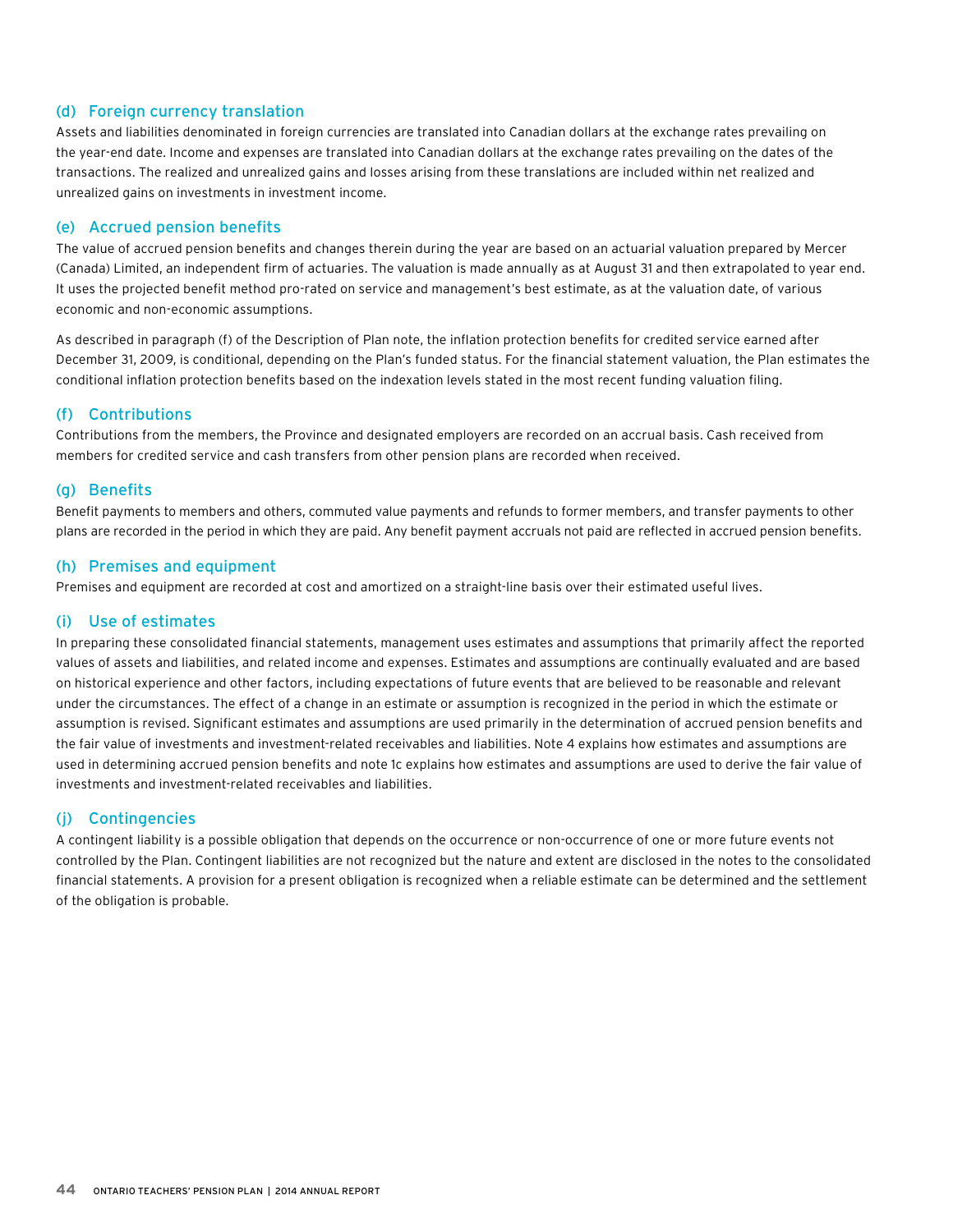### (d) Foreign currency translation

Assets and liabilities denominated in foreign currencies are translated into Canadian dollars at the exchange rates prevailing on the year-end date. Income and expenses are translated into Canadian dollars at the exchange rates prevailing on the dates of the transactions. The realized and unrealized gains and losses arising from these translations are included within net realized and unrealized gains on investments in investment income.

### (e) Accrued pension benefits

The value of accrued pension benefits and changes therein during the year are based on an actuarial valuation prepared by Mercer (Canada) Limited, an independent firm of actuaries. The valuation is made annually as at August 31 and then extrapolated to year end. It uses the projected benefit method pro-rated on service and management's best estimate, as at the valuation date, of various economic and non-economic assumptions.

As described in paragraph (f) of the Description of Plan note, the inflation protection benefits for credited service earned after December 31, 2009, is conditional, depending on the Plan's funded status. For the financial statement valuation, the Plan estimates the conditional inflation protection benefits based on the indexation levels stated in the most recent funding valuation filing.

### (f) Contributions

Contributions from the members, the Province and designated employers are recorded on an accrual basis. Cash received from members for credited service and cash transfers from other pension plans are recorded when received.

### (g) Benefits

Benefit payments to members and others, commuted value payments and refunds to former members, and transfer payments to other plans are recorded in the period in which they are paid. Any benefit payment accruals not paid are reflected in accrued pension benefits.

### (h) Premises and equipment

Premises and equipment are recorded at cost and amortized on a straight-line basis over their estimated useful lives.

### (i) Use of estimates

In preparing these consolidated financial statements, management uses estimates and assumptions that primarily affect the reported values of assets and liabilities, and related income and expenses. Estimates and assumptions are continually evaluated and are based on historical experience and other factors, including expectations of future events that are believed to be reasonable and relevant under the circumstances. The effect of a change in an estimate or assumption is recognized in the period in which the estimate or assumption is revised. Significant estimates and assumptions are used primarily in the determination of accrued pension benefits and the fair value of investments and investment-related receivables and liabilities. Note 4 explains how estimates and assumptions are used in determining accrued pension benefits and note 1c explains how estimates and assumptions are used to derive the fair value of investments and investment-related receivables and liabilities.

### (j) Contingencies

A contingent liability is a possible obligation that depends on the occurrence or non-occurrence of one or more future events not controlled by the Plan. Contingent liabilities are not recognized but the nature and extent are disclosed in the notes to the consolidated financial statements. A provision for a present obligation is recognized when a reliable estimate can be determined and the settlement of the obligation is probable.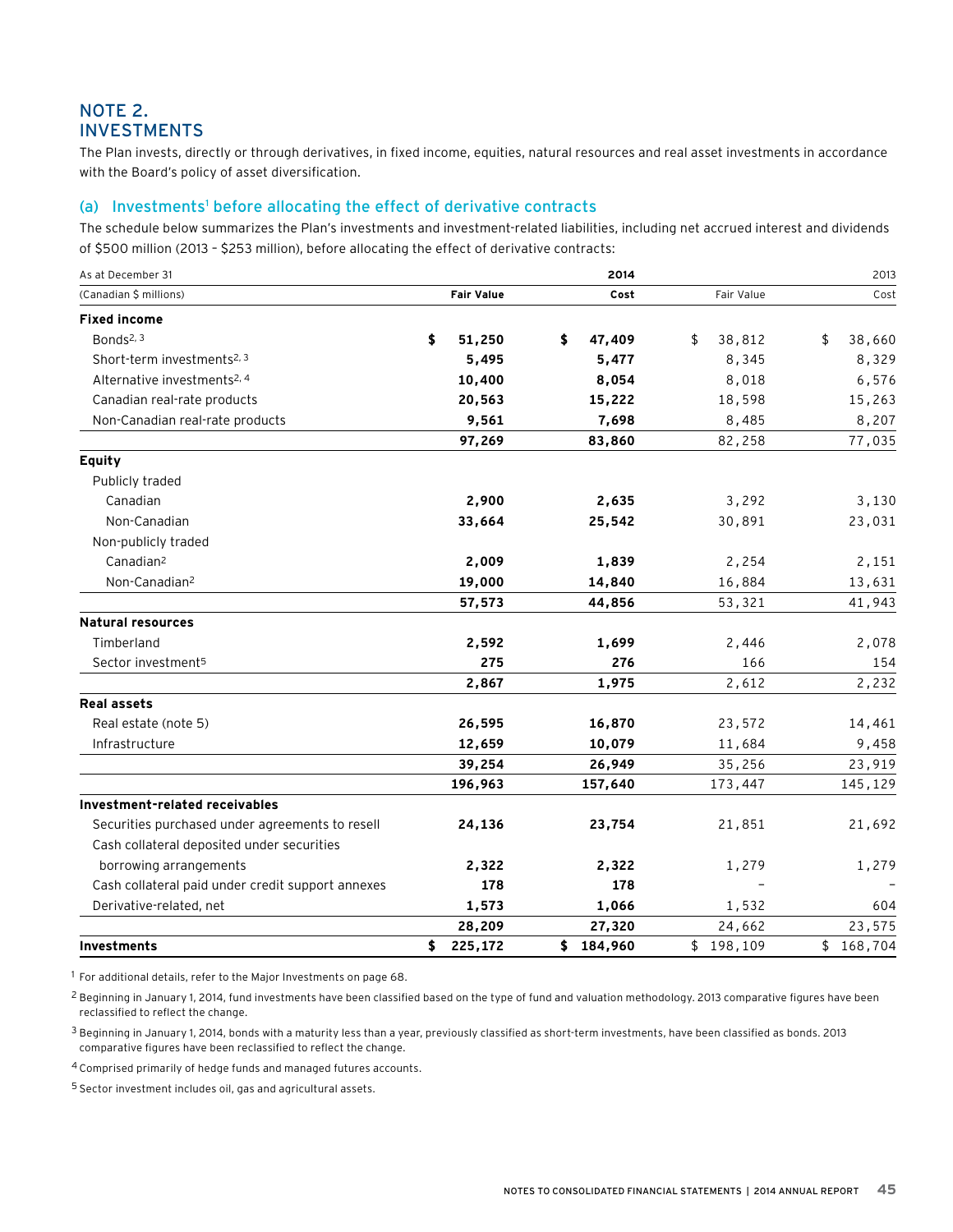## NOTE 2. INVESTMENTS

The Plan invests, directly or through derivatives, in fixed income, equities, natural resources and real asset investments in accordance with the Board's policy of asset diversification.

### (a) Investments[1] before allocating the effect of derivative contracts

The schedule below summarizes the Plan's investments and investment-related liabilities, including net accrued interest and dividends of $500 million (2013 – $253 million), before allocating the effect of derivative contracts:

| As at December 31 | 2014 | | 2013 | |
|---|---|---|---|---|
| (Canadian $ millions) | **Fair Value** | **Cost** | Fair Value | Cost |
| **Fixed income** | | | | |
| Bonds[2, 3] | **$ 51,250** | **$ 47,409** | $ 38,812 | $ 38,660 |
| Short-term investments[2, 3] | **5,495** | **5,477** | 8,345 | 8,329 |
| Alternative investments[2, 4] | **10,400** | **8,054** | 8,018 | 6,576 |
| Canadian real-rate products | **20,563** | **15,222** | 18,598 | 15,263 |
| Non-Canadian real-rate products | **9,561** | **7,698** | 8,485 | 8,207 |
| | **97,269** | **83,860** | 82,258 | 77,035 |
| **Equity** | | | | |
| Publicly traded | | | | |
| Canadian | **2,900** | **2,635** | 3,292 | 3,130 |
| Non-Canadian | **33,664** | **25,542** | 30,891 | 23,031 |
| Non-publicly traded | | | | |
| Canadian[2] | **2,009** | **1,839** | 2,254 | 2,151 |
| Non-Canadian[2] | **19,000** | **14,840** | 16,884 | 13,631 |
| | **57,573** | **44,856** | 53,321 | 41,943 |
| **Natural resources** | | | | |
| Timberland | **2,592** | **1,699** | 2,446 | 2,078 |
| Sector investment[5] | **275** | **276** | 166 | 154 |
| | **2,867** | **1,975** | 2,612 | 2,232 |
| **Real assets** | | | | |
| Real estate (note 5) | **26,595** | **16,870** | 23,572 | 14,461 |
| Infrastructure | **12,659** | **10,079** | 11,684 | 9,458 |
| | **39,254** | **26,949** | 35,256 | 23,919 |
| | **196,963** | **157,640** | 173,447 | 145,129 |
| **Investment-related receivables** | | | | |
| Securities purchased under agreements to resell | **24,136** | **23,754** | 21,851 | 21,692 |
| Cash collateral deposited under securities borrowing arrangements | **2,322** | **2,322** | 1,279 | 1,279 |
| Cash collateral paid under credit support annexes | **178** | **178** | – | – |
| Derivative-related, net | **1,573** | **1,066** | 1,532 | 604 |
| | **28,209** | **27,320** | 24,662 | 23,575 |
| **Investments** | **$ 225,172** | **$ 184,960** | $ 198,109 | $ 168,704 |

[1] For additional details, refer to the Major Investments on page 68.

[2] Beginning in January 1, 2014, fund investments have been classified based on the type of fund and valuation methodology. 2013 comparative figures have been reclassified to reflect the change.

[3] Beginning in January 1, 2014, bonds with a maturity less than a year, previously classified as short-term investments, have been classified as bonds. 2013 comparative figures have been reclassified to reflect the change.

[4] Comprised primarily of hedge funds and managed futures accounts.

[5] Sector investment includes oil, gas and agricultural assets.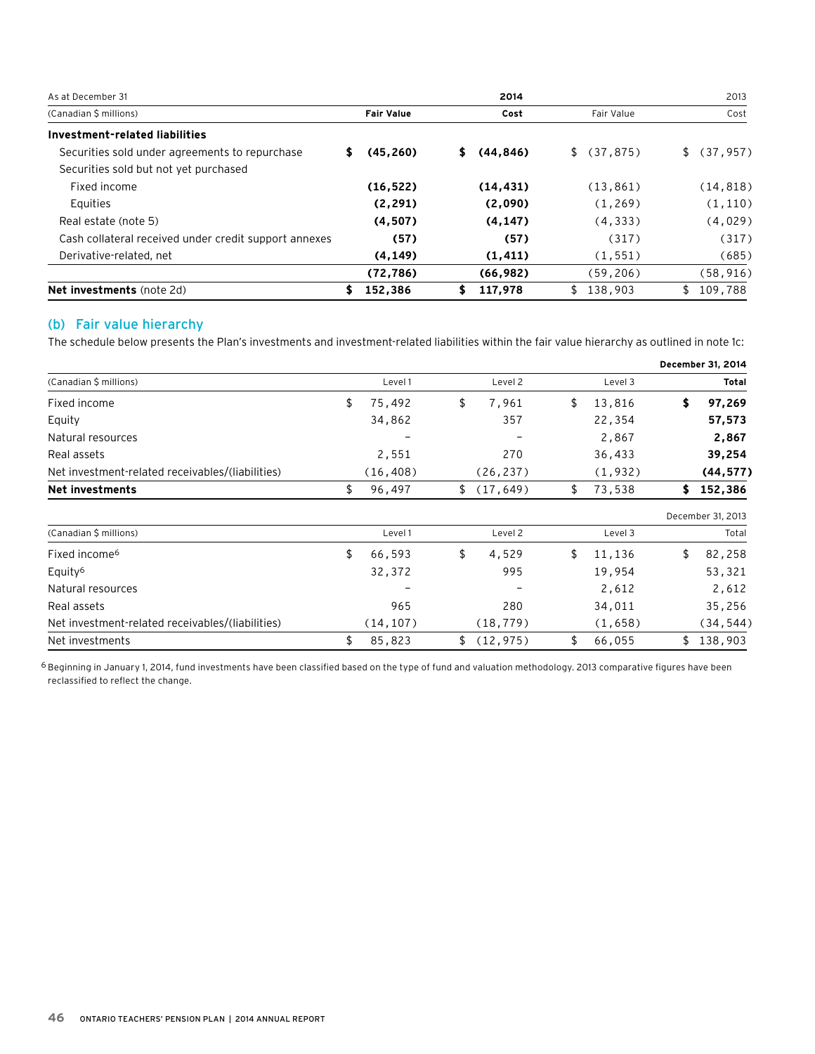| As at December 31 | 2014 | | 2013 | |
|---|---|---|---|---|
| (Canadian $ millions) | **Fair Value** | **Cost** | Fair Value | Cost |
| **Investment-related liabilities** | | | | |
| Securities sold under agreements to repurchase | **$ (45,260)** | **$ (44,846)** | $ (37,875) | $ (37,957) |
| Securities sold but not yet purchased | | | | |
| Fixed income | **(16,522)** | **(14,431)** | (13,861) | (14,818) |
| Equities | **(2,291)** | **(2,090)** | (1,269) | (1,110) |
| Real estate (note 5) | **(4,507)** | **(4,147)** | (4,333) | (4,029) |
| Cash collateral received under credit support annexes | **(57)** | **(57)** | (317) | (317) |
| Derivative-related, net | **(4,149)** | **(1,411)** | (1,551) | (685) |
| | **(72,786)** | **(66,982)** | (59,206) | (58,916) |
| **Net investments** (note 2d) | **$ 152,386** | **$ 117,978** | $ 138,903 | $ 109,788 |

## (b) Fair value hierarchy

The schedule below presents the Plan's investments and investment-related liabilities within the fair value hierarchy as outlined in note 1c:

| | | | | **December 31, 2014** |
|---|---|---|---|---|
| (Canadian $ millions) | Level 1 | Level 2 | Level 3 | **Total** |
| Fixed income | $ 75,492 | $ 7,961 | $ 13,816 | **$ 97,269** |
| Equity | 34,862 | 357 | 22,354 | **57,573** |
| Natural resources | – | – | 2,867 | **2,867** |
| Real assets | 2,551 | 270 | 36,433 | **39,254** |
| Net investment-related receivables/(liabilities) | (16,408) | (26,237) | (1,932) | **(44,577)** |
| **Net investments** | $ 96,497 | $ (17,649) | $ 73,538 | **$ 152,386** |

| | | | | December 31, 2013 |
|---|---|---|---|---|
| (Canadian $ millions) | Level 1 | Level 2 | Level 3 | Total |
| Fixed income[6] | $ 66,593 | $ 4,529 | $ 11,136 | $ 82,258 |
| Equity[6] | 32,372 | 995 | 19,954 | 53,321 |
| Natural resources | – | – | 2,612 | 2,612 |
| Real assets | 965 | 280 | 34,011 | 35,256 |
| Net investment-related receivables/(liabilities) | (14,107) | (18,779) | (1,658) | (34,544) |
| Net investments | $ 85,823 | $ (12,975) | $ 66,055 | $ 138,903 |

[6] Beginning in January 1, 2014, fund investments have been classified based on the type of fund and valuation methodology. 2013 comparative figures have been reclassified to reflect the change.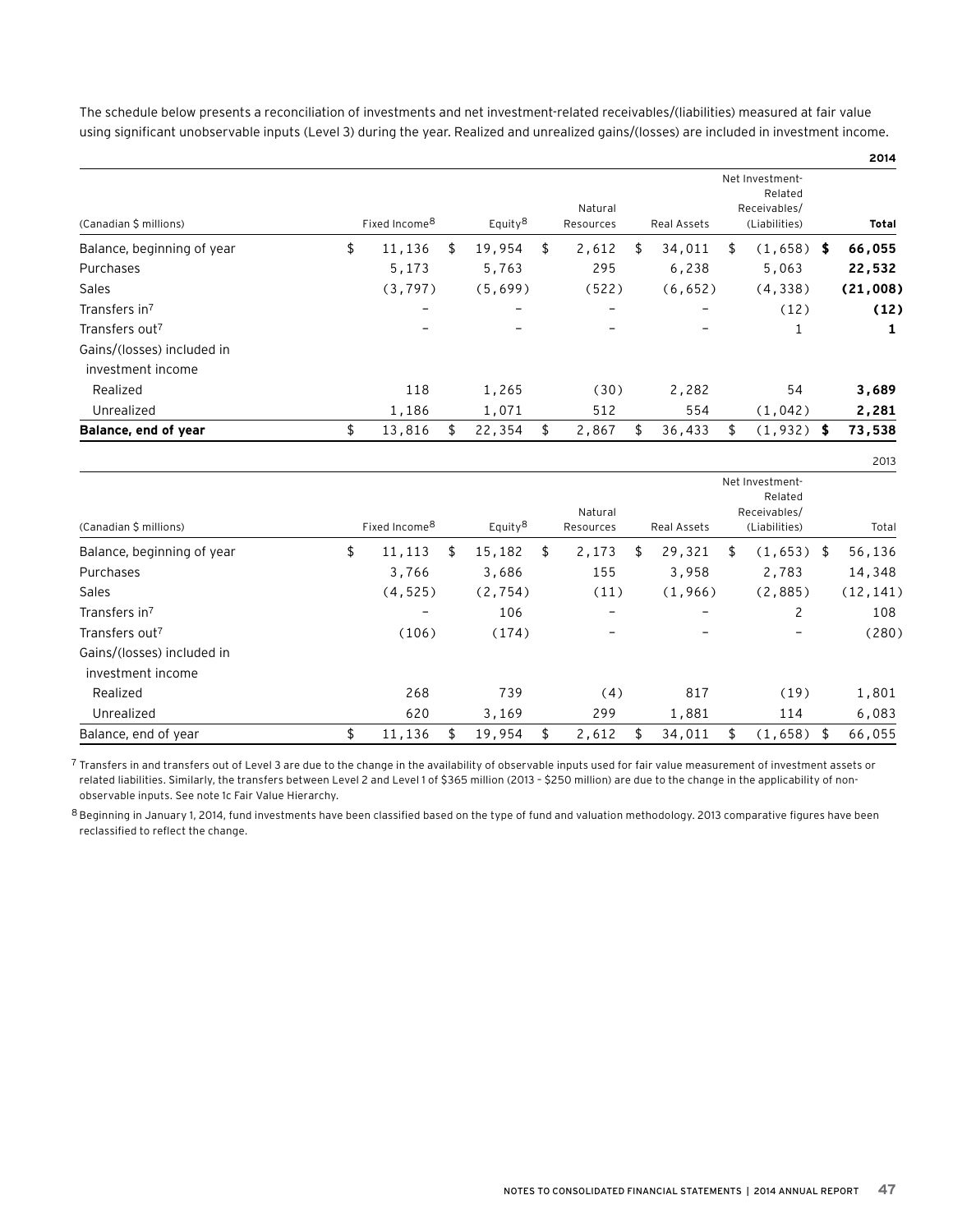The schedule below presents a reconciliation of investments and net investment-related receivables/(liabilities) measured at fair value using significant unobservable inputs (Level 3) during the year. Realized and unrealized gains/(losses) are included in investment income.

**2014**

| (Canadian $ millions) | Fixed Income[8] | Equity[8] | Natural Resources | Real Assets | Net Investment-Related Receivables/ (Liabilities) | **Total** |
|---|---|---|---|---|---|---|
| Balance, beginning of year | $ 11,136 | $ 19,954 | $ 2,612 | $ 34,011 | $ (1,658) | **$ 66,055** |
| Purchases | 5,173 | 5,763 | 295 | 6,238 | 5,063 | **22,532** |
| Sales | (3,797) | (5,699) | (522) | (6,652) | (4,338) | **(21,008)** |
| Transfers in[7] | – | – | – | – | (12) | **(12)** |
| Transfers out[7] | – | – | – | – | 1 | **1** |
| Gains/(losses) included in investment income | | | | | | |
| Realized | 118 | 1,265 | (30) | 2,282 | 54 | **3,689** |
| Unrealized | 1,186 | 1,071 | 512 | 554 | (1,042) | **2,281** |
| **Balance, end of year** | $ 13,816 | $ 22,354 | $ 2,867 | $ 36,433 | $ (1,932) | **$ 73,538** |

2013

| (Canadian $ millions) | Fixed Income[8] | Equity[8] | Natural Resources | Real Assets | Net Investment-Related Receivables/ (Liabilities) | Total |
|---|---|---|---|---|---|---|
| Balance, beginning of year | $ 11,113 | $ 15,182 | $ 2,173 | $ 29,321 | $ (1,653) | $ 56,136 |
| Purchases | 3,766 | 3,686 | 155 | 3,958 | 2,783 | 14,348 |
| Sales | (4,525) | (2,754) | (11) | (1,966) | (2,885) | (12,141) |
| Transfers in[7] | – | 106 | – | – | 2 | 108 |
| Transfers out[7] | (106) | (174) | – | – | – | (280) |
| Gains/(losses) included in investment income | | | | | | |
| Realized | 268 | 739 | (4) | 817 | (19) | 1,801 |
| Unrealized | 620 | 3,169 | 299 | 1,881 | 114 | 6,083 |
| Balance, end of year | $ 11,136 | $ 19,954 | $ 2,612 | $ 34,011 | $ (1,658) | $ 66,055 |

[7] Transfers in and transfers out of Level 3 are due to the change in the availability of observable inputs used for fair value measurement of investment assets or related liabilities. Similarly, the transfers between Level 2 and Level 1 of $365 million (2013 – $250 million) are due to the change in the applicability of non-observable inputs. See note 1c Fair Value Hierarchy.

[8] Beginning in January 1, 2014, fund investments have been classified based on the type of fund and valuation methodology. 2013 comparative figures have been reclassified to reflect the change.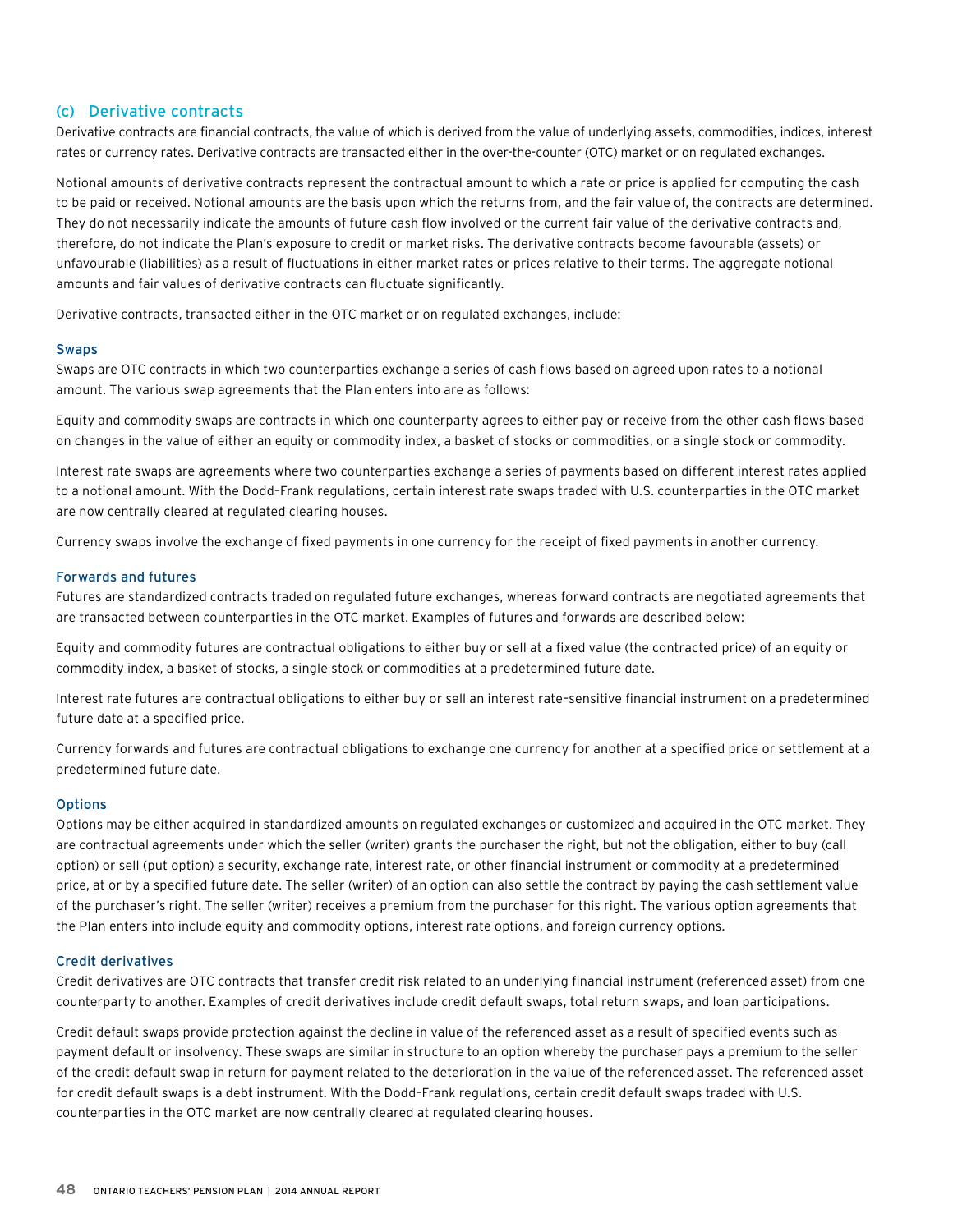### (c) Derivative contracts

Derivative contracts are financial contracts, the value of which is derived from the value of underlying assets, commodities, indices, interest rates or currency rates. Derivative contracts are transacted either in the over-the-counter (OTC) market or on regulated exchanges.

Notional amounts of derivative contracts represent the contractual amount to which a rate or price is applied for computing the cash to be paid or received. Notional amounts are the basis upon which the returns from, and the fair value of, the contracts are determined. They do not necessarily indicate the amounts of future cash flow involved or the current fair value of the derivative contracts and, therefore, do not indicate the Plan's exposure to credit or market risks. The derivative contracts become favourable (assets) or unfavourable (liabilities) as a result of fluctuations in either market rates or prices relative to their terms. The aggregate notional amounts and fair values of derivative contracts can fluctuate significantly.

Derivative contracts, transacted either in the OTC market or on regulated exchanges, include:

#### Swaps

Swaps are OTC contracts in which two counterparties exchange a series of cash flows based on agreed upon rates to a notional amount. The various swap agreements that the Plan enters into are as follows:

Equity and commodity swaps are contracts in which one counterparty agrees to either pay or receive from the other cash flows based on changes in the value of either an equity or commodity index, a basket of stocks or commodities, or a single stock or commodity.

Interest rate swaps are agreements where two counterparties exchange a series of payments based on different interest rates applied to a notional amount. With the Dodd-Frank regulations, certain interest rate swaps traded with U.S. counterparties in the OTC market are now centrally cleared at regulated clearing houses.

Currency swaps involve the exchange of fixed payments in one currency for the receipt of fixed payments in another currency.

#### Forwards and futures

Futures are standardized contracts traded on regulated future exchanges, whereas forward contracts are negotiated agreements that are transacted between counterparties in the OTC market. Examples of futures and forwards are described below:

Equity and commodity futures are contractual obligations to either buy or sell at a fixed value (the contracted price) of an equity or commodity index, a basket of stocks, a single stock or commodities at a predetermined future date.

Interest rate futures are contractual obligations to either buy or sell an interest rate-sensitive financial instrument on a predetermined future date at a specified price.

Currency forwards and futures are contractual obligations to exchange one currency for another at a specified price or settlement at a predetermined future date.

#### Options

Options may be either acquired in standardized amounts on regulated exchanges or customized and acquired in the OTC market. They are contractual agreements under which the seller (writer) grants the purchaser the right, but not the obligation, either to buy (call option) or sell (put option) a security, exchange rate, interest rate, or other financial instrument or commodity at a predetermined price, at or by a specified future date. The seller (writer) of an option can also settle the contract by paying the cash settlement value of the purchaser's right. The seller (writer) receives a premium from the purchaser for this right. The various option agreements that the Plan enters into include equity and commodity options, interest rate options, and foreign currency options.

#### Credit derivatives

Credit derivatives are OTC contracts that transfer credit risk related to an underlying financial instrument (referenced asset) from one counterparty to another. Examples of credit derivatives include credit default swaps, total return swaps, and loan participations.

Credit default swaps provide protection against the decline in value of the referenced asset as a result of specified events such as payment default or insolvency. These swaps are similar in structure to an option whereby the purchaser pays a premium to the seller of the credit default swap in return for payment related to the deterioration in the value of the referenced asset. The referenced asset for credit default swaps is a debt instrument. With the Dodd-Frank regulations, certain credit default swaps traded with U.S. counterparties in the OTC market are now centrally cleared at regulated clearing houses.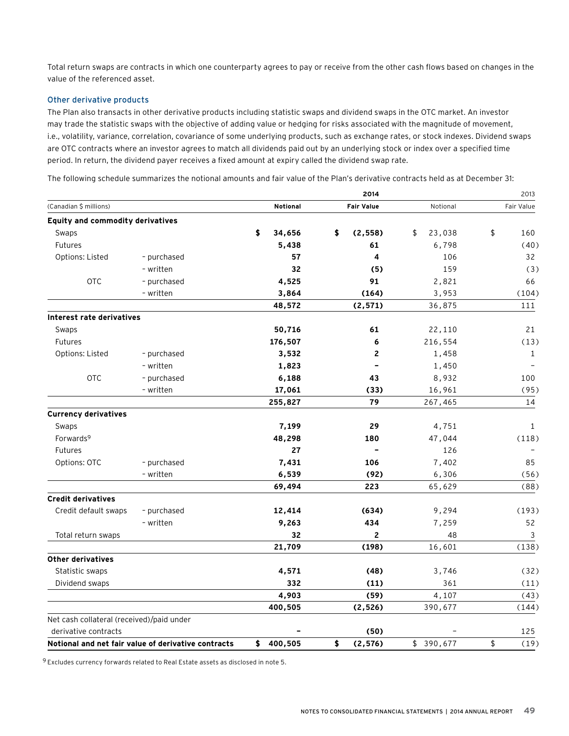Total return swaps are contracts in which one counterparty agrees to pay or receive from the other cash flows based on changes in the value of the referenced asset.

### Other derivative products

The Plan also transacts in other derivative products including statistic swaps and dividend swaps in the OTC market. An investor may trade the statistic swaps with the objective of adding value or hedging for risks associated with the magnitude of movement, i.e., volatility, variance, correlation, covariance of some underlying products, such as exchange rates, or stock indexes. Dividend swaps are OTC contracts where an investor agrees to match all dividends paid out by an underlying stock or index over a specified time period. In return, the dividend payer receives a fixed amount at expiry called the dividend swap rate.

The following schedule summarizes the notional amounts and fair value of the Plan's derivative contracts held as at December 31:

| | | **2014** | | 2013 | |
|---|---|---|---|---|---|
| (Canadian $ millions) | | **Notional** | **Fair Value** | Notional | Fair Value |
| **Equity and commodity derivatives** | | | | | |
| Swaps | | **$ 34,656** | **$ (2,558)** | $ 23,038 | $ 160 |
| Futures | | **5,438** | **61** | 6,798 | (40) |
| Options: Listed | - purchased | **57** | **4** | 106 | 32 |
| | - written | **32** | **(5)** | 159 | (3) |
| OTC | - purchased | **4,525** | **91** | 2,821 | 66 |
| | - written | **3,864** | **(164)** | 3,953 | (104) |
| | | **48,572** | **(2,571)** | 36,875 | 111 |
| **Interest rate derivatives** | | | | | |
| Swaps | | **50,716** | **61** | 22,110 | 21 |
| Futures | | **176,507** | **6** | 216,554 | (13) |
| Options: Listed | - purchased | **3,532** | **2** | 1,458 | 1 |
| | - written | **1,823** | **–** | 1,450 | – |
| OTC | - purchased | **6,188** | **43** | 8,932 | 100 |
| | - written | **17,061** | **(33)** | 16,961 | (95) |
| | | **255,827** | **79** | 267,465 | 14 |
| **Currency derivatives** | | | | | |
| Swaps | | **7,199** | **29** | 4,751 | 1 |
| Forwards[9] | | **48,298** | **180** | 47,044 | (118) |
| Futures | | **27** | **–** | 126 | – |
| Options: OTC | - purchased | **7,431** | **106** | 7,402 | 85 |
| | - written | **6,539** | **(92)** | 6,306 | (56) |
| | | **69,494** | **223** | 65,629 | (88) |
| **Credit derivatives** | | | | | |
| Credit default swaps | - purchased | **12,414** | **(634)** | 9,294 | (193) |
| | - written | **9,263** | **434** | 7,259 | 52 |
| Total return swaps | | **32** | **2** | 48 | 3 |
| | | **21,709** | **(198)** | 16,601 | (138) |
| **Other derivatives** | | | | | |
| Statistic swaps | | **4,571** | **(48)** | 3,746 | (32) |
| Dividend swaps | | **332** | **(11)** | 361 | (11) |
| | | **4,903** | **(59)** | 4,107 | (43) |
| | | **400,505** | **(2,526)** | 390,677 | (144) |
| Net cash collateral (received)/paid under derivative contracts | | **–** | **(50)** | – | 125 |
| **Notional and net fair value of derivative contracts** | | **$ 400,505** | **$ (2,576)** | $ 390,677 | $ (19) |

[9] Excludes currency forwards related to Real Estate assets as disclosed in note 5.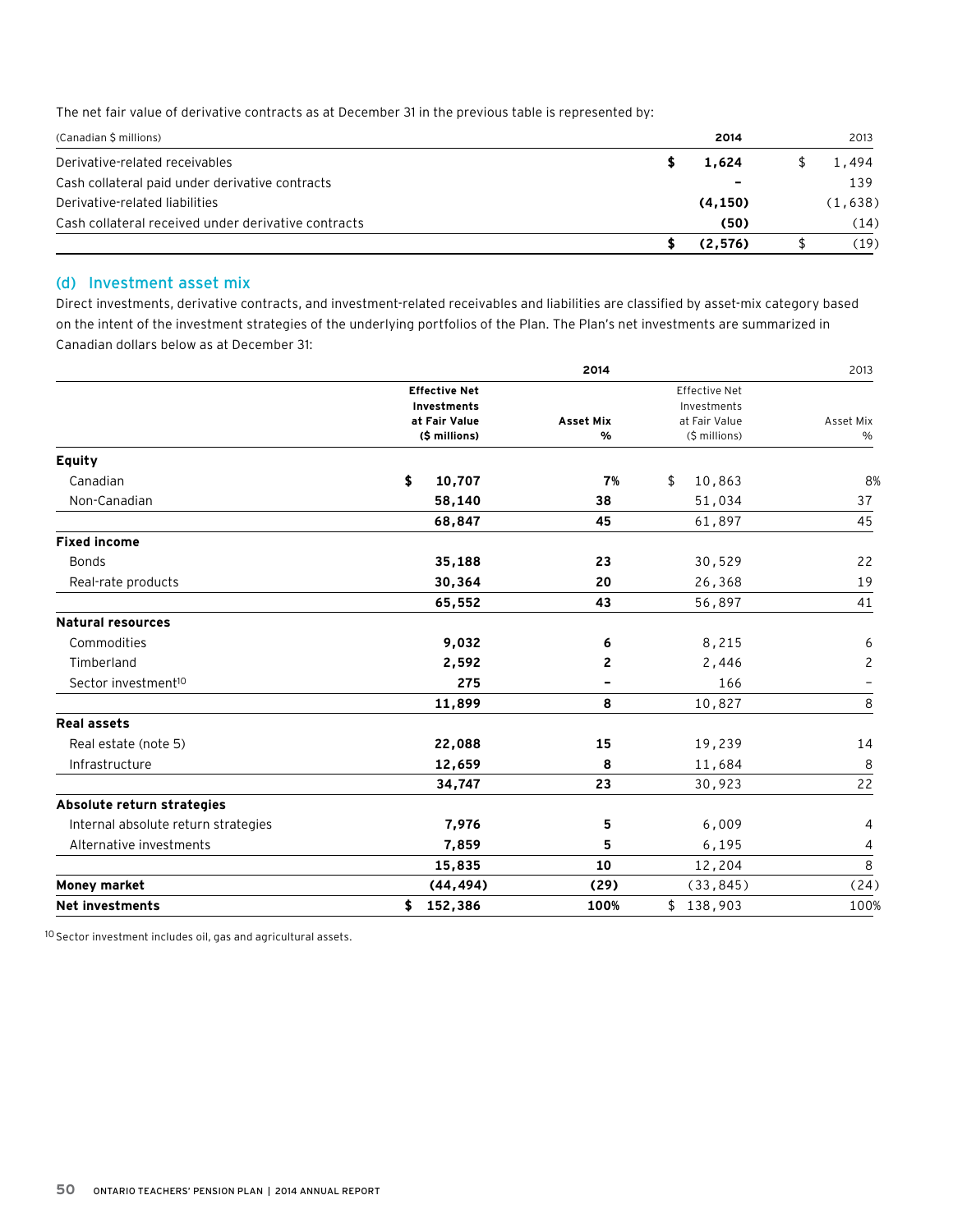The net fair value of derivative contracts as at December 31 in the previous table is represented by:

| (Canadian $ millions) | 2014 | 2013 |
|---|---|---|
| Derivative-related receivables | $ 1,624 | $ 1,494 |
| Cash collateral paid under derivative contracts | – | 139 |
| Derivative-related liabilities | (4,150) | (1,638) |
| Cash collateral received under derivative contracts | (50) | (14) |
| | $ (2,576) | $ (19) |

## (d) Investment asset mix

Direct investments, derivative contracts, and investment-related receivables and liabilities are classified by asset-mix category based on the intent of the investment strategies of the underlying portfolios of the Plan. The Plan's net investments are summarized in Canadian dollars below as at December 31:

| | 2014 | | 2013 | |
|---|---|---|---|---|
| | Effective Net Investments at Fair Value ($ millions) | Asset Mix % | Effective Net Investments at Fair Value ($ millions) | Asset Mix % |
| **Equity** | | | | |
| Canadian | $ 10,707 | 7% | $ 10,863 | 8% |
| Non-Canadian | 58,140 | 38 | 51,034 | 37 |
| | 68,847 | 45 | 61,897 | 45 |
| **Fixed income** | | | | |
| Bonds | 35,188 | 23 | 30,529 | 22 |
| Real-rate products | 30,364 | 20 | 26,368 | 19 |
| | 65,552 | 43 | 56,897 | 41 |
| **Natural resources** | | | | |
| Commodities | 9,032 | 6 | 8,215 | 6 |
| Timberland | 2,592 | 2 | 2,446 | 2 |
| Sector investment[10] | 275 | – | 166 | – |
| | 11,899 | 8 | 10,827 | 8 |
| **Real assets** | | | | |
| Real estate (note 5) | 22,088 | 15 | 19,239 | 14 |
| Infrastructure | 12,659 | 8 | 11,684 | 8 |
| | 34,747 | 23 | 30,923 | 22 |
| **Absolute return strategies** | | | | |
| Internal absolute return strategies | 7,976 | 5 | 6,009 | 4 |
| Alternative investments | 7,859 | 5 | 6,195 | 4 |
| | 15,835 | 10 | 12,204 | 8 |
| **Money market** | (44,494) | (29) | (33,845) | (24) |
| **Net investments** | $ 152,386 | 100% | $ 138,903 | 100% |

[10] Sector investment includes oil, gas and agricultural assets.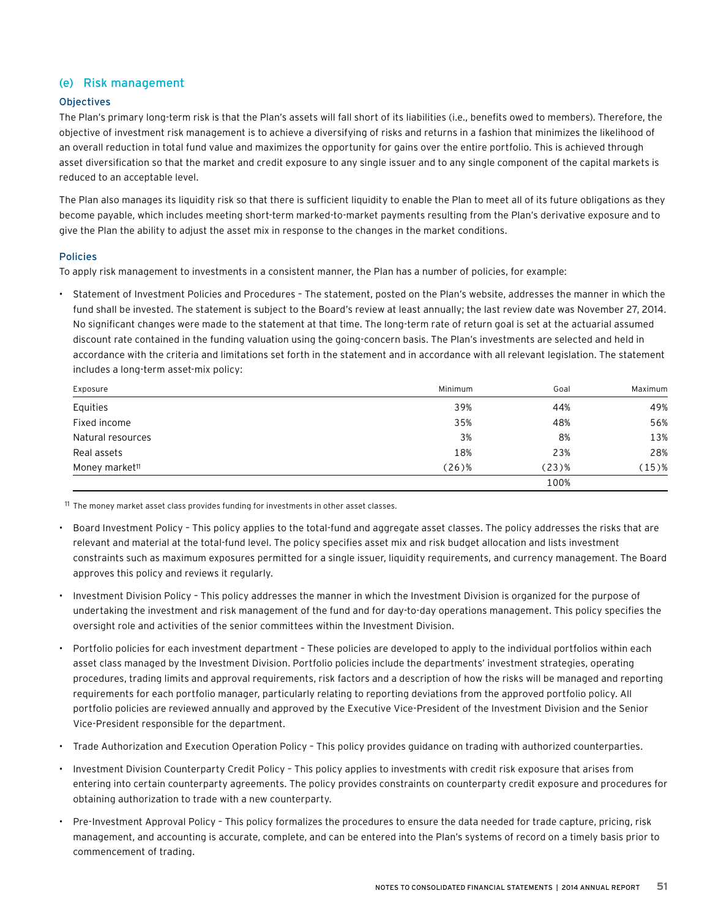## (e) Risk management

### Objectives

The Plan's primary long-term risk is that the Plan's assets will fall short of its liabilities (i.e., benefits owed to members). Therefore, the objective of investment risk management is to achieve a diversifying of risks and returns in a fashion that minimizes the likelihood of an overall reduction in total fund value and maximizes the opportunity for gains over the entire portfolio. This is achieved through asset diversification so that the market and credit exposure to any single issuer and to any single component of the capital markets is reduced to an acceptable level.

The Plan also manages its liquidity risk so that there is sufficient liquidity to enable the Plan to meet all of its future obligations as they become payable, which includes meeting short-term marked-to-market payments resulting from the Plan's derivative exposure and to give the Plan the ability to adjust the asset mix in response to the changes in the market conditions.

### Policies

To apply risk management to investments in a consistent manner, the Plan has a number of policies, for example:

- Statement of Investment Policies and Procedures – The statement, posted on the Plan's website, addresses the manner in which the fund shall be invested. The statement is subject to the Board's review at least annually; the last review date was November 27, 2014. No significant changes were made to the statement at that time. The long-term rate of return goal is set at the actuarial assumed discount rate contained in the funding valuation using the going-concern basis. The Plan's investments are selected and held in accordance with the criteria and limitations set forth in the statement and in accordance with all relevant legislation. The statement includes a long-term asset-mix policy:

| Exposure | Minimum | Goal | Maximum |
|---|---|---|---|
| Equities | 39% | 44% | 49% |
| Fixed income | 35% | 48% | 56% |
| Natural resources | 3% | 8% | 13% |
| Real assets | 18% | 23% | 28% |
| Money market[11] | (26)% | (23)% | (15)% |
| | | 100% | |

[11] The money market asset class provides funding for investments in other asset classes.

- Board Investment Policy – This policy applies to the total-fund and aggregate asset classes. The policy addresses the risks that are relevant and material at the total-fund level. The policy specifies asset mix and risk budget allocation and lists investment constraints such as maximum exposures permitted for a single issuer, liquidity requirements, and currency management. The Board approves this policy and reviews it regularly.
- Investment Division Policy – This policy addresses the manner in which the Investment Division is organized for the purpose of undertaking the investment and risk management of the fund and for day-to-day operations management. This policy specifies the oversight role and activities of the senior committees within the Investment Division.
- Portfolio policies for each investment department – These policies are developed to apply to the individual portfolios within each asset class managed by the Investment Division. Portfolio policies include the departments' investment strategies, operating procedures, trading limits and approval requirements, risk factors and a description of how the risks will be managed and reporting requirements for each portfolio manager, particularly relating to reporting deviations from the approved portfolio policy. All portfolio policies are reviewed annually and approved by the Executive Vice-President of the Investment Division and the Senior Vice-President responsible for the department.
- Trade Authorization and Execution Operation Policy – This policy provides guidance on trading with authorized counterparties.
- Investment Division Counterparty Credit Policy – This policy applies to investments with credit risk exposure that arises from entering into certain counterparty agreements. The policy provides constraints on counterparty credit exposure and procedures for obtaining authorization to trade with a new counterparty.
- Pre-Investment Approval Policy – This policy formalizes the procedures to ensure the data needed for trade capture, pricing, risk management, and accounting is accurate, complete, and can be entered into the Plan's systems of record on a timely basis prior to commencement of trading.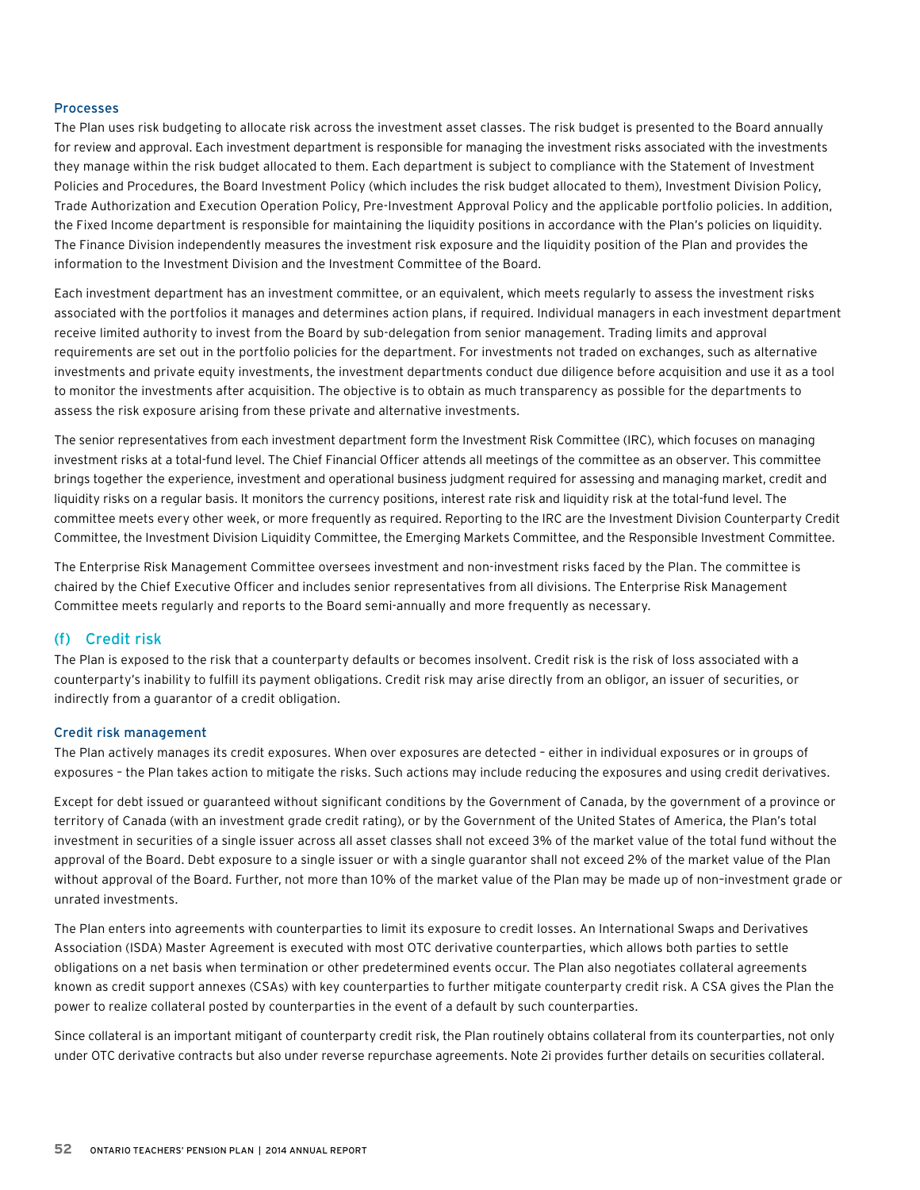#### Processes

The Plan uses risk budgeting to allocate risk across the investment asset classes. The risk budget is presented to the Board annually for review and approval. Each investment department is responsible for managing the investment risks associated with the investments they manage within the risk budget allocated to them. Each department is subject to compliance with the Statement of Investment Policies and Procedures, the Board Investment Policy (which includes the risk budget allocated to them), Investment Division Policy, Trade Authorization and Execution Operation Policy, Pre-Investment Approval Policy and the applicable portfolio policies. In addition, the Fixed Income department is responsible for maintaining the liquidity positions in accordance with the Plan's policies on liquidity. The Finance Division independently measures the investment risk exposure and the liquidity position of the Plan and provides the information to the Investment Division and the Investment Committee of the Board.

Each investment department has an investment committee, or an equivalent, which meets regularly to assess the investment risks associated with the portfolios it manages and determines action plans, if required. Individual managers in each investment department receive limited authority to invest from the Board by sub-delegation from senior management. Trading limits and approval requirements are set out in the portfolio policies for the department. For investments not traded on exchanges, such as alternative investments and private equity investments, the investment departments conduct due diligence before acquisition and use it as a tool to monitor the investments after acquisition. The objective is to obtain as much transparency as possible for the departments to assess the risk exposure arising from these private and alternative investments.

The senior representatives from each investment department form the Investment Risk Committee (IRC), which focuses on managing investment risks at a total-fund level. The Chief Financial Officer attends all meetings of the committee as an observer. This committee brings together the experience, investment and operational business judgment required for assessing and managing market, credit and liquidity risks on a regular basis. It monitors the currency positions, interest rate risk and liquidity risk at the total-fund level. The committee meets every other week, or more frequently as required. Reporting to the IRC are the Investment Division Counterparty Credit Committee, the Investment Division Liquidity Committee, the Emerging Markets Committee, and the Responsible Investment Committee.

The Enterprise Risk Management Committee oversees investment and non-investment risks faced by the Plan. The committee is chaired by the Chief Executive Officer and includes senior representatives from all divisions. The Enterprise Risk Management Committee meets regularly and reports to the Board semi-annually and more frequently as necessary.

### (f) Credit risk

The Plan is exposed to the risk that a counterparty defaults or becomes insolvent. Credit risk is the risk of loss associated with a counterparty's inability to fulfill its payment obligations. Credit risk may arise directly from an obligor, an issuer of securities, or indirectly from a guarantor of a credit obligation.

#### Credit risk management

The Plan actively manages its credit exposures. When over exposures are detected – either in individual exposures or in groups of exposures – the Plan takes action to mitigate the risks. Such actions may include reducing the exposures and using credit derivatives.

Except for debt issued or guaranteed without significant conditions by the Government of Canada, by the government of a province or territory of Canada (with an investment grade credit rating), or by the Government of the United States of America, the Plan's total investment in securities of a single issuer across all asset classes shall not exceed 3% of the market value of the total fund without the approval of the Board. Debt exposure to a single issuer or with a single guarantor shall not exceed 2% of the market value of the Plan without approval of the Board. Further, not more than 10% of the market value of the Plan may be made up of non–investment grade or unrated investments.

The Plan enters into agreements with counterparties to limit its exposure to credit losses. An International Swaps and Derivatives Association (ISDA) Master Agreement is executed with most OTC derivative counterparties, which allows both parties to settle obligations on a net basis when termination or other predetermined events occur. The Plan also negotiates collateral agreements known as credit support annexes (CSAs) with key counterparties to further mitigate counterparty credit risk. A CSA gives the Plan the power to realize collateral posted by counterparties in the event of a default by such counterparties.

Since collateral is an important mitigant of counterparty credit risk, the Plan routinely obtains collateral from its counterparties, not only under OTC derivative contracts but also under reverse repurchase agreements. Note 2i provides further details on securities collateral.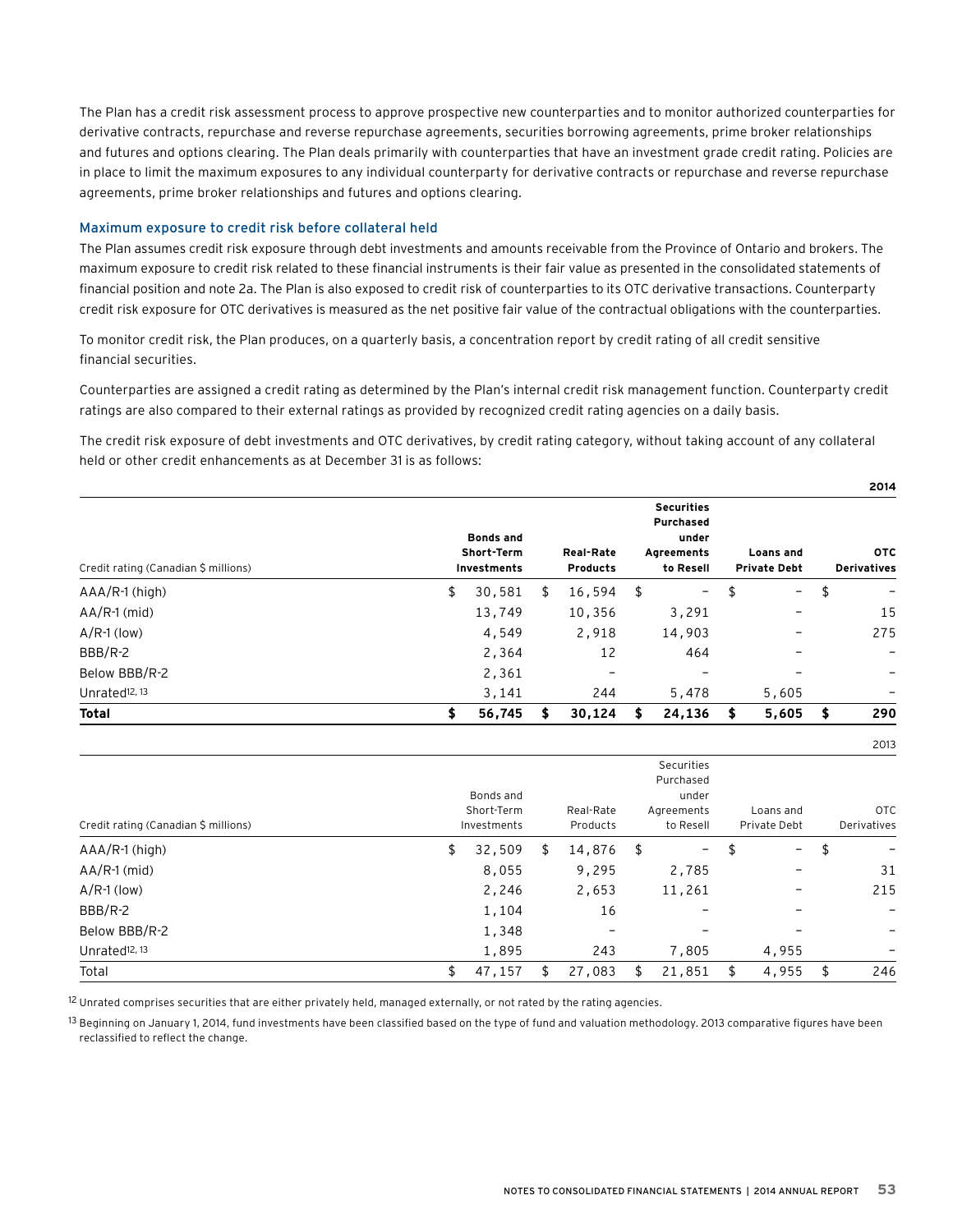The Plan has a credit risk assessment process to approve prospective new counterparties and to monitor authorized counterparties for derivative contracts, repurchase and reverse repurchase agreements, securities borrowing agreements, prime broker relationships and futures and options clearing. The Plan deals primarily with counterparties that have an investment grade credit rating. Policies are in place to limit the maximum exposures to any individual counterparty for derivative contracts or repurchase and reverse repurchase agreements, prime broker relationships and futures and options clearing.

### Maximum exposure to credit risk before collateral held

The Plan assumes credit risk exposure through debt investments and amounts receivable from the Province of Ontario and brokers. The maximum exposure to credit risk related to these financial instruments is their fair value as presented in the consolidated statements of financial position and note 2a. The Plan is also exposed to credit risk of counterparties to its OTC derivative transactions. Counterparty credit risk exposure for OTC derivatives is measured as the net positive fair value of the contractual obligations with the counterparties.

To monitor credit risk, the Plan produces, on a quarterly basis, a concentration report by credit rating of all credit sensitive financial securities.

Counterparties are assigned a credit rating as determined by the Plan's internal credit risk management function. Counterparty credit ratings are also compared to their external ratings as provided by recognized credit rating agencies on a daily basis.

The credit risk exposure of debt investments and OTC derivatives, by credit rating category, without taking account of any collateral held or other credit enhancements as at December 31 is as follows:

**2014**

| Credit rating (Canadian $ millions) | Bonds and Short-Term Investments | Real-Rate Products | Securities Purchased under Agreements to Resell | Loans and Private Debt | OTC Derivatives |
|---|---|---|---|---|---|
| AAA/R-1 (high) | $ 30,581 | $ 16,594 | $ – | $ – | $ – |
| AA/R-1 (mid) | 13,749 | 10,356 | 3,291 | – | 15 |
| A/R-1 (low) | 4,549 | 2,918 | 14,903 | – | 275 |
| BBB/R-2 | 2,364 | 12 | 464 | – | – |
| Below BBB/R-2 | 2,361 | – | – | – | – |
| Unrated[12, 13] | 3,141 | 244 | 5,478 | 5,605 | – |
| **Total** | **$ 56,745** | **$ 30,124** | **$ 24,136** | **$ 5,605** | **$ 290** |

2013

| Credit rating (Canadian $ millions) | Bonds and Short-Term Investments | Real-Rate Products | Securities Purchased under Agreements to Resell | Loans and Private Debt | OTC Derivatives |
|---|---|---|---|---|---|
| AAA/R-1 (high) | $ 32,509 | $ 14,876 | $ – | $ – | $ – |
| AA/R-1 (mid) | 8,055 | 9,295 | 2,785 | – | 31 |
| A/R-1 (low) | 2,246 | 2,653 | 11,261 | – | 215 |
| BBB/R-2 | 1,104 | 16 | – | – | – |
| Below BBB/R-2 | 1,348 | – | – | – | – |
| Unrated[12, 13] | 1,895 | 243 | 7,805 | 4,955 | – |
| Total | $ 47,157 | $ 27,083 | $ 21,851 | $ 4,955 | $ 246 |

[12] Unrated comprises securities that are either privately held, managed externally, or not rated by the rating agencies.

[13] Beginning on January 1, 2014, fund investments have been classified based on the type of fund and valuation methodology. 2013 comparative figures have been reclassified to reflect the change.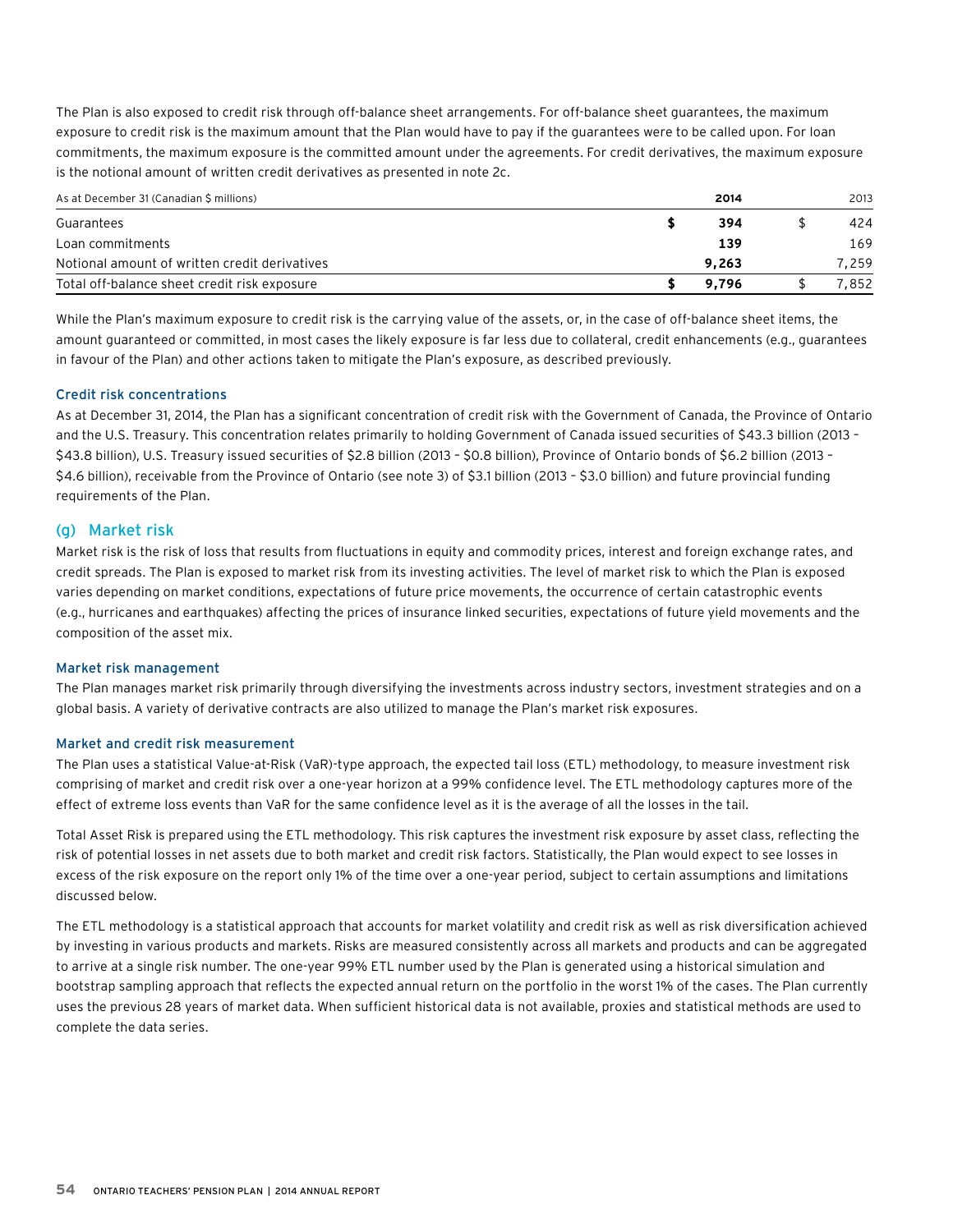The Plan is also exposed to credit risk through off-balance sheet arrangements. For off-balance sheet guarantees, the maximum exposure to credit risk is the maximum amount that the Plan would have to pay if the guarantees were to be called upon. For loan commitments, the maximum exposure is the committed amount under the agreements. For credit derivatives, the maximum exposure is the notional amount of written credit derivatives as presented in note 2c.

| As at December 31 (Canadian $ millions) | | **2014** | | 2013 |
|---|---|---|---|---|
| Guarantees | **$** | **394** | $ | 424 |
| Loan commitments | | **139** | | 169 |
| Notional amount of written credit derivatives | | **9,263** | | 7,259 |
| Total off-balance sheet credit risk exposure | **$** | **9,796** | $ | 7,852 |

While the Plan's maximum exposure to credit risk is the carrying value of the assets, or, in the case of off-balance sheet items, the amount guaranteed or committed, in most cases the likely exposure is far less due to collateral, credit enhancements (e.g., guarantees in favour of the Plan) and other actions taken to mitigate the Plan's exposure, as described previously.

### Credit risk concentrations

As at December 31, 2014, the Plan has a significant concentration of credit risk with the Government of Canada, the Province of Ontario and the U.S. Treasury. This concentration relates primarily to holding Government of Canada issued securities of $43.3 billion (2013 – $43.8 billion), U.S. Treasury issued securities of $2.8 billion (2013 – $0.8 billion), Province of Ontario bonds of $6.2 billion (2013 – $4.6 billion), receivable from the Province of Ontario (see note 3) of $3.1 billion (2013 – $3.0 billion) and future provincial funding requirements of the Plan.

## (g) Market risk

Market risk is the risk of loss that results from fluctuations in equity and commodity prices, interest and foreign exchange rates, and credit spreads. The Plan is exposed to market risk from its investing activities. The level of market risk to which the Plan is exposed varies depending on market conditions, expectations of future price movements, the occurrence of certain catastrophic events (e.g., hurricanes and earthquakes) affecting the prices of insurance linked securities, expectations of future yield movements and the composition of the asset mix.

### Market risk management

The Plan manages market risk primarily through diversifying the investments across industry sectors, investment strategies and on a global basis. A variety of derivative contracts are also utilized to manage the Plan's market risk exposures.

### Market and credit risk measurement

The Plan uses a statistical Value-at-Risk (VaR)-type approach, the expected tail loss (ETL) methodology, to measure investment risk comprising of market and credit risk over a one-year horizon at a 99% confidence level. The ETL methodology captures more of the effect of extreme loss events than VaR for the same confidence level as it is the average of all the losses in the tail.

Total Asset Risk is prepared using the ETL methodology. This risk captures the investment risk exposure by asset class, reflecting the risk of potential losses in net assets due to both market and credit risk factors. Statistically, the Plan would expect to see losses in excess of the risk exposure on the report only 1% of the time over a one-year period, subject to certain assumptions and limitations discussed below.

The ETL methodology is a statistical approach that accounts for market volatility and credit risk as well as risk diversification achieved by investing in various products and markets. Risks are measured consistently across all markets and products and can be aggregated to arrive at a single risk number. The one-year 99% ETL number used by the Plan is generated using a historical simulation and bootstrap sampling approach that reflects the expected annual return on the portfolio in the worst 1% of the cases. The Plan currently uses the previous 28 years of market data. When sufficient historical data is not available, proxies and statistical methods are used to complete the data series.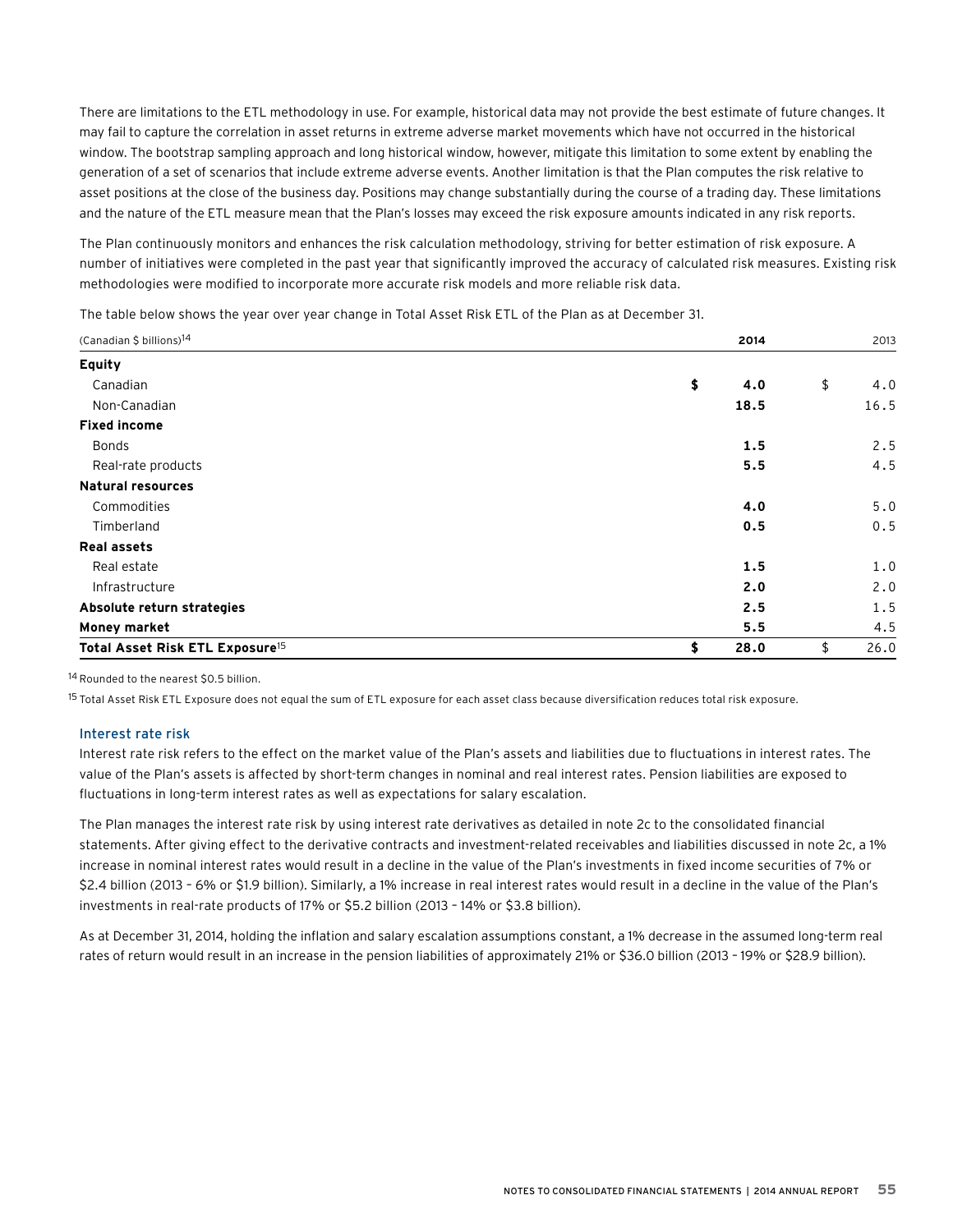There are limitations to the ETL methodology in use. For example, historical data may not provide the best estimate of future changes. It may fail to capture the correlation in asset returns in extreme adverse market movements which have not occurred in the historical window. The bootstrap sampling approach and long historical window, however, mitigate this limitation to some extent by enabling the generation of a set of scenarios that include extreme adverse events. Another limitation is that the Plan computes the risk relative to asset positions at the close of the business day. Positions may change substantially during the course of a trading day. These limitations and the nature of the ETL measure mean that the Plan's losses may exceed the risk exposure amounts indicated in any risk reports.

The Plan continuously monitors and enhances the risk calculation methodology, striving for better estimation of risk exposure. A number of initiatives were completed in the past year that significantly improved the accuracy of calculated risk measures. Existing risk methodologies were modified to incorporate more accurate risk models and more reliable risk data.

The table below shows the year over year change in Total Asset Risk ETL of the Plan as at December 31.

| (Canadian $ billions)[14] | **2014** | 2013 |
|---|---|---|
| **Equity** | | |
| Canadian | **$ 4.0** | $ 4.0 |
| Non-Canadian | **18.5** | 16.5 |
| **Fixed income** | | |
| Bonds | **1.5** | 2.5 |
| Real-rate products | **5.5** | 4.5 |
| **Natural resources** | | |
| Commodities | **4.0** | 5.0 |
| Timberland | **0.5** | 0.5 |
| **Real assets** | | |
| Real estate | **1.5** | 1.0 |
| Infrastructure | **2.0** | 2.0 |
| **Absolute return strategies** | **2.5** | 1.5 |
| **Money market** | **5.5** | 4.5 |
| **Total Asset Risk ETL Exposure**[15] | **$ 28.0** | $ 26.0 |

[14] Rounded to the nearest $0.5 billion.

[15] Total Asset Risk ETL Exposure does not equal the sum of ETL exposure for each asset class because diversification reduces total risk exposure.

### Interest rate risk

Interest rate risk refers to the effect on the market value of the Plan's assets and liabilities due to fluctuations in interest rates. The value of the Plan's assets is affected by short-term changes in nominal and real interest rates. Pension liabilities are exposed to fluctuations in long-term interest rates as well as expectations for salary escalation.

The Plan manages the interest rate risk by using interest rate derivatives as detailed in note 2c to the consolidated financial statements. After giving effect to the derivative contracts and investment-related receivables and liabilities discussed in note 2c, a 1% increase in nominal interest rates would result in a decline in the value of the Plan's investments in fixed income securities of 7% or $2.4 billion (2013 – 6% or $1.9 billion). Similarly, a 1% increase in real interest rates would result in a decline in the value of the Plan's investments in real-rate products of 17% or $5.2 billion (2013 – 14% or $3.8 billion).

As at December 31, 2014, holding the inflation and salary escalation assumptions constant, a 1% decrease in the assumed long-term real rates of return would result in an increase in the pension liabilities of approximately 21% or $36.0 billion (2013 – 19% or $28.9 billion).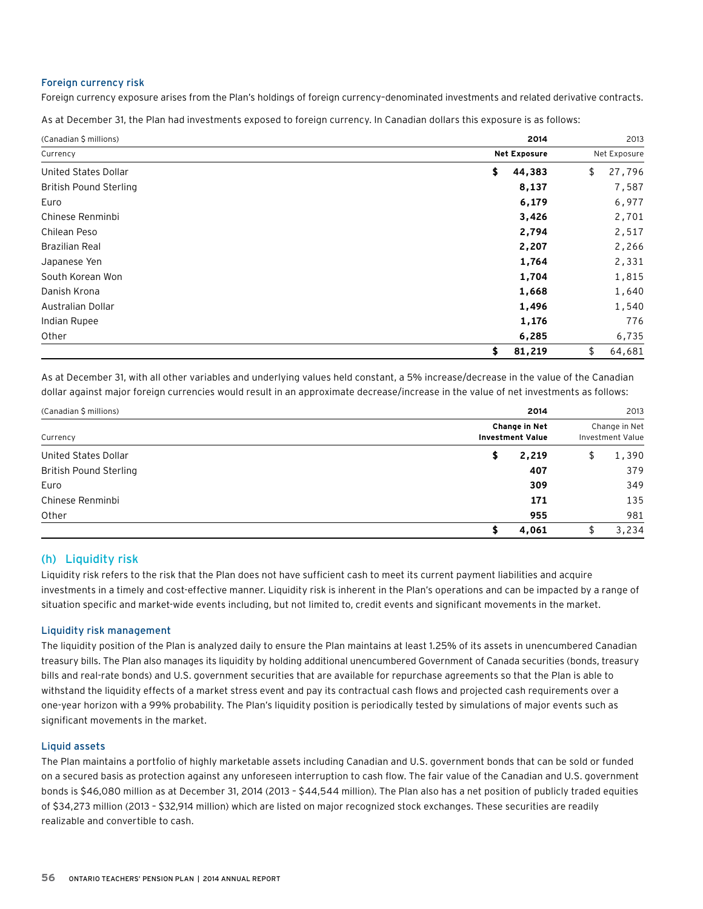### Foreign currency risk

Foreign currency exposure arises from the Plan's holdings of foreign currency-denominated investments and related derivative contracts.

As at December 31, the Plan had investments exposed to foreign currency. In Canadian dollars this exposure is as follows:

| (Canadian $ millions) | 2014 | 2013 |
|---|---|---|
| Currency | **Net Exposure** | Net Exposure |
| United States Dollar | **$ 44,383** | $ 27,796 |
| British Pound Sterling | **8,137** | 7,587 |
| Euro | **6,179** | 6,977 |
| Chinese Renminbi | **3,426** | 2,701 |
| Chilean Peso | **2,794** | 2,517 |
| Brazilian Real | **2,207** | 2,266 |
| Japanese Yen | **1,764** | 2,331 |
| South Korean Won | **1,704** | 1,815 |
| Danish Krona | **1,668** | 1,640 |
| Australian Dollar | **1,496** | 1,540 |
| Indian Rupee | **1,176** | 776 |
| Other | **6,285** | 6,735 |
| | **$ 81,219** | $ 64,681 |

As at December 31, with all other variables and underlying values held constant, a 5% increase/decrease in the value of the Canadian dollar against major foreign currencies would result in an approximate decrease/increase in the value of net investments as follows:

| (Canadian $ millions) | 2014 | 2013 |
|---|---|---|
| Currency | **Change in Net Investment Value** | Change in Net Investment Value |
| United States Dollar | **$ 2,219** | $ 1,390 |
| British Pound Sterling | **407** | 379 |
| Euro | **309** | 349 |
| Chinese Renminbi | **171** | 135 |
| Other | **955** | 981 |
| | **$ 4,061** | $ 3,234 |

## (h) Liquidity risk

Liquidity risk refers to the risk that the Plan does not have sufficient cash to meet its current payment liabilities and acquire investments in a timely and cost-effective manner. Liquidity risk is inherent in the Plan's operations and can be impacted by a range of situation specific and market-wide events including, but not limited to, credit events and significant movements in the market.

### Liquidity risk management

The liquidity position of the Plan is analyzed daily to ensure the Plan maintains at least 1.25% of its assets in unencumbered Canadian treasury bills. The Plan also manages its liquidity by holding additional unencumbered Government of Canada securities (bonds, treasury bills and real-rate bonds) and U.S. government securities that are available for repurchase agreements so that the Plan is able to withstand the liquidity effects of a market stress event and pay its contractual cash flows and projected cash requirements over a one-year horizon with a 99% probability. The Plan's liquidity position is periodically tested by simulations of major events such as significant movements in the market.

### Liquid assets

The Plan maintains a portfolio of highly marketable assets including Canadian and U.S. government bonds that can be sold or funded on a secured basis as protection against any unforeseen interruption to cash flow. The fair value of the Canadian and U.S. government bonds is $46,080 million as at December 31, 2014 (2013 – $44,544 million). The Plan also has a net position of publicly traded equities of $34,273 million (2013 – $32,914 million) which are listed on major recognized stock exchanges. These securities are readily realizable and convertible to cash.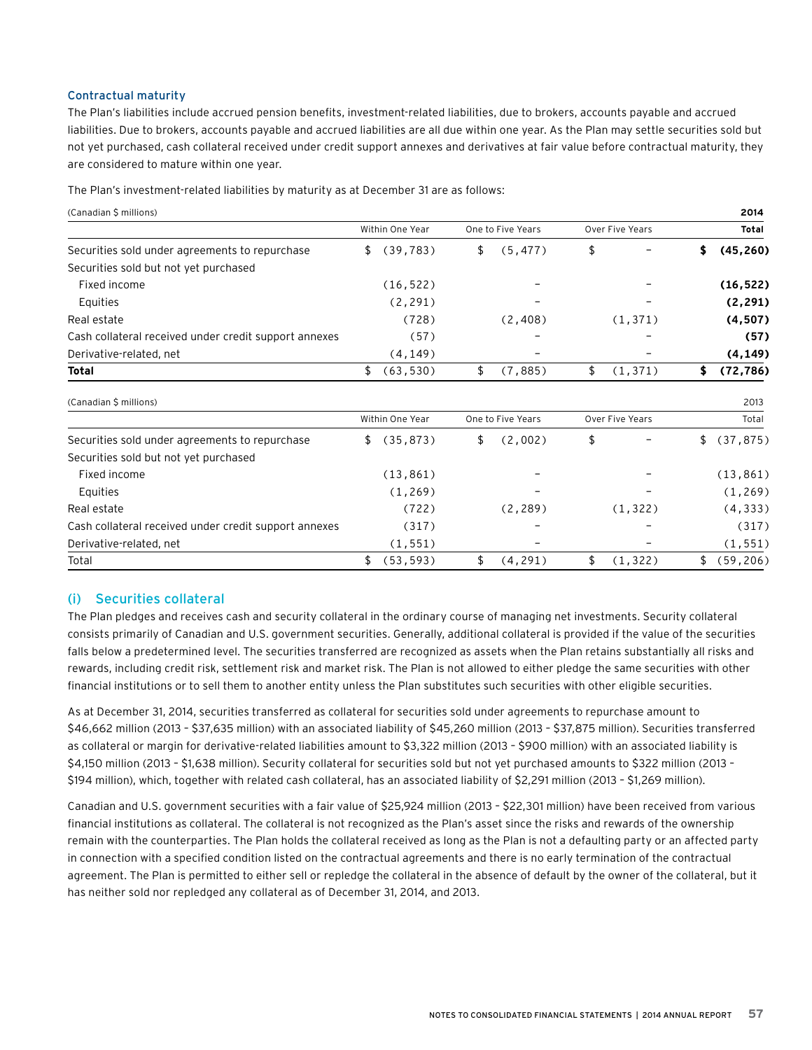### Contractual maturity

The Plan's liabilities include accrued pension benefits, investment-related liabilities, due to brokers, accounts payable and accrued liabilities. Due to brokers, accounts payable and accrued liabilities are all due within one year. As the Plan may settle securities sold but not yet purchased, cash collateral received under credit support annexes and derivatives at fair value before contractual maturity, they are considered to mature within one year.

The Plan's investment-related liabilities by maturity as at December 31 are as follows:

| (Canadian $ millions) | | | | **2014** |
|---|---|---|---|---|
| | Within One Year | One to Five Years | Over Five Years | **Total** |
| Securities sold under agreements to repurchase | $ (39,783) | $ (5,477) | $ – | **$ (45,260)** |
| Securities sold but not yet purchased | | | | |
| Fixed income | (16,522) | – | – | **(16,522)** |
| Equities | (2,291) | – | – | **(2,291)** |
| Real estate | (728) | (2,408) | (1,371) | **(4,507)** |
| Cash collateral received under credit support annexes | (57) | – | – | **(57)** |
| Derivative-related, net | (4,149) | – | – | **(4,149)** |
| **Total** | $ (63,530) | $ (7,885) | $ (1,371) | **$ (72,786)** |

| (Canadian $ millions) | | | | 2013 |
|---|---|---|---|---|
| | Within One Year | One to Five Years | Over Five Years | Total |
| Securities sold under agreements to repurchase | $ (35,873) | $ (2,002) | $ – | $ (37,875) |
| Securities sold but not yet purchased | | | | |
| Fixed income | (13,861) | – | – | (13,861) |
| Equities | (1,269) | – | – | (1,269) |
| Real estate | (722) | (2,289) | (1,322) | (4,333) |
| Cash collateral received under credit support annexes | (317) | – | – | (317) |
| Derivative-related, net | (1,551) | – | – | (1,551) |
| Total | $ (53,593) | $ (4,291) | $ (1,322) | $ (59,206) |

## (i) Securities collateral

The Plan pledges and receives cash and security collateral in the ordinary course of managing net investments. Security collateral consists primarily of Canadian and U.S. government securities. Generally, additional collateral is provided if the value of the securities falls below a predetermined level. The securities transferred are recognized as assets when the Plan retains substantially all risks and rewards, including credit risk, settlement risk and market risk. The Plan is not allowed to either pledge the same securities with other financial institutions or to sell them to another entity unless the Plan substitutes such securities with other eligible securities.

As at December 31, 2014, securities transferred as collateral for securities sold under agreements to repurchase amount to $46,662 million (2013 – $37,635 million) with an associated liability of $45,260 million (2013 – $37,875 million). Securities transferred as collateral or margin for derivative-related liabilities amount to $3,322 million (2013 – $900 million) with an associated liability is $4,150 million (2013 – $1,638 million). Security collateral for securities sold but not yet purchased amounts to $322 million (2013 – $194 million), which, together with related cash collateral, has an associated liability of $2,291 million (2013 – $1,269 million).

Canadian and U.S. government securities with a fair value of $25,924 million (2013 – $22,301 million) have been received from various financial institutions as collateral. The collateral is not recognized as the Plan's asset since the risks and rewards of the ownership remain with the counterparties. The Plan holds the collateral received as long as the Plan is not a defaulting party or an affected party in connection with a specified condition listed on the contractual agreements and there is no early termination of the contractual agreement. The Plan is permitted to either sell or repledge the collateral in the absence of default by the owner of the collateral, but it has neither sold nor repledged any collateral as of December 31, 2014, and 2013.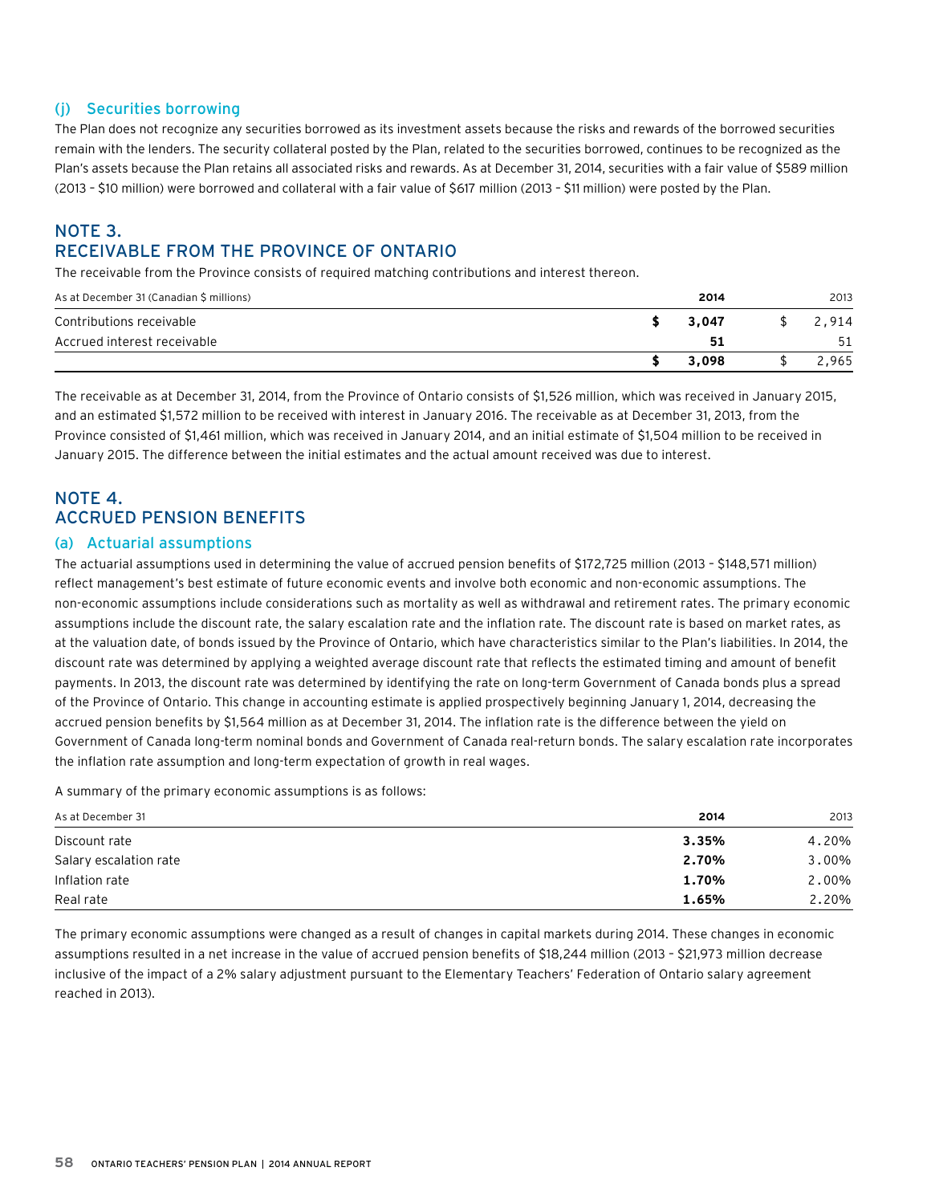### (j) Securities borrowing

The Plan does not recognize any securities borrowed as its investment assets because the risks and rewards of the borrowed securities remain with the lenders. The security collateral posted by the Plan, related to the securities borrowed, continues to be recognized as the Plan's assets because the Plan retains all associated risks and rewards. As at December 31, 2014, securities with a fair value of $589 million (2013 – $10 million) were borrowed and collateral with a fair value of $617 million (2013 – $11 million) were posted by the Plan.

## NOTE 3. RECEIVABLE FROM THE PROVINCE OF ONTARIO

The receivable from the Province consists of required matching contributions and interest thereon.

| As at December 31 (Canadian $ millions) | **2014** | 2013 |
|---|---|---|
| Contributions receivable | **$ 3,047** | $ 2,914 |
| Accrued interest receivable | **51** | 51 |
| | **$ 3,098** | $ 2,965 |

The receivable as at December 31, 2014, from the Province of Ontario consists of $1,526 million, which was received in January 2015, and an estimated $1,572 million to be received with interest in January 2016. The receivable as at December 31, 2013, from the Province consisted of $1,461 million, which was received in January 2014, and an initial estimate of $1,504 million to be received in January 2015. The difference between the initial estimates and the actual amount received was due to interest.

## NOTE 4. ACCRUED PENSION BENEFITS

### (a) Actuarial assumptions

The actuarial assumptions used in determining the value of accrued pension benefits of $172,725 million (2013 – $148,571 million) reflect management's best estimate of future economic events and involve both economic and non-economic assumptions. The non-economic assumptions include considerations such as mortality as well as withdrawal and retirement rates. The primary economic assumptions include the discount rate, the salary escalation rate and the inflation rate. The discount rate is based on market rates, as at the valuation date, of bonds issued by the Province of Ontario, which have characteristics similar to the Plan's liabilities. In 2014, the discount rate was determined by applying a weighted average discount rate that reflects the estimated timing and amount of benefit payments. In 2013, the discount rate was determined by identifying the rate on long-term Government of Canada bonds plus a spread of the Province of Ontario. This change in accounting estimate is applied prospectively beginning January 1, 2014, decreasing the accrued pension benefits by $1,564 million as at December 31, 2014. The inflation rate is the difference between the yield on Government of Canada long-term nominal bonds and Government of Canada real-return bonds. The salary escalation rate incorporates the inflation rate assumption and long-term expectation of growth in real wages.

A summary of the primary economic assumptions is as follows:

| As at December 31 | **2014** | 2013 |
|---|---|---|
| Discount rate | **3.35%** | 4.20% |
| Salary escalation rate | **2.70%** | 3.00% |
| Inflation rate | **1.70%** | 2.00% |
| Real rate | **1.65%** | 2.20% |

The primary economic assumptions were changed as a result of changes in capital markets during 2014. These changes in economic assumptions resulted in a net increase in the value of accrued pension benefits of $18,244 million (2013 – $21,973 million decrease inclusive of the impact of a 2% salary adjustment pursuant to the Elementary Teachers' Federation of Ontario salary agreement reached in 2013).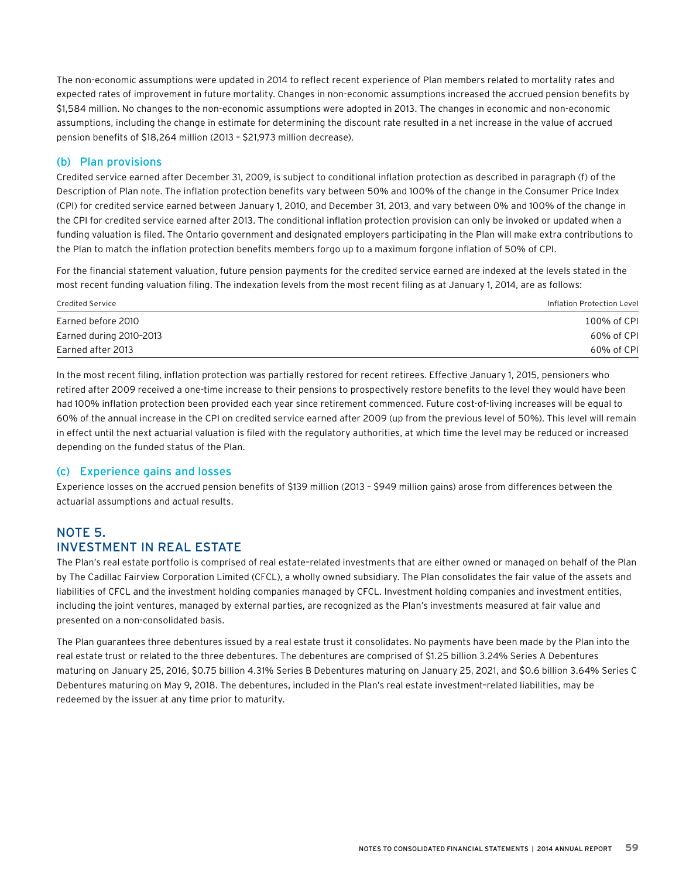The non-economic assumptions were updated in 2014 to reflect recent experience of Plan members related to mortality rates and expected rates of improvement in future mortality. Changes in non-economic assumptions increased the accrued pension benefits by $1,584 million. No changes to the non-economic assumptions were adopted in 2013. The changes in economic and non-economic assumptions, including the change in estimate for determining the discount rate resulted in a net increase in the value of accrued pension benefits of $18,264 million (2013 – $21,973 million decrease).

### (b) Plan provisions

Credited service earned after December 31, 2009, is subject to conditional inflation protection as described in paragraph (f) of the Description of Plan note. The inflation protection benefits vary between 50% and 100% of the change in the Consumer Price Index (CPI) for credited service earned between January 1, 2010, and December 31, 2013, and vary between 0% and 100% of the change in the CPI for credited service earned after 2013. The conditional inflation protection provision can only be invoked or updated when a funding valuation is filed. The Ontario government and designated employers participating in the Plan will make extra contributions to the Plan to match the inflation protection benefits members forgo up to a maximum forgone inflation of 50% of CPI.

For the financial statement valuation, future pension payments for the credited service earned are indexed at the levels stated in the most recent funding valuation filing. The indexation levels from the most recent filing as at January 1, 2014, are as follows:

| Credited Service | Inflation Protection Level |
|---|---|
| Earned before 2010 | 100% of CPI |
| Earned during 2010–2013 | 60% of CPI |
| Earned after 2013 | 60% of CPI |

In the most recent filing, inflation protection was partially restored for recent retirees. Effective January 1, 2015, pensioners who retired after 2009 received a one-time increase to their pensions to prospectively restore benefits to the level they would have been had 100% inflation protection been provided each year since retirement commenced. Future cost-of-living increases will be equal to 60% of the annual increase in the CPI on credited service earned after 2009 (up from the previous level of 50%). This level will remain in effect until the next actuarial valuation is filed with the regulatory authorities, at which time the level may be reduced or increased depending on the funded status of the Plan.

### (c) Experience gains and losses

Experience losses on the accrued pension benefits of $139 million (2013 – $949 million gains) arose from differences between the actuarial assumptions and actual results.

## NOTE 5.
## INVESTMENT IN REAL ESTATE

The Plan's real estate portfolio is comprised of real estate-related investments that are either owned or managed on behalf of the Plan by The Cadillac Fairview Corporation Limited (CFCL), a wholly owned subsidiary. The Plan consolidates the fair value of the assets and liabilities of CFCL and the investment holding companies managed by CFCL. Investment holding companies and investment entities, including the joint ventures, managed by external parties, are recognized as the Plan's investments measured at fair value and presented on a non-consolidated basis.

The Plan guarantees three debentures issued by a real estate trust it consolidates. No payments have been made by the Plan into the real estate trust or related to the three debentures. The debentures are comprised of $1.25 billion 3.24% Series A Debentures maturing on January 25, 2016, $0.75 billion 4.31% Series B Debentures maturing on January 25, 2021, and $0.6 billion 3.64% Series C Debentures maturing on May 9, 2018. The debentures, included in the Plan's real estate investment-related liabilities, may be redeemed by the issuer at any time prior to maturity.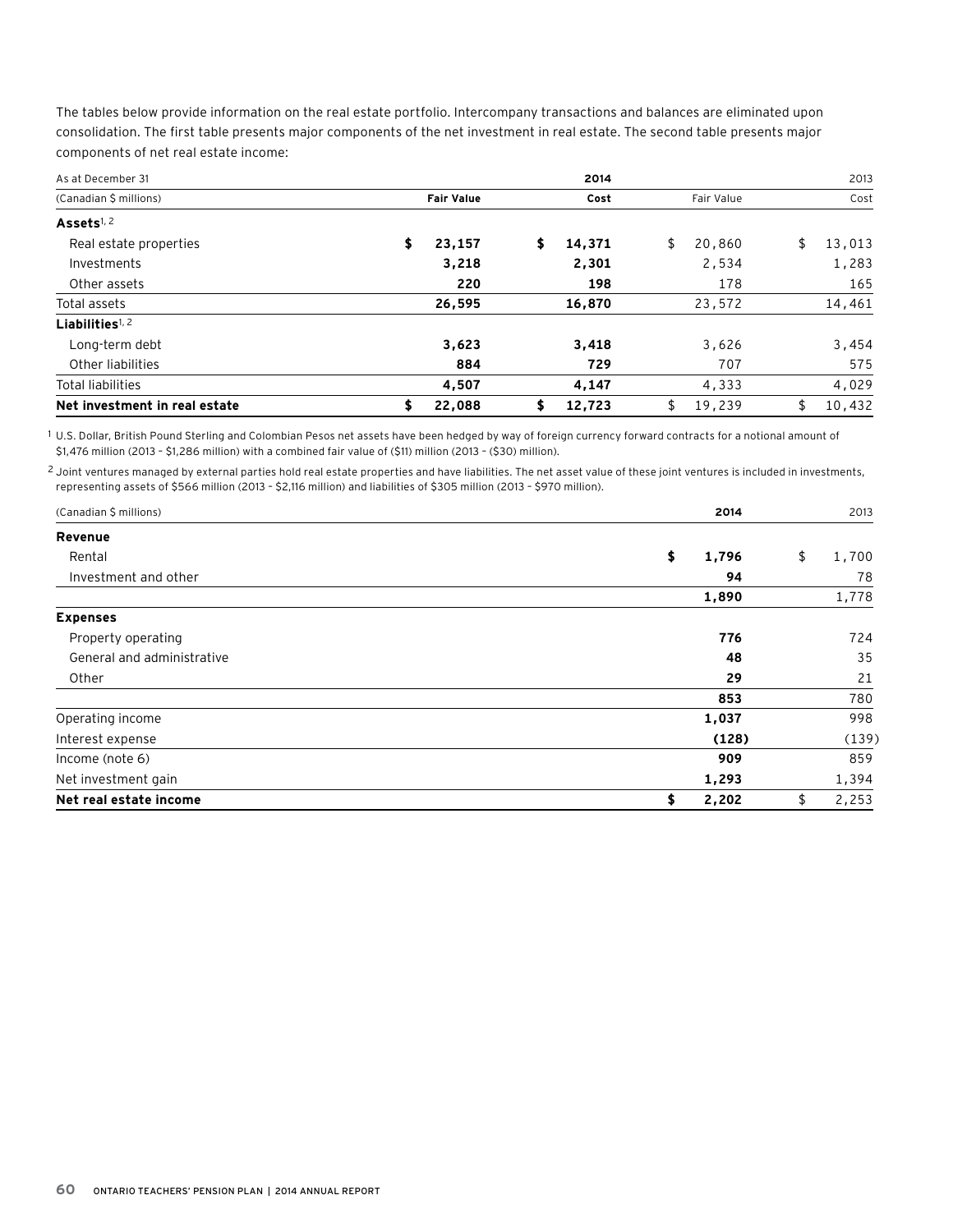The tables below provide information on the real estate portfolio. Intercompany transactions and balances are eliminated upon consolidation. The first table presents major components of the net investment in real estate. The second table presents major components of net real estate income:

| As at December 31 | 2014 | | 2013 | |
|---|---|---|---|---|
| (Canadian $ millions) | **Fair Value** | **Cost** | Fair Value | Cost |
| **Assets**[1, 2] | | | | |
| Real estate properties | **$ 23,157** | **$ 14,371** | $ 20,860 | $ 13,013 |
| Investments | **3,218** | **2,301** | 2,534 | 1,283 |
| Other assets | **220** | **198** | 178 | 165 |
| Total assets | **26,595** | **16,870** | 23,572 | 14,461 |
| **Liabilities**[1, 2] | | | | |
| Long-term debt | **3,623** | **3,418** | 3,626 | 3,454 |
| Other liabilities | **884** | **729** | 707 | 575 |
| Total liabilities | **4,507** | **4,147** | 4,333 | 4,029 |
| **Net investment in real estate** | **$ 22,088** | **$ 12,723** | $ 19,239 | $ 10,432 |

[1] U.S. Dollar, British Pound Sterling and Colombian Pesos net assets have been hedged by way of foreign currency forward contracts for a notional amount of $1,476 million (2013 – $1,286 million) with a combined fair value of ($11) million (2013 – ($30) million).

[2] Joint ventures managed by external parties hold real estate properties and have liabilities. The net asset value of these joint ventures is included in investments, representing assets of $566 million (2013 – $2,116 million) and liabilities of $305 million (2013 – $970 million).

| (Canadian $ millions) | 2014 | 2013 |
|---|---|---|
| **Revenue** | | |
| Rental | **$ 1,796** | $ 1,700 |
| Investment and other | **94** | 78 |
| | **1,890** | 1,778 |
| **Expenses** | | |
| Property operating | **776** | 724 |
| General and administrative | **48** | 35 |
| Other | **29** | 21 |
| | **853** | 780 |
| Operating income | **1,037** | 998 |
| Interest expense | **(128)** | (139) |
| Income (note 6) | **909** | 859 |
| Net investment gain | **1,293** | 1,394 |
| **Net real estate income** | **$ 2,202** | $ 2,253 |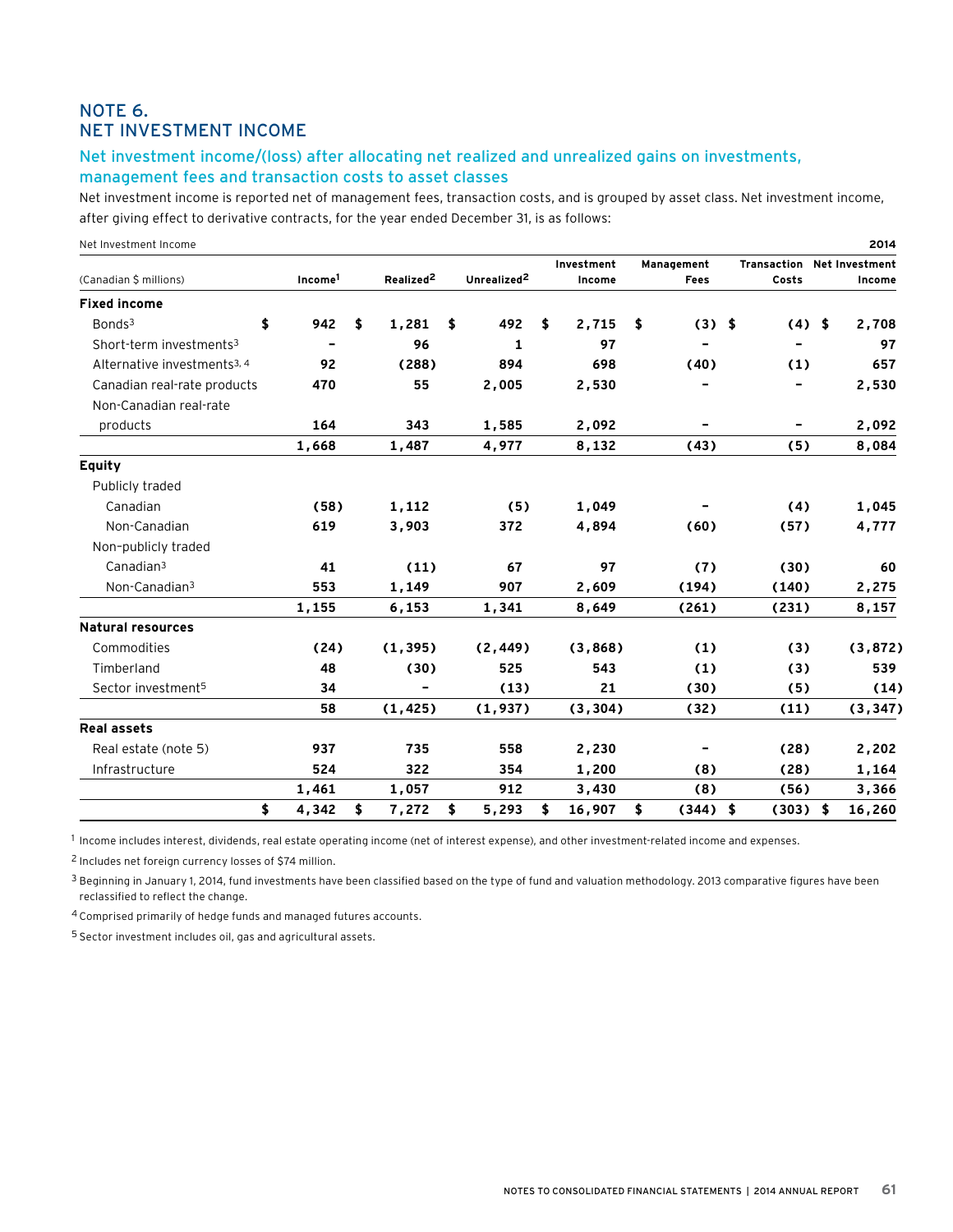## NOTE 6.
## NET INVESTMENT INCOME

### Net investment income/(loss) after allocating net realized and unrealized gains on investments, management fees and transaction costs to asset classes

Net investment income is reported net of management fees, transaction costs, and is grouped by asset class. Net investment income, after giving effect to derivative contracts, for the year ended December 31, is as follows:

Net Investment Income — 2014

| (Canadian $ millions) | Income[1] | Realized[2] | Unrealized[2] | Investment Income | Management Fees | Transaction Costs | Net Investment Income |
|---|---|---|---|---|---|---|---|
| **Fixed income** | | | | | | | |
| Bonds[3] | $ 942 | $ 1,281 | $ 492 | $ 2,715 | $ (3) | $ (4) | $ 2,708 |
| Short-term investments[3] | – | 96 | 1 | 97 | – | – | 97 |
| Alternative investments[3, 4] | 92 | (288) | 894 | 698 | (40) | (1) | 657 |
| Canadian real-rate products | 470 | 55 | 2,005 | 2,530 | – | – | 2,530 |
| Non-Canadian real-rate products | 164 | 343 | 1,585 | 2,092 | – | – | 2,092 |
| | 1,668 | 1,487 | 4,977 | 8,132 | (43) | (5) | 8,084 |
| **Equity** | | | | | | | |
| Publicly traded | | | | | | | |
| Canadian | (58) | 1,112 | (5) | 1,049 | – | (4) | 1,045 |
| Non-Canadian | 619 | 3,903 | 372 | 4,894 | (60) | (57) | 4,777 |
| Non-publicly traded | | | | | | | |
| Canadian[3] | 41 | (11) | 67 | 97 | (7) | (30) | 60 |
| Non-Canadian[3] | 553 | 1,149 | 907 | 2,609 | (194) | (140) | 2,275 |
| | 1,155 | 6,153 | 1,341 | 8,649 | (261) | (231) | 8,157 |
| **Natural resources** | | | | | | | |
| Commodities | (24) | (1,395) | (2,449) | (3,868) | (1) | (3) | (3,872) |
| Timberland | 48 | (30) | 525 | 543 | (1) | (3) | 539 |
| Sector investment[5] | 34 | – | (13) | 21 | (30) | (5) | (14) |
| | 58 | (1,425) | (1,937) | (3,304) | (32) | (11) | (3,347) |
| **Real assets** | | | | | | | |
| Real estate (note 5) | 937 | 735 | 558 | 2,230 | – | (28) | 2,202 |
| Infrastructure | 524 | 322 | 354 | 1,200 | (8) | (28) | 1,164 |
| | 1,461 | 1,057 | 912 | 3,430 | (8) | (56) | 3,366 |
| | $ 4,342 | $ 7,272 | $ 5,293 | $ 16,907 | $ (344) | $ (303) | $ 16,260 |

[1] Income includes interest, dividends, real estate operating income (net of interest expense), and other investment-related income and expenses.

[2] Includes net foreign currency losses of $74 million.

[3] Beginning in January 1, 2014, fund investments have been classified based on the type of fund and valuation methodology. 2013 comparative figures have been reclassified to reflect the change.

[4] Comprised primarily of hedge funds and managed futures accounts.

[5] Sector investment includes oil, gas and agricultural assets.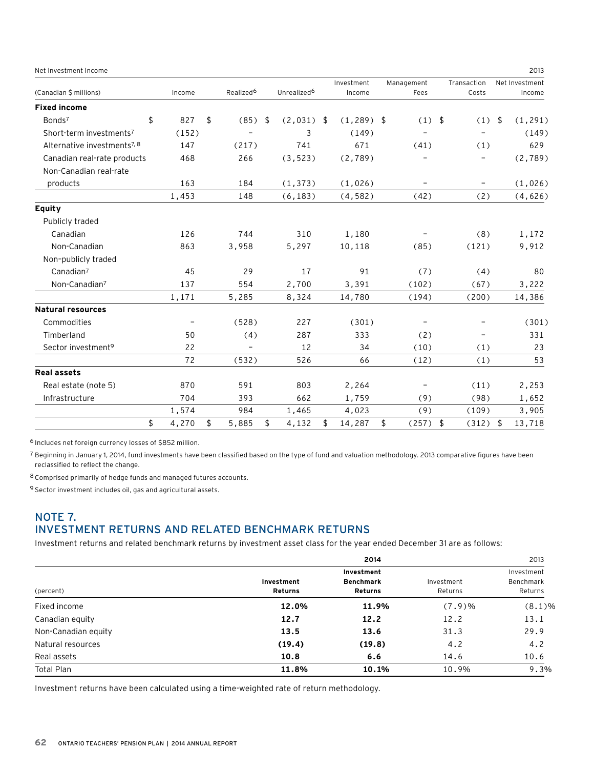Net Investment Income 2013

| (Canadian $ millions) | Income | Realized[6] | Unrealized[6] | Investment Income | Management Fees | Transaction Costs | Net Investment Income |
|---|---|---|---|---|---|---|---|
| **Fixed income** | | | | | | | |
| Bonds[7] | $ 827 | $ (85) | $ (2,031) | $ (1,289) | $ (1) | $ (1) | $ (1,291) |
| Short-term investments[7] | (152) | – | 3 | (149) | – | – | (149) |
| Alternative investments[7, 8] | 147 | (217) | 741 | 671 | (41) | (1) | 629 |
| Canadian real-rate products | 468 | 266 | (3,523) | (2,789) | – | – | (2,789) |
| Non-Canadian real-rate products | 163 | 184 | (1,373) | (1,026) | – | – | (1,026) |
| | 1,453 | 148 | (6,183) | (4,582) | (42) | (2) | (4,626) |
| **Equity** | | | | | | | |
| Publicly traded | | | | | | | |
| Canadian | 126 | 744 | 310 | 1,180 | – | (8) | 1,172 |
| Non-Canadian | 863 | 3,958 | 5,297 | 10,118 | (85) | (121) | 9,912 |
| Non-publicly traded | | | | | | | |
| Canadian[7] | 45 | 29 | 17 | 91 | (7) | (4) | 80 |
| Non-Canadian[7] | 137 | 554 | 2,700 | 3,391 | (102) | (67) | 3,222 |
| | 1,171 | 5,285 | 8,324 | 14,780 | (194) | (200) | 14,386 |
| **Natural resources** | | | | | | | |
| Commodities | – | (528) | 227 | (301) | – | – | (301) |
| Timberland | 50 | (4) | 287 | 333 | (2) | – | 331 |
| Sector investment[9] | 22 | – | 12 | 34 | (10) | (1) | 23 |
| | 72 | (532) | 526 | 66 | (12) | (1) | 53 |
| **Real assets** | | | | | | | |
| Real estate (note 5) | 870 | 591 | 803 | 2,264 | – | (11) | 2,253 |
| Infrastructure | 704 | 393 | 662 | 1,759 | (9) | (98) | 1,652 |
| | 1,574 | 984 | 1,465 | 4,023 | (9) | (109) | 3,905 |
| | $ 4,270 | $ 5,885 | $ 4,132 | $ 14,287 | $ (257) | $ (312) | $ 13,718 |

[6] Includes net foreign currency losses of $852 million.

[7] Beginning in January 1, 2014, fund investments have been classified based on the type of fund and valuation methodology. 2013 comparative figures have been reclassified to reflect the change.

[8] Comprised primarily of hedge funds and managed futures accounts.

[9] Sector investment includes oil, gas and agricultural assets.

## NOTE 7. INVESTMENT RETURNS AND RELATED BENCHMARK RETURNS

Investment returns and related benchmark returns by investment asset class for the year ended December 31 are as follows:

| (percent) | **2014** Investment Returns | **2014** Investment Benchmark Returns | 2013 Investment Returns | 2013 Investment Benchmark Returns |
|---|---|---|---|---|
| Fixed income | **12.0%** | **11.9%** | (7.9)% | (8.1)% |
| Canadian equity | **12.7** | **12.2** | 12.2 | 13.1 |
| Non-Canadian equity | **13.5** | **13.6** | 31.3 | 29.9 |
| Natural resources | **(19.4)** | **(19.8)** | 4.2 | 4.2 |
| Real assets | **10.8** | **6.6** | 14.6 | 10.6 |
| Total Plan | **11.8%** | **10.1%** | 10.9% | 9.3% |

Investment returns have been calculated using a time-weighted rate of return methodology.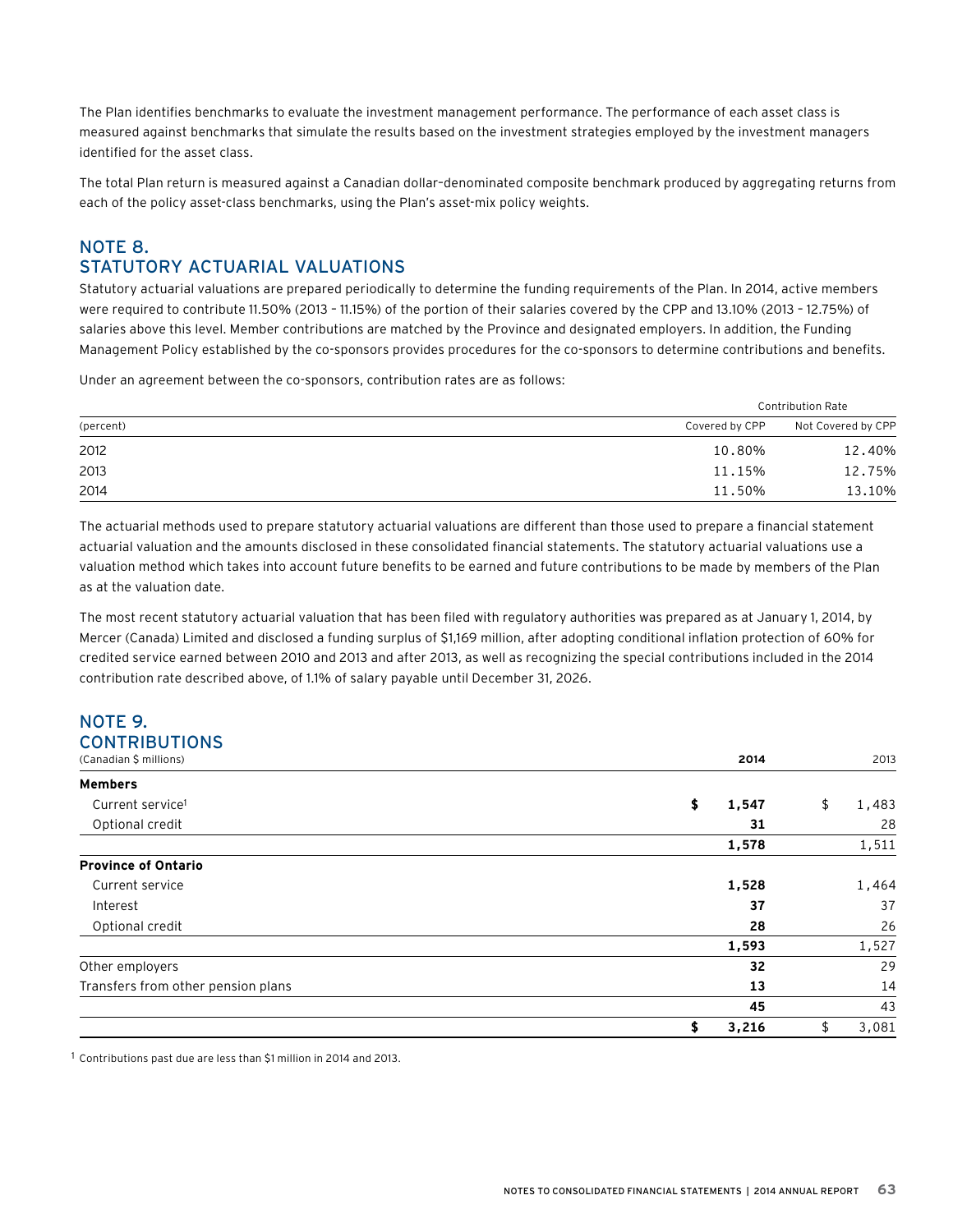The Plan identifies benchmarks to evaluate the investment management performance. The performance of each asset class is measured against benchmarks that simulate the results based on the investment strategies employed by the investment managers identified for the asset class.

The total Plan return is measured against a Canadian dollar–denominated composite benchmark produced by aggregating returns from each of the policy asset-class benchmarks, using the Plan's asset-mix policy weights.

## NOTE 8. STATUTORY ACTUARIAL VALUATIONS

Statutory actuarial valuations are prepared periodically to determine the funding requirements of the Plan. In 2014, active members were required to contribute 11.50% (2013 – 11.15%) of the portion of their salaries covered by the CPP and 13.10% (2013 – 12.75%) of salaries above this level. Member contributions are matched by the Province and designated employers. In addition, the Funding Management Policy established by the co-sponsors provides procedures for the co-sponsors to determine contributions and benefits.

Under an agreement between the co-sponsors, contribution rates are as follows:

| | Contribution Rate | |
|---|---|---|
| (percent) | Covered by CPP | Not Covered by CPP |
| 2012 | 10.80% | 12.40% |
| 2013 | 11.15% | 12.75% |
| 2014 | 11.50% | 13.10% |

The actuarial methods used to prepare statutory actuarial valuations are different than those used to prepare a financial statement actuarial valuation and the amounts disclosed in these consolidated financial statements. The statutory actuarial valuations use a valuation method which takes into account future benefits to be earned and future contributions to be made by members of the Plan as at the valuation date.

The most recent statutory actuarial valuation that has been filed with regulatory authorities was prepared as at January 1, 2014, by Mercer (Canada) Limited and disclosed a funding surplus of $1,169 million, after adopting conditional inflation protection of 60% for credited service earned between 2010 and 2013 and after 2013, as well as recognizing the special contributions included in the 2014 contribution rate described above, of 1.1% of salary payable until December 31, 2026.

## NOTE 9. CONTRIBUTIONS

| (Canadian $ millions) | **2014** | 2013 |
|---|---|---|
| **Members** | | |
| Current service[1] | **$ 1,547** | $ 1,483 |
| Optional credit | **31** | 28 |
| | **1,578** | 1,511 |
| **Province of Ontario** | | |
| Current service | **1,528** | 1,464 |
| Interest | **37** | 37 |
| Optional credit | **28** | 26 |
| | **1,593** | 1,527 |
| Other employers | **32** | 29 |
| Transfers from other pension plans | **13** | 14 |
| | **45** | 43 |
| | **$ 3,216** | $ 3,081 |

[1] Contributions past due are less than $1 million in 2014 and 2013.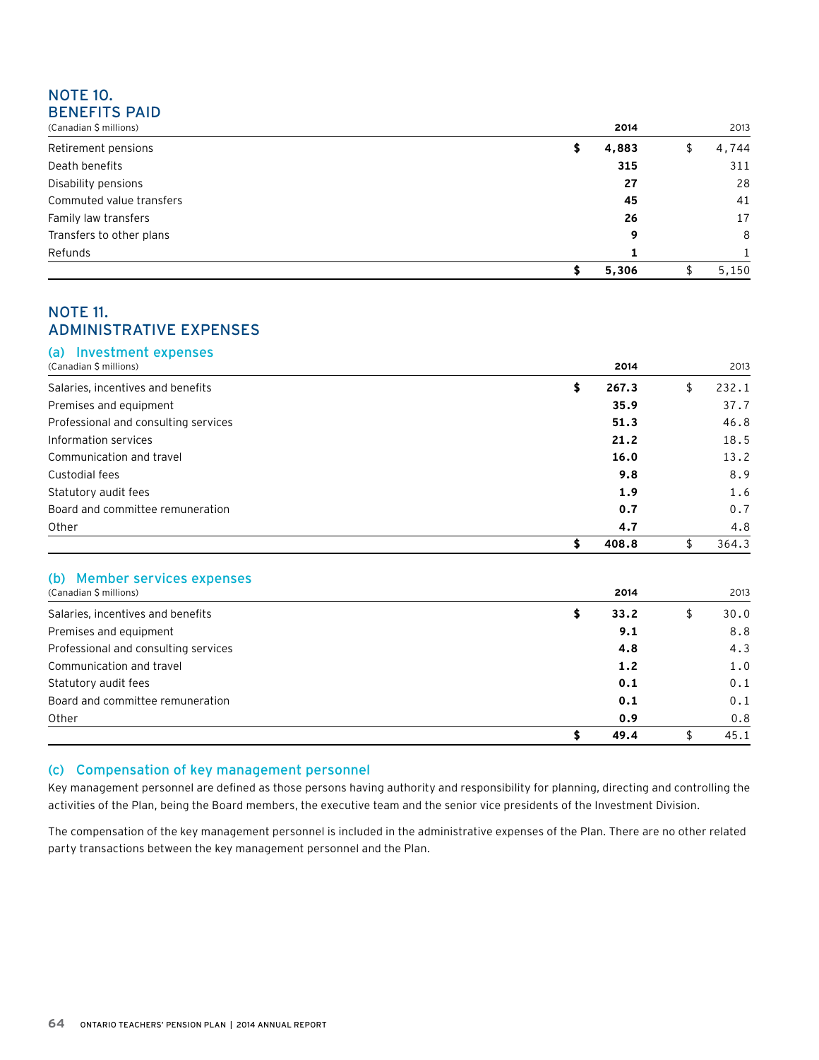## NOTE 10.
## BENEFITS PAID

| (Canadian $ millions) | 2014 | 2013 |
|---|---|---|
| Retirement pensions | **$ 4,883** | $ 4,744 |
| Death benefits | **315** | 311 |
| Disability pensions | **27** | 28 |
| Commuted value transfers | **45** | 41 |
| Family law transfers | **26** | 17 |
| Transfers to other plans | **9** | 8 |
| Refunds | **1** | 1 |
| | **$ 5,306** | $ 5,150 |

## NOTE 11.
## ADMINISTRATIVE EXPENSES

### (a) Investment expenses

| (Canadian $ millions) | 2014 | 2013 |
|---|---|---|
| Salaries, incentives and benefits | **$ 267.3** | $ 232.1 |
| Premises and equipment | **35.9** | 37.7 |
| Professional and consulting services | **51.3** | 46.8 |
| Information services | **21.2** | 18.5 |
| Communication and travel | **16.0** | 13.2 |
| Custodial fees | **9.8** | 8.9 |
| Statutory audit fees | **1.9** | 1.6 |
| Board and committee remuneration | **0.7** | 0.7 |
| Other | **4.7** | 4.8 |
| | **$ 408.8** | $ 364.3 |

### (b) Member services expenses

| (Canadian $ millions) | 2014 | 2013 |
|---|---|---|
| Salaries, incentives and benefits | **$ 33.2** | $ 30.0 |
| Premises and equipment | **9.1** | 8.8 |
| Professional and consulting services | **4.8** | 4.3 |
| Communication and travel | **1.2** | 1.0 |
| Statutory audit fees | **0.1** | 0.1 |
| Board and committee remuneration | **0.1** | 0.1 |
| Other | **0.9** | 0.8 |
| | **$ 49.4** | $ 45.1 |

### (c) Compensation of key management personnel

Key management personnel are defined as those persons having authority and responsibility for planning, directing and controlling the activities of the Plan, being the Board members, the executive team and the senior vice presidents of the Investment Division.

The compensation of the key management personnel is included in the administrative expenses of the Plan. There are no other related party transactions between the key management personnel and the Plan.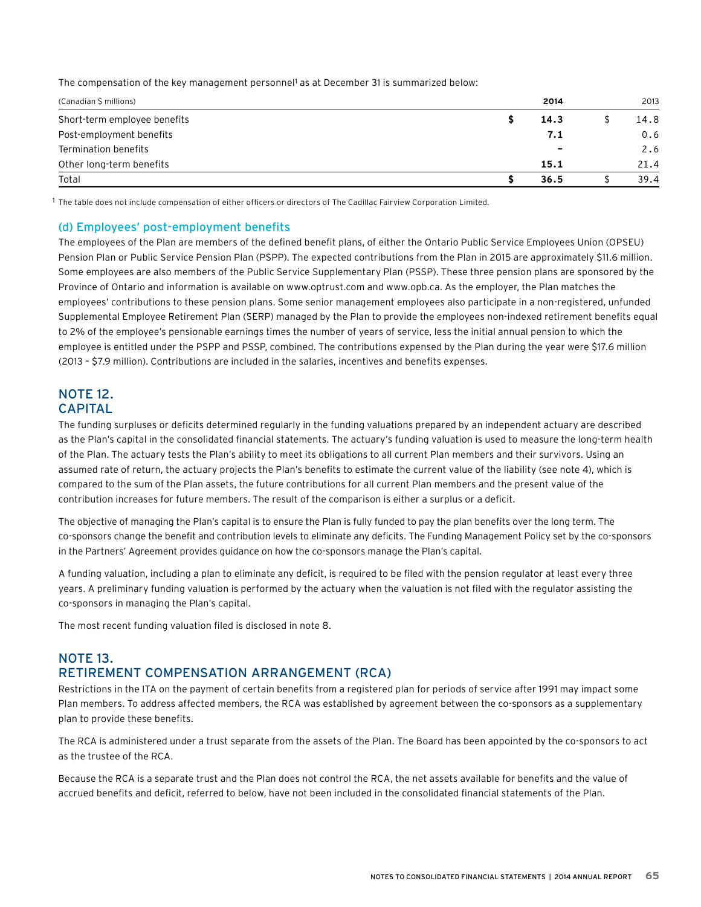The compensation of the key management personnel[1] as at December 31 is summarized below:

| (Canadian $ millions) | 2014 | 2013 |
|---|---|---|
| Short-term employee benefits | **$ 14.3** | $ 14.8 |
| Post-employment benefits | **7.1** | 0.6 |
| Termination benefits | **–** | 2.6 |
| Other long-term benefits | **15.1** | 21.4 |
| Total | **$ 36.5** | $ 39.4 |

[1] The table does not include compensation of either officers or directors of The Cadillac Fairview Corporation Limited.

### (d) Employees' post-employment benefits

The employees of the Plan are members of the defined benefit plans, of either the Ontario Public Service Employees Union (OPSEU) Pension Plan or Public Service Pension Plan (PSPP). The expected contributions from the Plan in 2015 are approximately $11.6 million. Some employees are also members of the Public Service Supplementary Plan (PSSP). These three pension plans are sponsored by the Province of Ontario and information is available on www.optrust.com and www.opb.ca. As the employer, the Plan matches the employees' contributions to these pension plans. Some senior management employees also participate in a non-registered, unfunded Supplemental Employee Retirement Plan (SERP) managed by the Plan to provide the employees non-indexed retirement benefits equal to 2% of the employee's pensionable earnings times the number of years of service, less the initial annual pension to which the employee is entitled under the PSPP and PSSP, combined. The contributions expensed by the Plan during the year were $17.6 million (2013 – $7.9 million). Contributions are included in the salaries, incentives and benefits expenses.

## NOTE 12.
## CAPITAL

The funding surpluses or deficits determined regularly in the funding valuations prepared by an independent actuary are described as the Plan's capital in the consolidated financial statements. The actuary's funding valuation is used to measure the long-term health of the Plan. The actuary tests the Plan's ability to meet its obligations to all current Plan members and their survivors. Using an assumed rate of return, the actuary projects the Plan's benefits to estimate the current value of the liability (see note 4), which is compared to the sum of the Plan assets, the future contributions for all current Plan members and the present value of the contribution increases for future members. The result of the comparison is either a surplus or a deficit.

The objective of managing the Plan's capital is to ensure the Plan is fully funded to pay the plan benefits over the long term. The co-sponsors change the benefit and contribution levels to eliminate any deficits. The Funding Management Policy set by the co-sponsors in the Partners' Agreement provides guidance on how the co-sponsors manage the Plan's capital.

A funding valuation, including a plan to eliminate any deficit, is required to be filed with the pension regulator at least every three years. A preliminary funding valuation is performed by the actuary when the valuation is not filed with the regulator assisting the co-sponsors in managing the Plan's capital.

The most recent funding valuation filed is disclosed in note 8.

## NOTE 13.
## RETIREMENT COMPENSATION ARRANGEMENT (RCA)

Restrictions in the ITA on the payment of certain benefits from a registered plan for periods of service after 1991 may impact some Plan members. To address affected members, the RCA was established by agreement between the co-sponsors as a supplementary plan to provide these benefits.

The RCA is administered under a trust separate from the assets of the Plan. The Board has been appointed by the co-sponsors to act as the trustee of the RCA.

Because the RCA is a separate trust and the Plan does not control the RCA, the net assets available for benefits and the value of accrued benefits and deficit, referred to below, have not been included in the consolidated financial statements of the Plan.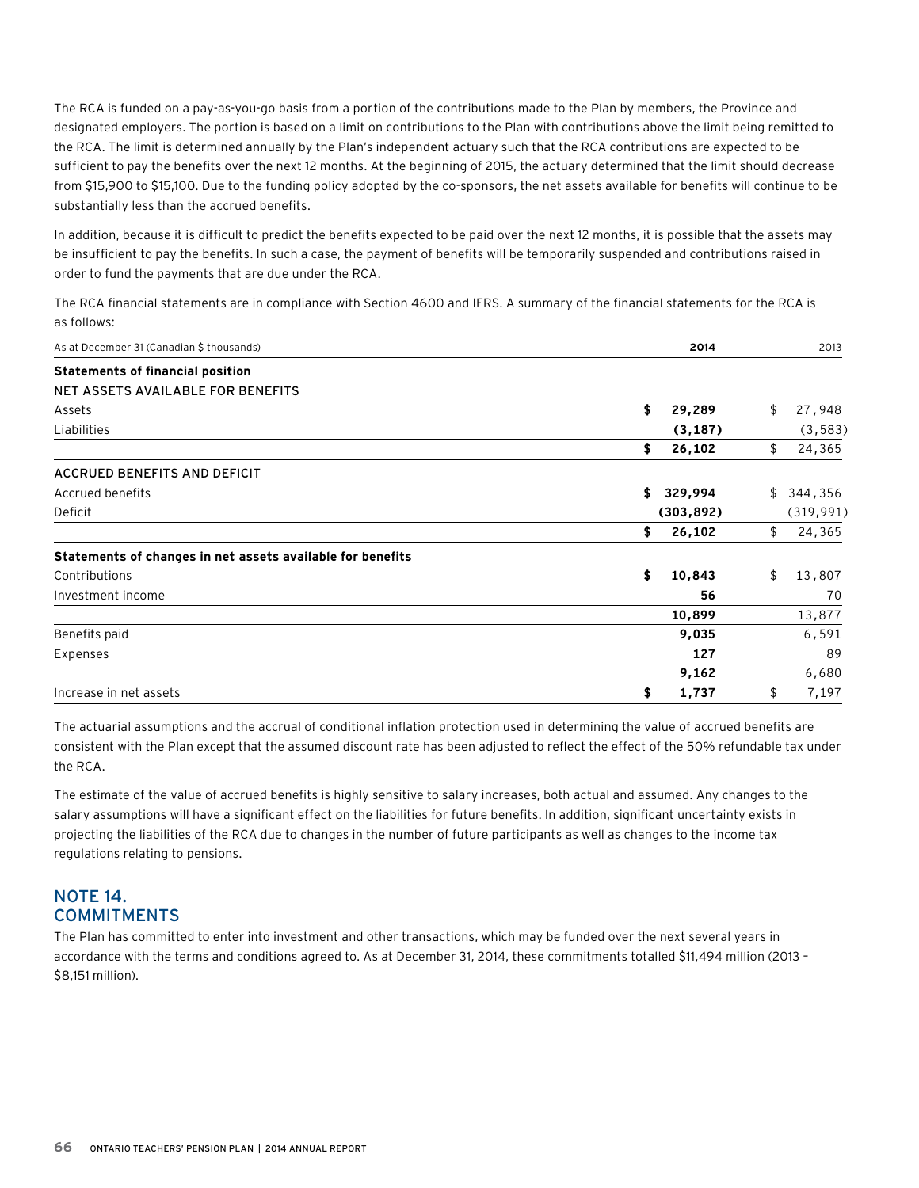The RCA is funded on a pay-as-you-go basis from a portion of the contributions made to the Plan by members, the Province and designated employers. The portion is based on a limit on contributions to the Plan with contributions above the limit being remitted to the RCA. The limit is determined annually by the Plan's independent actuary such that the RCA contributions are expected to be sufficient to pay the benefits over the next 12 months. At the beginning of 2015, the actuary determined that the limit should decrease from $15,900 to $15,100. Due to the funding policy adopted by the co-sponsors, the net assets available for benefits will continue to be substantially less than the accrued benefits.

In addition, because it is difficult to predict the benefits expected to be paid over the next 12 months, it is possible that the assets may be insufficient to pay the benefits. In such a case, the payment of benefits will be temporarily suspended and contributions raised in order to fund the payments that are due under the RCA.

The RCA financial statements are in compliance with Section 4600 and IFRS. A summary of the financial statements for the RCA is as follows:

| As at December 31 (Canadian $ thousands) | 2014 | 2013 |
|---|---|---|
| **Statements of financial position** | | |
| NET ASSETS AVAILABLE FOR BENEFITS | | |
| Assets | **$ 29,289** | $ 27,948 |
| Liabilities | **(3,187)** | (3,583) |
| | **$ 26,102** | $ 24,365 |
| ACCRUED BENEFITS AND DEFICIT | | |
| Accrued benefits | **$ 329,994** | $ 344,356 |
| Deficit | **(303,892)** | (319,991) |
| | **$ 26,102** | $ 24,365 |
| **Statements of changes in net assets available for benefits** | | |
| Contributions | **$ 10,843** | $ 13,807 |
| Investment income | **56** | 70 |
| | **10,899** | 13,877 |
| Benefits paid | **9,035** | 6,591 |
| Expenses | **127** | 89 |
| | **9,162** | 6,680 |
| Increase in net assets | **$ 1,737** | $ 7,197 |

The actuarial assumptions and the accrual of conditional inflation protection used in determining the value of accrued benefits are consistent with the Plan except that the assumed discount rate has been adjusted to reflect the effect of the 50% refundable tax under the RCA.

The estimate of the value of accrued benefits is highly sensitive to salary increases, both actual and assumed. Any changes to the salary assumptions will have a significant effect on the liabilities for future benefits. In addition, significant uncertainty exists in projecting the liabilities of the RCA due to changes in the number of future participants as well as changes to the income tax regulations relating to pensions.

## NOTE 14. COMMITMENTS

The Plan has committed to enter into investment and other transactions, which may be funded over the next several years in accordance with the terms and conditions agreed to. As at December 31, 2014, these commitments totalled $11,494 million (2013 – $8,151 million).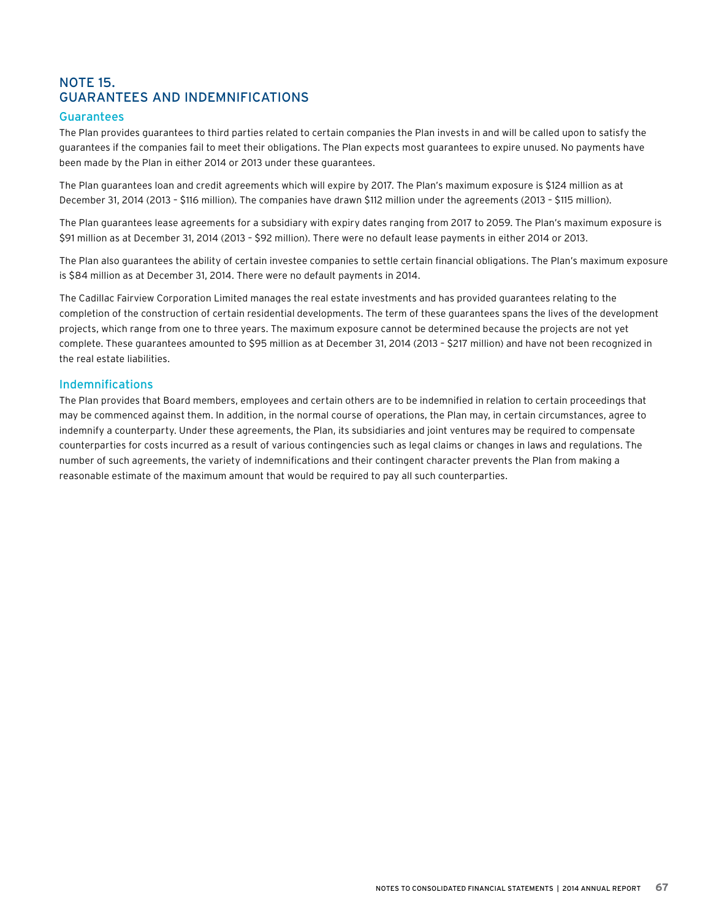# NOTE 15. GUARANTEES AND INDEMNIFICATIONS

## Guarantees

The Plan provides guarantees to third parties related to certain companies the Plan invests in and will be called upon to satisfy the guarantees if the companies fail to meet their obligations. The Plan expects most guarantees to expire unused. No payments have been made by the Plan in either 2014 or 2013 under these guarantees.

The Plan guarantees loan and credit agreements which will expire by 2017. The Plan's maximum exposure is $124 million as at December 31, 2014 (2013 – $116 million). The companies have drawn $112 million under the agreements (2013 – $115 million).

The Plan guarantees lease agreements for a subsidiary with expiry dates ranging from 2017 to 2059. The Plan's maximum exposure is $91 million as at December 31, 2014 (2013 – $92 million). There were no default lease payments in either 2014 or 2013.

The Plan also guarantees the ability of certain investee companies to settle certain financial obligations. The Plan's maximum exposure is $84 million as at December 31, 2014. There were no default payments in 2014.

The Cadillac Fairview Corporation Limited manages the real estate investments and has provided guarantees relating to the completion of the construction of certain residential developments. The term of these guarantees spans the lives of the development projects, which range from one to three years. The maximum exposure cannot be determined because the projects are not yet complete. These guarantees amounted to $95 million as at December 31, 2014 (2013 – $217 million) and have not been recognized in the real estate liabilities.

## Indemnifications

The Plan provides that Board members, employees and certain others are to be indemnified in relation to certain proceedings that may be commenced against them. In addition, in the normal course of operations, the Plan may, in certain circumstances, agree to indemnify a counterparty. Under these agreements, the Plan, its subsidiaries and joint ventures may be required to compensate counterparties for costs incurred as a result of various contingencies such as legal claims or changes in laws and regulations. The number of such agreements, the variety of indemnifications and their contingent character prevents the Plan from making a reasonable estimate of the maximum amount that would be required to pay all such counterparties.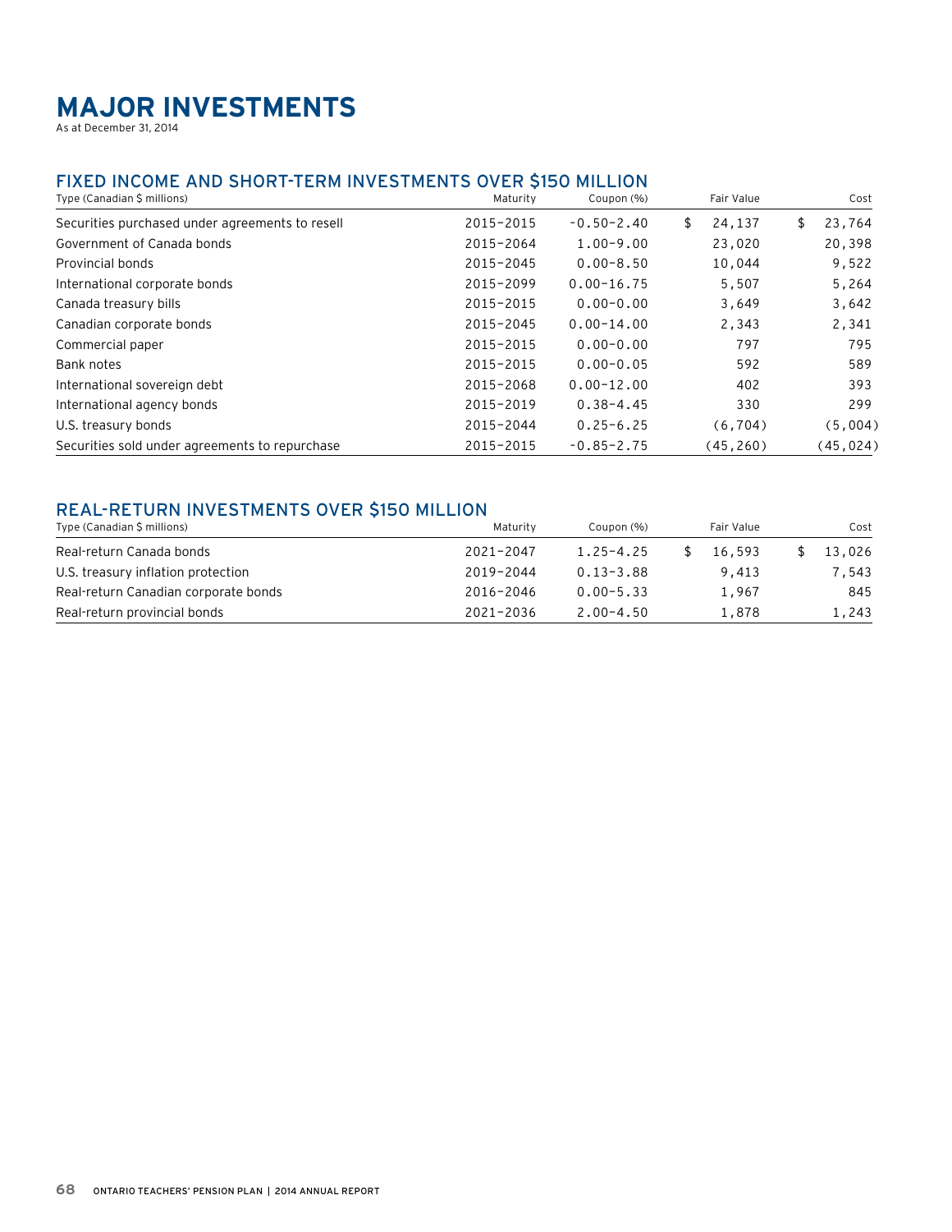# MAJOR INVESTMENTS

As at December 31, 2014

## FIXED INCOME AND SHORT-TERM INVESTMENTS OVER $150 MILLION

| Type (Canadian $ millions) | Maturity | Coupon (%) | Fair Value | Cost |
|---|---|---|---|---|
| Securities purchased under agreements to resell | 2015–2015 | -0.50–2.40 | $ 24,137 | $ 23,764 |
| Government of Canada bonds | 2015–2064 | 1.00–9.00 | 23,020 | 20,398 |
| Provincial bonds | 2015–2045 | 0.00–8.50 | 10,044 | 9,522 |
| International corporate bonds | 2015–2099 | 0.00–16.75 | 5,507 | 5,264 |
| Canada treasury bills | 2015–2015 | 0.00–0.00 | 3,649 | 3,642 |
| Canadian corporate bonds | 2015–2045 | 0.00–14.00 | 2,343 | 2,341 |
| Commercial paper | 2015–2015 | 0.00–0.00 | 797 | 795 |
| Bank notes | 2015–2015 | 0.00–0.05 | 592 | 589 |
| International sovereign debt | 2015–2068 | 0.00–12.00 | 402 | 393 |
| International agency bonds | 2015–2019 | 0.38–4.45 | 330 | 299 |
| U.S. treasury bonds | 2015–2044 | 0.25–6.25 | (6,704) | (5,004) |
| Securities sold under agreements to repurchase | 2015–2015 | -0.85–2.75 | (45,260) | (45,024) |

## REAL-RETURN INVESTMENTS OVER $150 MILLION

| Type (Canadian $ millions) | Maturity | Coupon (%) | Fair Value | Cost |
|---|---|---|---|---|
| Real-return Canada bonds | 2021–2047 | 1.25–4.25 | $ 16,593 | $ 13,026 |
| U.S. treasury inflation protection | 2019–2044 | 0.13–3.88 | 9,413 | 7,543 |
| Real-return Canadian corporate bonds | 2016–2046 | 0.00–5.33 | 1,967 | 845 |
| Real-return provincial bonds | 2021–2036 | 2.00–4.50 | 1,878 | 1,243 |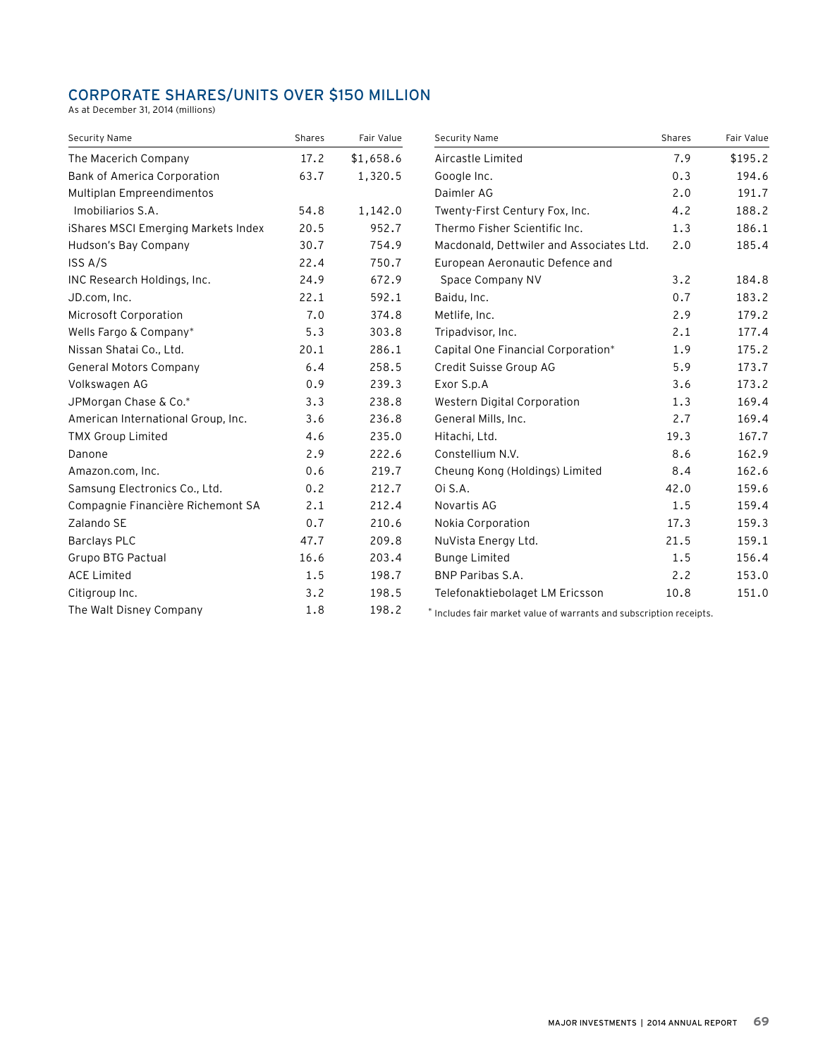## CORPORATE SHARES/UNITS OVER $150 MILLION

As at December 31, 2014 (millions)

| Security Name | Shares | Fair Value |
|---|---|---|
| The Macerich Company | 17.2 | $1,658.6 |
| Bank of America Corporation | 63.7 | 1,320.5 |
| Multiplan Empreendimentos Imobiliarios S.A. | 54.8 | 1,142.0 |
| iShares MSCI Emerging Markets Index | 20.5 | 952.7 |
| Hudson's Bay Company | 30.7 | 754.9 |
| ISS A/S | 22.4 | 750.7 |
| INC Research Holdings, Inc. | 24.9 | 672.9 |
| JD.com, Inc. | 22.1 | 592.1 |
| Microsoft Corporation | 7.0 | 374.8 |
| Wells Fargo & Company* | 5.3 | 303.8 |
| Nissan Shatai Co., Ltd. | 20.1 | 286.1 |
| General Motors Company | 6.4 | 258.5 |
| Volkswagen AG | 0.9 | 239.3 |
| JPMorgan Chase & Co.* | 3.3 | 238.8 |
| American International Group, Inc. | 3.6 | 236.8 |
| TMX Group Limited | 4.6 | 235.0 |
| Danone | 2.9 | 222.6 |
| Amazon.com, Inc. | 0.6 | 219.7 |
| Samsung Electronics Co., Ltd. | 0.2 | 212.7 |
| Compagnie Financière Richemont SA | 2.1 | 212.4 |
| Zalando SE | 0.7 | 210.6 |
| Barclays PLC | 47.7 | 209.8 |
| Grupo BTG Pactual | 16.6 | 203.4 |
| ACE Limited | 1.5 | 198.7 |
| Citigroup Inc. | 3.2 | 198.5 |
| The Walt Disney Company | 1.8 | 198.2 |
| Aircastle Limited | 7.9 | $195.2 |
| Google Inc. | 0.3 | 194.6 |
| Daimler AG | 2.0 | 191.7 |
| Twenty-First Century Fox, Inc. | 4.2 | 188.2 |
| Thermo Fisher Scientific Inc. | 1.3 | 186.1 |
| Macdonald, Dettwiler and Associates Ltd. | 2.0 | 185.4 |
| European Aeronautic Defence and Space Company NV | 3.2 | 184.8 |
| Baidu, Inc. | 0.7 | 183.2 |
| Metlife, Inc. | 2.9 | 179.2 |
| Tripadvisor, Inc. | 2.1 | 177.4 |
| Capital One Financial Corporation* | 1.9 | 175.2 |
| Credit Suisse Group AG | 5.9 | 173.7 |
| Exor S.p.A | 3.6 | 173.2 |
| Western Digital Corporation | 1.3 | 169.4 |
| General Mills, Inc. | 2.7 | 169.4 |
| Hitachi, Ltd. | 19.3 | 167.7 |
| Constellium N.V. | 8.6 | 162.9 |
| Cheung Kong (Holdings) Limited | 8.4 | 162.6 |
| Oi S.A. | 42.0 | 159.6 |
| Novartis AG | 1.5 | 159.4 |
| Nokia Corporation | 17.3 | 159.3 |
| NuVista Energy Ltd. | 21.5 | 159.1 |
| Bunge Limited | 1.5 | 156.4 |
| BNP Paribas S.A. | 2.2 | 153.0 |
| Telefonaktiebolaget LM Ericsson | 10.8 | 151.0 |

* Includes fair market value of warrants and subscription receipts.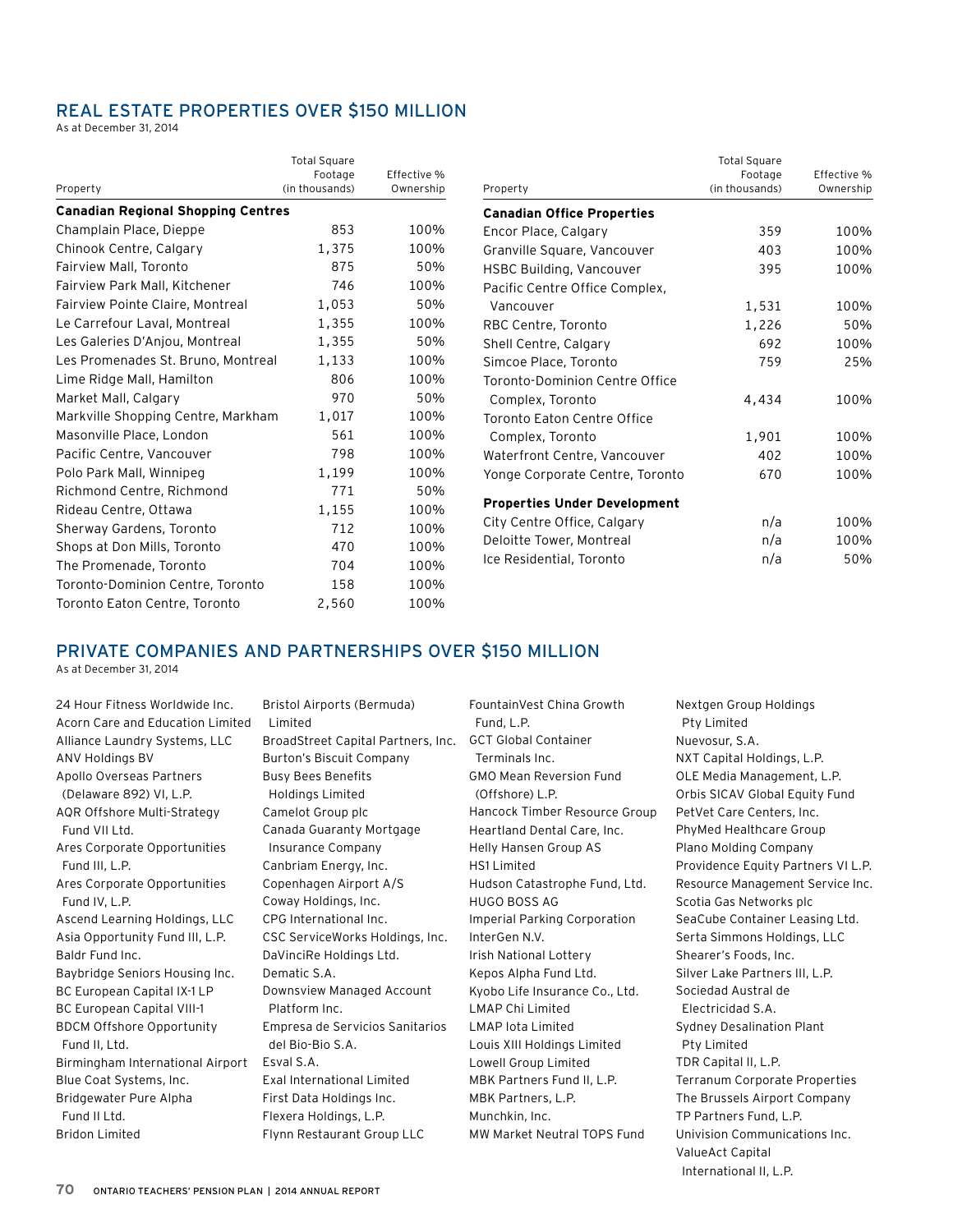## REAL ESTATE PROPERTIES OVER $150 MILLION

As at December 31, 2014

| Property | Total Square Footage (in thousands) | Effective % Ownership |
|---|---|---|
| **Canadian Regional Shopping Centres** | | |
| Champlain Place, Dieppe | 853 | 100% |
| Chinook Centre, Calgary | 1,375 | 100% |
| Fairview Mall, Toronto | 875 | 50% |
| Fairview Park Mall, Kitchener | 746 | 100% |
| Fairview Pointe Claire, Montreal | 1,053 | 50% |
| Le Carrefour Laval, Montreal | 1,355 | 100% |
| Les Galeries D'Anjou, Montreal | 1,355 | 50% |
| Les Promenades St. Bruno, Montreal | 1,133 | 100% |
| Lime Ridge Mall, Hamilton | 806 | 100% |
| Market Mall, Calgary | 970 | 50% |
| Markville Shopping Centre, Markham | 1,017 | 100% |
| Masonville Place, London | 561 | 100% |
| Pacific Centre, Vancouver | 798 | 100% |
| Polo Park Mall, Winnipeg | 1,199 | 100% |
| Richmond Centre, Richmond | 771 | 50% |
| Rideau Centre, Ottawa | 1,155 | 100% |
| Sherway Gardens, Toronto | 712 | 100% |
| Shops at Don Mills, Toronto | 470 | 100% |
| The Promenade, Toronto | 704 | 100% |
| Toronto-Dominion Centre, Toronto | 158 | 100% |
| Toronto Eaton Centre, Toronto | 2,560 | 100% |
| **Canadian Office Properties** | | |
| Encor Place, Calgary | 359 | 100% |
| Granville Square, Vancouver | 403 | 100% |
| HSBC Building, Vancouver | 395 | 100% |
| Pacific Centre Office Complex, Vancouver | 1,531 | 100% |
| RBC Centre, Toronto | 1,226 | 50% |
| Shell Centre, Calgary | 692 | 100% |
| Simcoe Place, Toronto | 759 | 25% |
| Toronto-Dominion Centre Office Complex, Toronto | 4,434 | 100% |
| Toronto Eaton Centre Office Complex, Toronto | 1,901 | 100% |
| Waterfront Centre, Vancouver | 402 | 100% |
| Yonge Corporate Centre, Toronto | 670 | 100% |
| **Properties Under Development** | | |
| City Centre Office, Calgary | n/a | 100% |
| Deloitte Tower, Montreal | n/a | 100% |
| Ice Residential, Toronto | n/a | 50% |

## PRIVATE COMPANIES AND PARTNERSHIPS OVER $150 MILLION

As at December 31, 2014

24 Hour Fitness Worldwide Inc.
Acorn Care and Education Limited
Alliance Laundry Systems, LLC
ANV Holdings BV
Apollo Overseas Partners (Delaware 892) VI, L.P.
AQR Offshore Multi-Strategy Fund VII Ltd.
Ares Corporate Opportunities Fund III, L.P.
Ares Corporate Opportunities Fund IV, L.P.
Ascend Learning Holdings, LLC
Asia Opportunity Fund III, L.P.
Baldr Fund Inc.
Baybridge Seniors Housing Inc.
BC European Capital IX-1 LP
BC European Capital VIII-1
BDCM Offshore Opportunity Fund II, Ltd.
Birmingham International Airport
Blue Coat Systems, Inc.
Bridgewater Pure Alpha Fund II Ltd.
Bridon Limited
Bristol Airports (Bermuda) Limited
BroadStreet Capital Partners, Inc.
Burton's Biscuit Company
Busy Bees Benefits Holdings Limited
Camelot Group plc
Canada Guaranty Mortgage Insurance Company
Canbriam Energy, Inc.
Copenhagen Airport A/S
Coway Holdings, Inc.
CPG International Inc.
CSC ServiceWorks Holdings, Inc.
DaVinciRe Holdings Ltd.
Dematic S.A.
Downsview Managed Account Platform Inc.
Empresa de Servicios Sanitarios del Bio-Bio S.A.
Esval S.A.
Exal International Limited
First Data Holdings Inc.
Flexera Holdings, L.P.
Flynn Restaurant Group LLC
FountainVest China Growth Fund, L.P.
GCT Global Container Terminals Inc.
GMO Mean Reversion Fund (Offshore) L.P.
Hancock Timber Resource Group
Heartland Dental Care, Inc.
Helly Hansen Group AS
HS1 Limited
Hudson Catastrophe Fund, Ltd.
HUGO BOSS AG
Imperial Parking Corporation
InterGen N.V.
Irish National Lottery
Kepos Alpha Fund Ltd.
Kyobo Life Insurance Co., Ltd.
LMAP Chi Limited
LMAP Iota Limited
Louis XIII Holdings Limited
Lowell Group Limited
MBK Partners Fund II, L.P.
MBK Partners, L.P.
Munchkin, Inc.
MW Market Neutral TOPS Fund
Nextgen Group Holdings Pty Limited
Nuevosur, S.A.
NXT Capital Holdings, L.P.
OLE Media Management, L.P.
Orbis SICAV Global Equity Fund
PetVet Care Centers, Inc.
PhyMed Healthcare Group
Plano Molding Company
Providence Equity Partners VI L.P.
Resource Management Service Inc.
Scotia Gas Networks plc
SeaCube Container Leasing Ltd.
Serta Simmons Holdings, LLC
Shearer's Foods, Inc.
Silver Lake Partners III, L.P.
Sociedad Austral de Electricidad S.A.
Sydney Desalination Plant Pty Limited
TDR Capital II, L.P.
Terranum Corporate Properties
The Brussels Airport Company
TP Partners Fund, L.P.
Univision Communications Inc.
ValueAct Capital International II, L.P.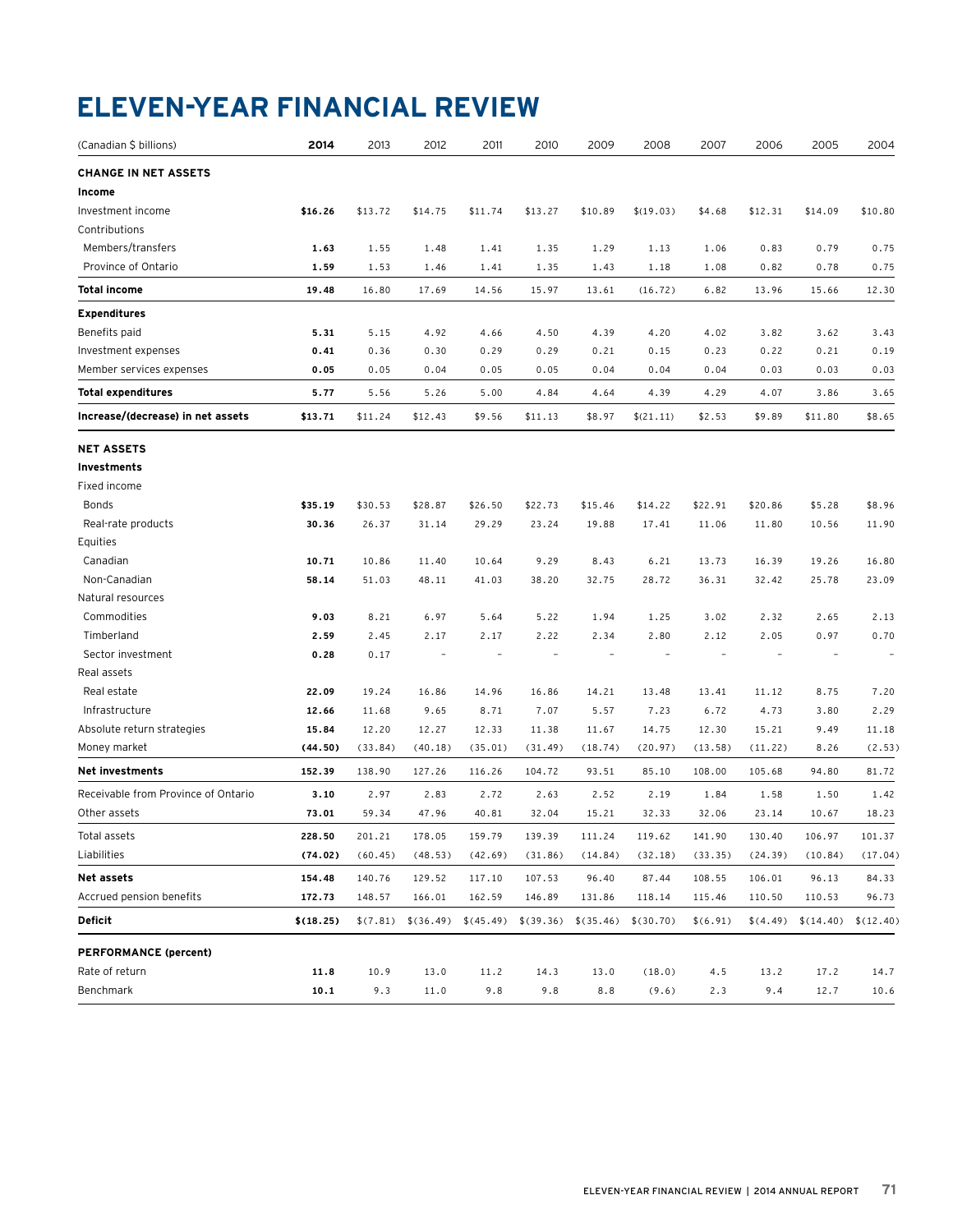# ELEVEN-YEAR FINANCIAL REVIEW

| (Canadian $ billions) | **2014** | 2013 | 2012 | 2011 | 2010 | 2009 | 2008 | 2007 | 2006 | 2005 | 2004 |
|---|---|---|---|---|---|---|---|---|---|---|---|
| **CHANGE IN NET ASSETS** | | | | | | | | | | | |
| **Income** | | | | | | | | | | | |
| Investment income | **$16.26** | $13.72 | $14.75 | $11.74 | $13.27 | $10.89 | $(19.03) | $4.68 | $12.31 | $14.09 | $10.80 |
| Contributions | | | | | | | | | | | |
| Members/transfers | **1.63** | 1.55 | 1.48 | 1.41 | 1.35 | 1.29 | 1.13 | 1.06 | 0.83 | 0.79 | 0.75 |
| Province of Ontario | **1.59** | 1.53 | 1.46 | 1.41 | 1.35 | 1.43 | 1.18 | 1.08 | 0.82 | 0.78 | 0.75 |
| **Total income** | **19.48** | 16.80 | 17.69 | 14.56 | 15.97 | 13.61 | (16.72) | 6.82 | 13.96 | 15.66 | 12.30 |
| **Expenditures** | | | | | | | | | | | |
| Benefits paid | **5.31** | 5.15 | 4.92 | 4.66 | 4.50 | 4.39 | 4.20 | 4.02 | 3.82 | 3.62 | 3.43 |
| Investment expenses | **0.41** | 0.36 | 0.30 | 0.29 | 0.29 | 0.21 | 0.15 | 0.23 | 0.22 | 0.21 | 0.19 |
| Member services expenses | **0.05** | 0.05 | 0.04 | 0.05 | 0.05 | 0.04 | 0.04 | 0.04 | 0.03 | 0.03 | 0.03 |
| **Total expenditures** | **5.77** | 5.56 | 5.26 | 5.00 | 4.84 | 4.64 | 4.39 | 4.29 | 4.07 | 3.86 | 3.65 |
| **Increase/(decrease) in net assets** | **$13.71** | $11.24 | $12.43 | $9.56 | $11.13 | $8.97 | $(21.11) | $2.53 | $9.89 | $11.80 | $8.65 |
| **NET ASSETS** | | | | | | | | | | | |
| **Investments** | | | | | | | | | | | |
| Fixed income | | | | | | | | | | | |
| Bonds | **$35.19** | $30.53 | $28.87 | $26.50 | $22.73 | $15.46 | $14.22 | $22.91 | $20.86 | $5.28 | $8.96 |
| Real-rate products | **30.36** | 26.37 | 31.14 | 29.29 | 23.24 | 19.88 | 17.41 | 11.06 | 11.80 | 10.56 | 11.90 |
| Equities | | | | | | | | | | | |
| Canadian | **10.71** | 10.86 | 11.40 | 10.64 | 9.29 | 8.43 | 6.21 | 13.73 | 16.39 | 19.26 | 16.80 |
| Non-Canadian | **58.14** | 51.03 | 48.11 | 41.03 | 38.20 | 32.75 | 28.72 | 36.31 | 32.42 | 25.78 | 23.09 |
| Natural resources | | | | | | | | | | | |
| Commodities | **9.03** | 8.21 | 6.97 | 5.64 | 5.22 | 1.94 | 1.25 | 3.02 | 2.32 | 2.65 | 2.13 |
| Timberland | **2.59** | 2.45 | 2.17 | 2.17 | 2.22 | 2.34 | 2.80 | 2.12 | 2.05 | 0.97 | 0.70 |
| Sector investment | **0.28** | 0.17 | – | – | – | – | – | – | – | – | – |
| Real assets | | | | | | | | | | | |
| Real estate | **22.09** | 19.24 | 16.86 | 14.96 | 16.86 | 14.21 | 13.48 | 13.41 | 11.12 | 8.75 | 7.20 |
| Infrastructure | **12.66** | 11.68 | 9.65 | 8.71 | 7.07 | 5.57 | 7.23 | 6.72 | 4.73 | 3.80 | 2.29 |
| Absolute return strategies | **15.84** | 12.20 | 12.27 | 12.33 | 11.38 | 11.67 | 14.75 | 12.30 | 15.21 | 9.49 | 11.18 |
| Money market | **(44.50)** | (33.84) | (40.18) | (35.01) | (31.49) | (18.74) | (20.97) | (13.58) | (11.22) | 8.26 | (2.53) |
| **Net investments** | **152.39** | 138.90 | 127.26 | 116.26 | 104.72 | 93.51 | 85.10 | 108.00 | 105.68 | 94.80 | 81.72 |
| Receivable from Province of Ontario | **3.10** | 2.97 | 2.83 | 2.72 | 2.63 | 2.52 | 2.19 | 1.84 | 1.58 | 1.50 | 1.42 |
| Other assets | **73.01** | 59.34 | 47.96 | 40.81 | 32.04 | 15.21 | 32.33 | 32.06 | 23.14 | 10.67 | 18.23 |
| Total assets | **228.50** | 201.21 | 178.05 | 159.79 | 139.39 | 111.24 | 119.62 | 141.90 | 130.40 | 106.97 | 101.37 |
| Liabilities | **(74.02)** | (60.45) | (48.53) | (42.69) | (31.86) | (14.84) | (32.18) | (33.35) | (24.39) | (10.84) | (17.04) |
| **Net assets** | **154.48** | 140.76 | 129.52 | 117.10 | 107.53 | 96.40 | 87.44 | 108.55 | 106.01 | 96.13 | 84.33 |
| Accrued pension benefits | **172.73** | 148.57 | 166.01 | 162.59 | 146.89 | 131.86 | 118.14 | 115.46 | 110.50 | 110.53 | 96.73 |
| **Deficit** | **$(18.25)** | $(7.81) | $(36.49) | $(45.49) | $(39.36) | $(35.46) | $(30.70) | $(6.91) | $(4.49) | $(14.40) | $(12.40) |
| **PERFORMANCE (percent)** | | | | | | | | | | | |
| Rate of return | **11.8** | 10.9 | 13.0 | 11.2 | 14.3 | 13.0 | (18.0) | 4.5 | 13.2 | 17.2 | 14.7 |
| Benchmark | **10.1** | 9.3 | 11.0 | 9.8 | 9.8 | 8.8 | (9.6) | 2.3 | 9.4 | 12.7 | 10.6 |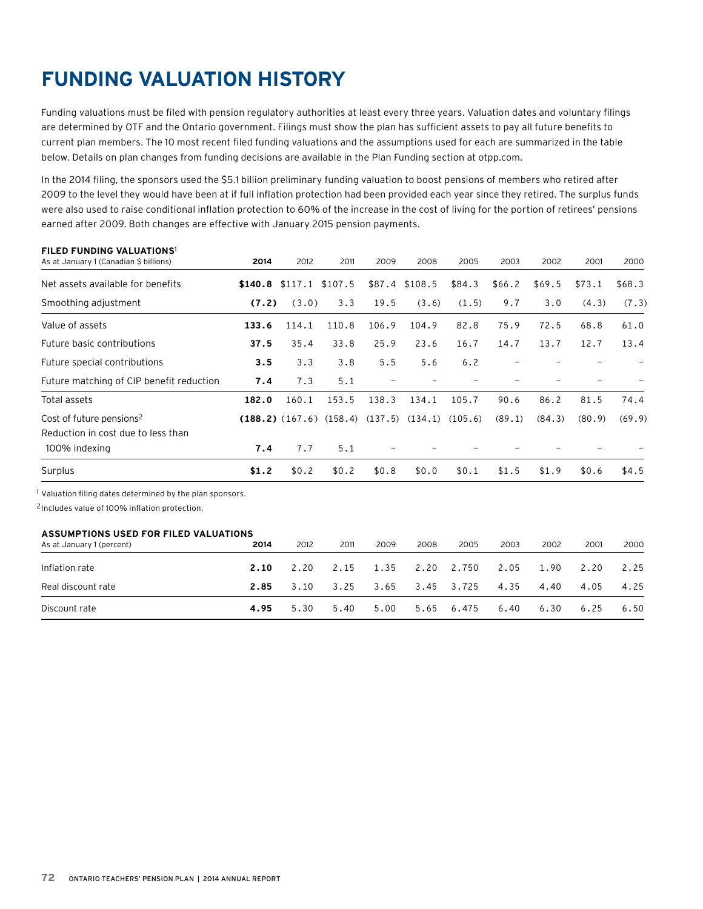# FUNDING VALUATION HISTORY

Funding valuations must be filed with pension regulatory authorities at least every three years. Valuation dates and voluntary filings are determined by OTF and the Ontario government. Filings must show the plan has sufficient assets to pay all future benefits to current plan members. The 10 most recent filed funding valuations and the assumptions used for each are summarized in the table below. Details on plan changes from funding decisions are available in the Plan Funding section at otpp.com.

In the 2014 filing, the sponsors used the $5.1 billion preliminary funding valuation to boost pensions of members who retired after 2009 to the level they would have been at if full inflation protection had been provided each year since they retired. The surplus funds were also used to raise conditional inflation protection to 60% of the increase in the cost of living for the portion of retirees' pensions earned after 2009. Both changes are effective with January 2015 pension payments.

**FILED FUNDING VALUATIONS**[1]

| As at January 1 (Canadian $ billions) | **2014** | 2012 | 2011 | 2009 | 2008 | 2005 | 2003 | 2002 | 2001 | 2000 |
|---|---|---|---|---|---|---|---|---|---|---|
| Net assets available for benefits | **$140.8** | $117.1 | $107.5 | $87.4 | $108.5 | $84.3 | $66.2 | $69.5 | $73.1 | $68.3 |
| Smoothing adjustment | **(7.2)** | (3.0) | 3.3 | 19.5 | (3.6) | (1.5) | 9.7 | 3.0 | (4.3) | (7.3) |
| Value of assets | **133.6** | 114.1 | 110.8 | 106.9 | 104.9 | 82.8 | 75.9 | 72.5 | 68.8 | 61.0 |
| Future basic contributions | **37.5** | 35.4 | 33.8 | 25.9 | 23.6 | 16.7 | 14.7 | 13.7 | 12.7 | 13.4 |
| Future special contributions | **3.5** | 3.3 | 3.8 | 5.5 | 5.6 | 6.2 | – | – | – | – |
| Future matching of CIP benefit reduction | **7.4** | 7.3 | 5.1 | – | – | – | – | – | – | – |
| Total assets | **182.0** | 160.1 | 153.5 | 138.3 | 134.1 | 105.7 | 90.6 | 86.2 | 81.5 | 74.4 |
| Cost of future pensions[2] | **(188.2)** | (167.6) | (158.4) | (137.5) | (134.1) | (105.6) | (89.1) | (84.3) | (80.9) | (69.9) |
| Reduction in cost due to less than 100% indexing | **7.4** | 7.7 | 5.1 | – | – | – | – | – | – | – |
| Surplus | **$1.2** | $0.2 | $0.2 | $0.8 | $0.0 | $0.1 | $1.5 | $1.9 | $0.6 | $4.5 |

[1] Valuation filing dates determined by the plan sponsors.

[2] Includes value of 100% inflation protection.

**ASSUMPTIONS USED FOR FILED VALUATIONS**

| As at January 1 (percent) | **2014** | 2012 | 2011 | 2009 | 2008 | 2005 | 2003 | 2002 | 2001 | 2000 |
|---|---|---|---|---|---|---|---|---|---|---|
| Inflation rate | **2.10** | 2.20 | 2.15 | 1.35 | 2.20 | 2.750 | 2.05 | 1.90 | 2.20 | 2.25 |
| Real discount rate | **2.85** | 3.10 | 3.25 | 3.65 | 3.45 | 3.725 | 4.35 | 4.40 | 4.05 | 4.25 |
| Discount rate | **4.95** | 5.30 | 5.40 | 5.00 | 5.65 | 6.475 | 6.40 | 6.30 | 6.25 | 6.50 |